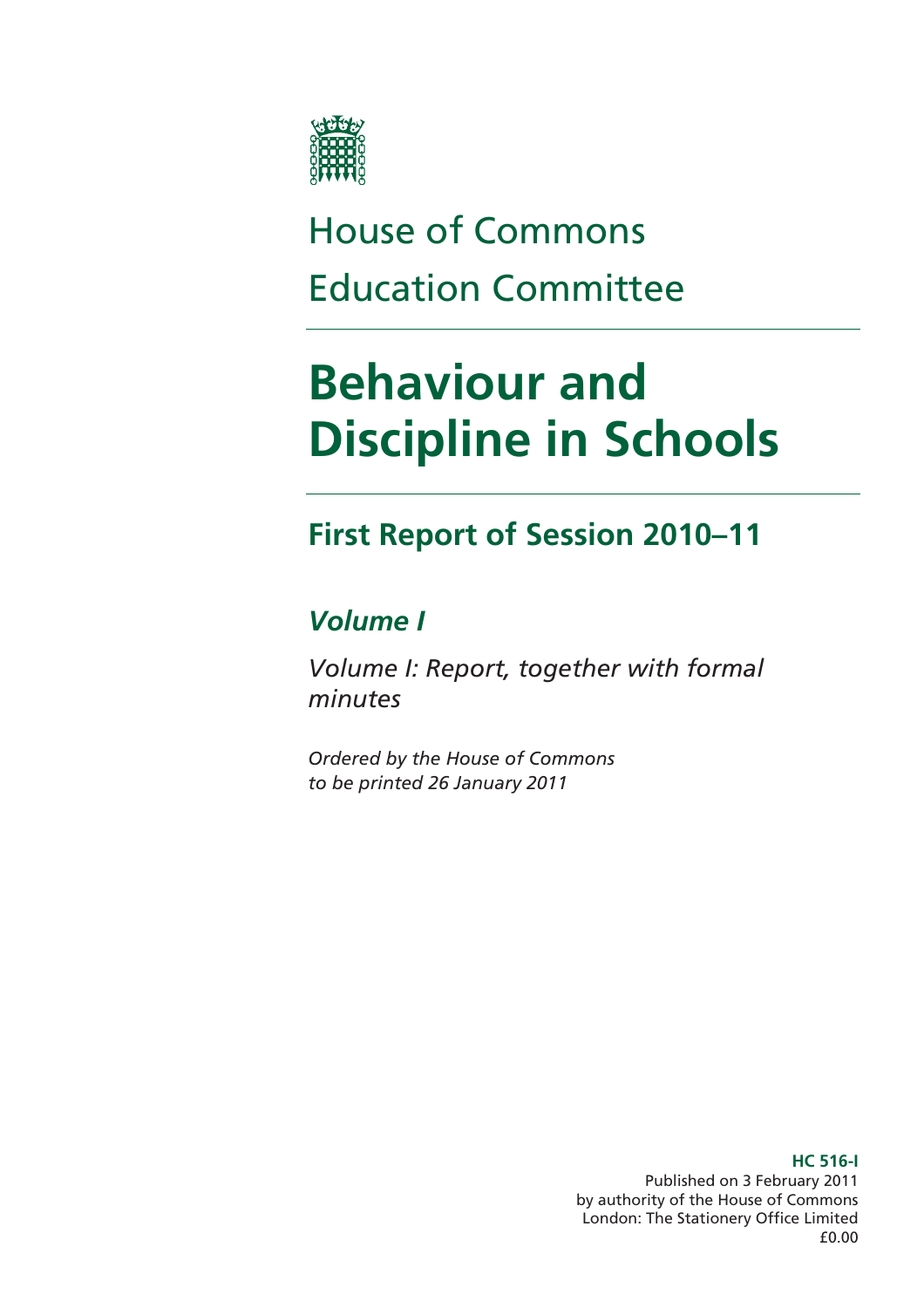House of Commons

Education Committee

# Behaviour and Discipline in Schools

## First Report of Session 2010–11

### *Volume I*

*Volume I: Report, together with formal minutes*

*Ordered by the House of Commons to be printed 26 January 2011*

**HC 516-I**
Published on 3 February 2011
by authority of the House of Commons
London: The Stationery Office Limited
£0.00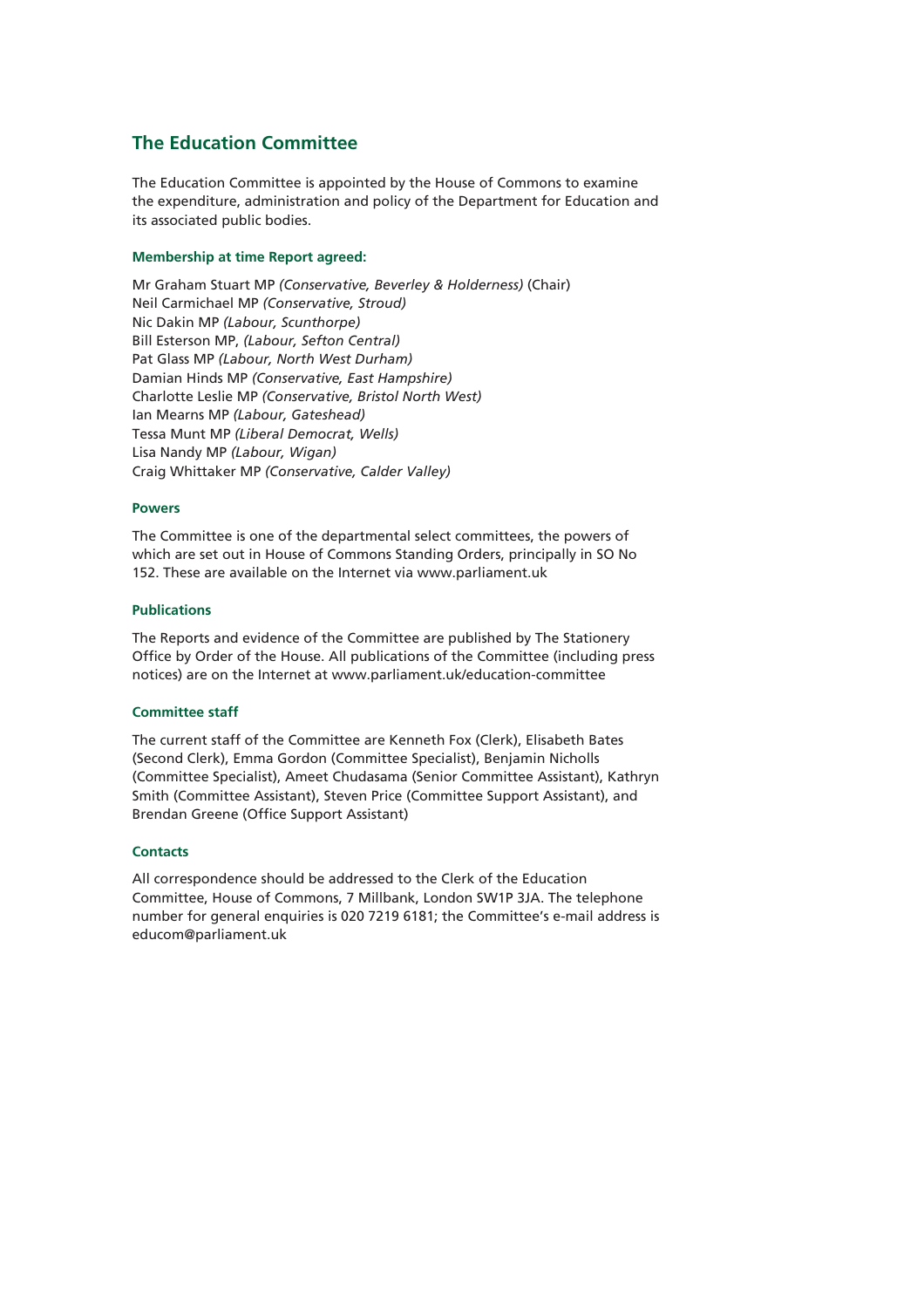## The Education Committee

The Education Committee is appointed by the House of Commons to examine the expenditure, administration and policy of the Department for Education and its associated public bodies.

#### Membership at time Report agreed:

Mr Graham Stuart MP *(Conservative, Beverley & Holderness)* (Chair)
Neil Carmichael MP *(Conservative, Stroud)*
Nic Dakin MP *(Labour, Scunthorpe)*
Bill Esterson MP, *(Labour, Sefton Central)*
Pat Glass MP *(Labour, North West Durham)*
Damian Hinds MP *(Conservative, East Hampshire)*
Charlotte Leslie MP *(Conservative, Bristol North West)*
Ian Mearns MP *(Labour, Gateshead)*
Tessa Munt MP *(Liberal Democrat, Wells)*
Lisa Nandy MP *(Labour, Wigan)*
Craig Whittaker MP *(Conservative, Calder Valley)*

#### Powers

The Committee is one of the departmental select committees, the powers of which are set out in House of Commons Standing Orders, principally in SO No 152. These are available on the Internet via www.parliament.uk

#### Publications

The Reports and evidence of the Committee are published by The Stationery Office by Order of the House. All publications of the Committee (including press notices) are on the Internet at www.parliament.uk/education-committee

#### Committee staff

The current staff of the Committee are Kenneth Fox (Clerk), Elisabeth Bates (Second Clerk), Emma Gordon (Committee Specialist), Benjamin Nicholls (Committee Specialist), Ameet Chudasama (Senior Committee Assistant), Kathryn Smith (Committee Assistant), Steven Price (Committee Support Assistant), and Brendan Greene (Office Support Assistant)

#### Contacts

All correspondence should be addressed to the Clerk of the Education Committee, House of Commons, 7 Millbank, London SW1P 3JA. The telephone number for general enquiries is 020 7219 6181; the Committee's e-mail address is educom@parliament.uk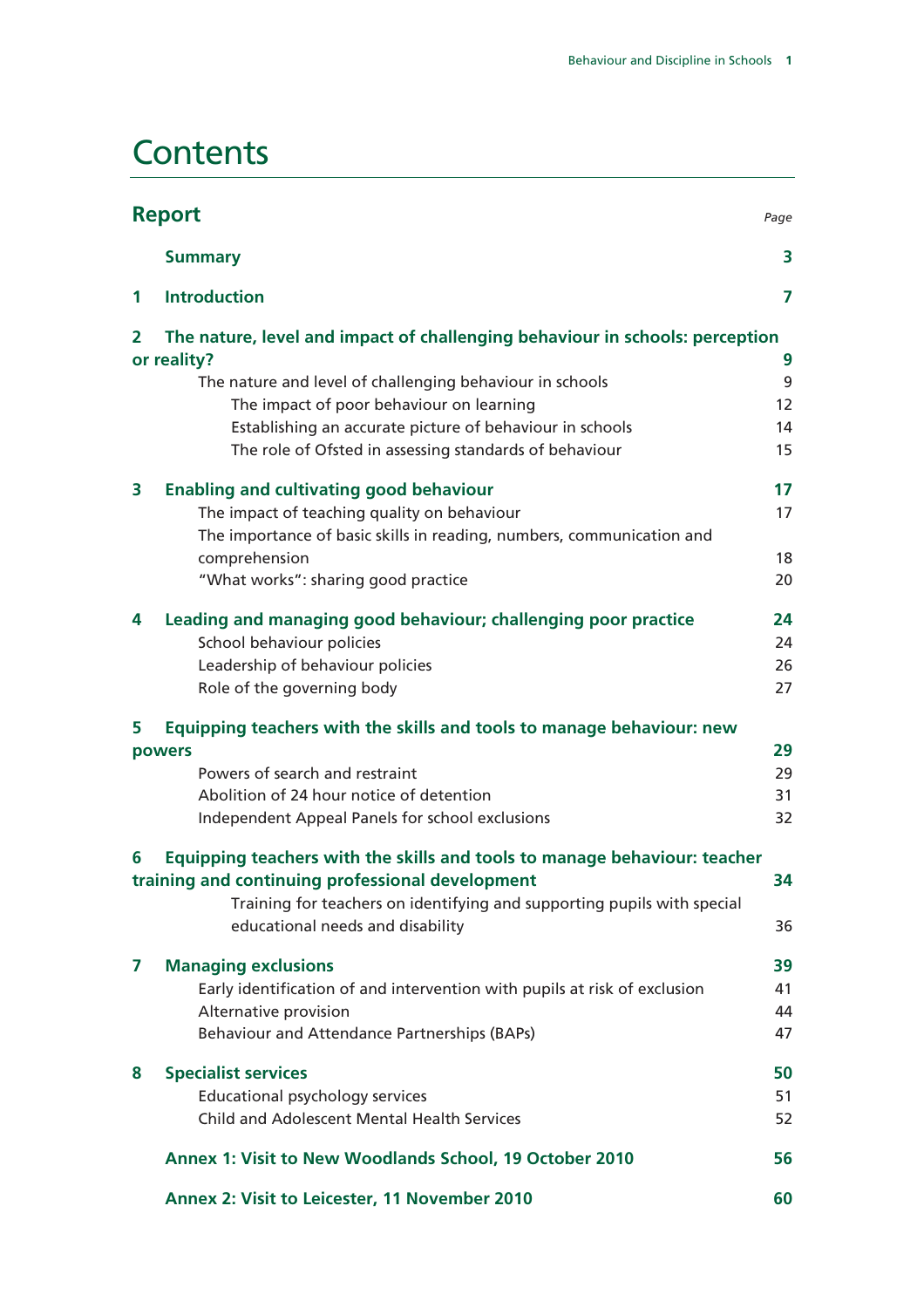# Contents

## Report

*Page*

| | | |
|---|---|---|
| | **Summary** | **3** |
| **1** | **Introduction** | **7** |
| **2** | **The nature, level and impact of challenging behaviour in schools: perception or reality?** | **9** |
| | The nature and level of challenging behaviour in schools | 9 |
| | The impact of poor behaviour on learning | 12 |
| | Establishing an accurate picture of behaviour in schools | 14 |
| | The role of Ofsted in assessing standards of behaviour | 15 |
| **3** | **Enabling and cultivating good behaviour** | **17** |
| | The impact of teaching quality on behaviour | 17 |
| | The importance of basic skills in reading, numbers, communication and comprehension | 18 |
| | "What works": sharing good practice | 20 |
| **4** | **Leading and managing good behaviour; challenging poor practice** | **24** |
| | School behaviour policies | 24 |
| | Leadership of behaviour policies | 26 |
| | Role of the governing body | 27 |
| **5** | **Equipping teachers with the skills and tools to manage behaviour: new powers** | **29** |
| | Powers of search and restraint | 29 |
| | Abolition of 24 hour notice of detention | 31 |
| | Independent Appeal Panels for school exclusions | 32 |
| **6** | **Equipping teachers with the skills and tools to manage behaviour: teacher training and continuing professional development** | **34** |
| | Training for teachers on identifying and supporting pupils with special educational needs and disability | 36 |
| **7** | **Managing exclusions** | **39** |
| | Early identification of and intervention with pupils at risk of exclusion | 41 |
| | Alternative provision | 44 |
| | Behaviour and Attendance Partnerships (BAPs) | 47 |
| **8** | **Specialist services** | **50** |
| | Educational psychology services | 51 |
| | Child and Adolescent Mental Health Services | 52 |
| | **Annex 1: Visit to New Woodlands School, 19 October 2010** | **56** |
| | **Annex 2: Visit to Leicester, 11 November 2010** | **60** |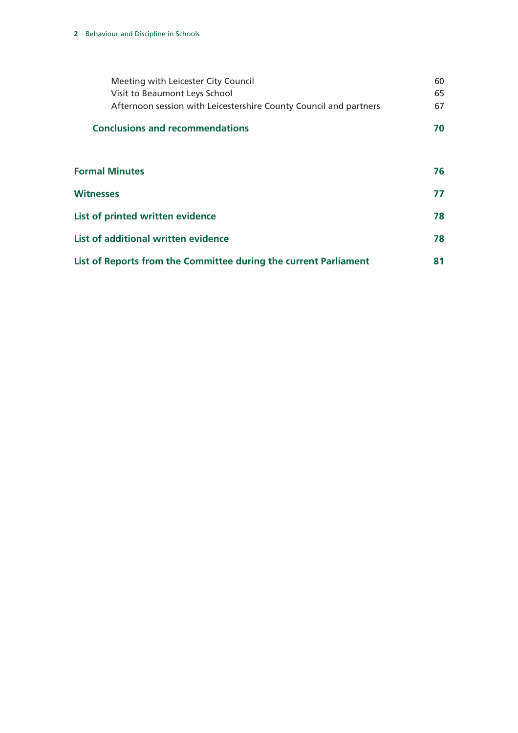Meeting with Leicester City Council 60
Visit to Beaumont Leys School 65
Afternoon session with Leicestershire County Council and partners 67

**Conclusions and recommendations** **70**

**Formal Minutes** **76**

**Witnesses** **77**

**List of printed written evidence** **78**

**List of additional written evidence** **78**

**List of Reports from the Committee during the current Parliament** **81**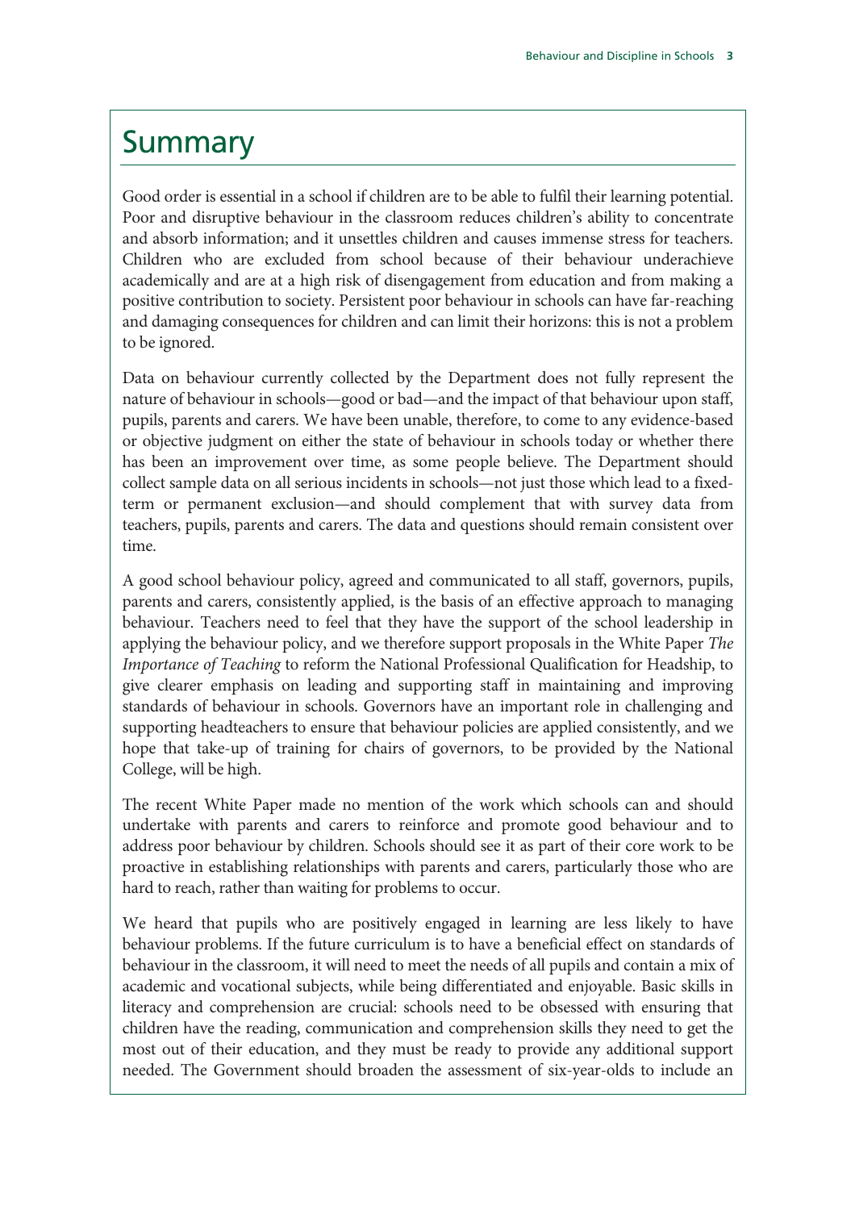# Summary

Good order is essential in a school if children are to be able to fulfil their learning potential. Poor and disruptive behaviour in the classroom reduces children's ability to concentrate and absorb information; and it unsettles children and causes immense stress for teachers. Children who are excluded from school because of their behaviour underachieve academically and are at a high risk of disengagement from education and from making a positive contribution to society. Persistent poor behaviour in schools can have far-reaching and damaging consequences for children and can limit their horizons: this is not a problem to be ignored.

Data on behaviour currently collected by the Department does not fully represent the nature of behaviour in schools—good or bad—and the impact of that behaviour upon staff, pupils, parents and carers. We have been unable, therefore, to come to any evidence-based or objective judgment on either the state of behaviour in schools today or whether there has been an improvement over time, as some people believe. The Department should collect sample data on all serious incidents in schools—not just those which lead to a fixed-term or permanent exclusion—and should complement that with survey data from teachers, pupils, parents and carers. The data and questions should remain consistent over time.

A good school behaviour policy, agreed and communicated to all staff, governors, pupils, parents and carers, consistently applied, is the basis of an effective approach to managing behaviour. Teachers need to feel that they have the support of the school leadership in applying the behaviour policy, and we therefore support proposals in the White Paper *The Importance of Teaching* to reform the National Professional Qualification for Headship, to give clearer emphasis on leading and supporting staff in maintaining and improving standards of behaviour in schools. Governors have an important role in challenging and supporting headteachers to ensure that behaviour policies are applied consistently, and we hope that take-up of training for chairs of governors, to be provided by the National College, will be high.

The recent White Paper made no mention of the work which schools can and should undertake with parents and carers to reinforce and promote good behaviour and to address poor behaviour by children. Schools should see it as part of their core work to be proactive in establishing relationships with parents and carers, particularly those who are hard to reach, rather than waiting for problems to occur.

We heard that pupils who are positively engaged in learning are less likely to have behaviour problems. If the future curriculum is to have a beneficial effect on standards of behaviour in the classroom, it will need to meet the needs of all pupils and contain a mix of academic and vocational subjects, while being differentiated and enjoyable. Basic skills in literacy and comprehension are crucial: schools need to be obsessed with ensuring that children have the reading, communication and comprehension skills they need to get the most out of their education, and they must be ready to provide any additional support needed. The Government should broaden the assessment of six-year-olds to include an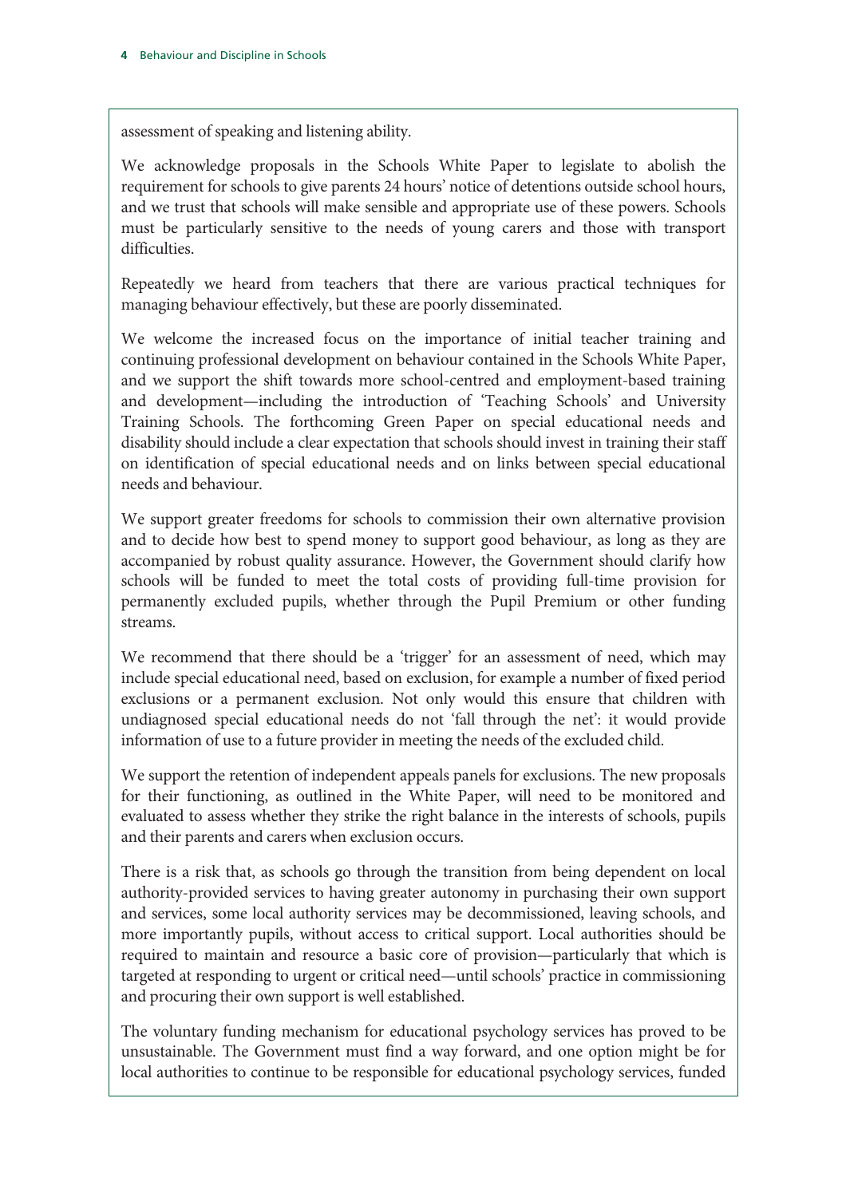assessment of speaking and listening ability.

We acknowledge proposals in the Schools White Paper to legislate to abolish the requirement for schools to give parents 24 hours' notice of detentions outside school hours, and we trust that schools will make sensible and appropriate use of these powers. Schools must be particularly sensitive to the needs of young carers and those with transport difficulties.

Repeatedly we heard from teachers that there are various practical techniques for managing behaviour effectively, but these are poorly disseminated.

We welcome the increased focus on the importance of initial teacher training and continuing professional development on behaviour contained in the Schools White Paper, and we support the shift towards more school-centred and employment-based training and development—including the introduction of 'Teaching Schools' and University Training Schools. The forthcoming Green Paper on special educational needs and disability should include a clear expectation that schools should invest in training their staff on identification of special educational needs and on links between special educational needs and behaviour.

We support greater freedoms for schools to commission their own alternative provision and to decide how best to spend money to support good behaviour, as long as they are accompanied by robust quality assurance. However, the Government should clarify how schools will be funded to meet the total costs of providing full-time provision for permanently excluded pupils, whether through the Pupil Premium or other funding streams.

We recommend that there should be a 'trigger' for an assessment of need, which may include special educational need, based on exclusion, for example a number of fixed period exclusions or a permanent exclusion. Not only would this ensure that children with undiagnosed special educational needs do not 'fall through the net': it would provide information of use to a future provider in meeting the needs of the excluded child.

We support the retention of independent appeals panels for exclusions. The new proposals for their functioning, as outlined in the White Paper, will need to be monitored and evaluated to assess whether they strike the right balance in the interests of schools, pupils and their parents and carers when exclusion occurs.

There is a risk that, as schools go through the transition from being dependent on local authority-provided services to having greater autonomy in purchasing their own support and services, some local authority services may be decommissioned, leaving schools, and more importantly pupils, without access to critical support. Local authorities should be required to maintain and resource a basic core of provision—particularly that which is targeted at responding to urgent or critical need—until schools' practice in commissioning and procuring their own support is well established.

The voluntary funding mechanism for educational psychology services has proved to be unsustainable. The Government must find a way forward, and one option might be for local authorities to continue to be responsible for educational psychology services, funded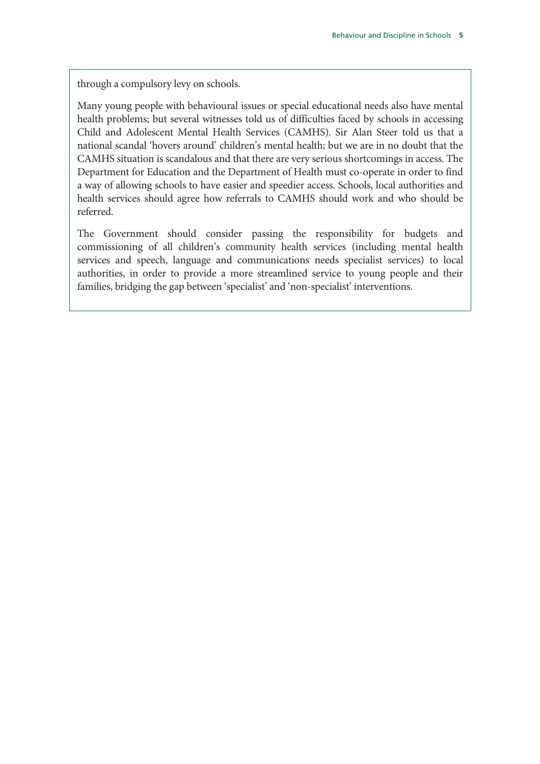through a compulsory levy on schools.

Many young people with behavioural issues or special educational needs also have mental health problems; but several witnesses told us of difficulties faced by schools in accessing Child and Adolescent Mental Health Services (CAMHS). Sir Alan Steer told us that a national scandal 'hovers around' children's mental health; but we are in no doubt that the CAMHS situation is scandalous and that there are very serious shortcomings in access. The Department for Education and the Department of Health must co-operate in order to find a way of allowing schools to have easier and speedier access. Schools, local authorities and health services should agree how referrals to CAMHS should work and who should be referred.

The Government should consider passing the responsibility for budgets and commissioning of all children's community health services (including mental health services and speech, language and communications needs specialist services) to local authorities, in order to provide a more streamlined service to young people and their families, bridging the gap between 'specialist' and 'non-specialist' interventions.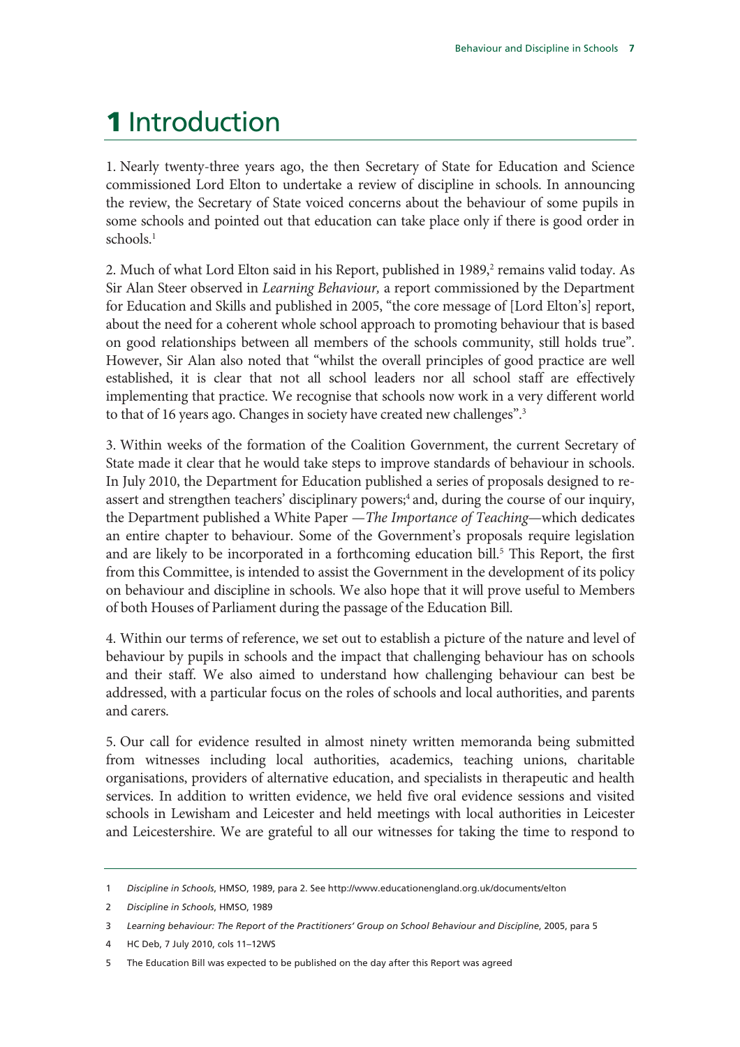# 1 Introduction

1. Nearly twenty-three years ago, the then Secretary of State for Education and Science commissioned Lord Elton to undertake a review of discipline in schools. In announcing the review, the Secretary of State voiced concerns about the behaviour of some pupils in some schools and pointed out that education can take place only if there is good order in schools.[1]

2. Much of what Lord Elton said in his Report, published in 1989,[2] remains valid today. As Sir Alan Steer observed in *Learning Behaviour,* a report commissioned by the Department for Education and Skills and published in 2005, "the core message of [Lord Elton's] report, about the need for a coherent whole school approach to promoting behaviour that is based on good relationships between all members of the schools community, still holds true". However, Sir Alan also noted that "whilst the overall principles of good practice are well established, it is clear that not all school leaders nor all school staff are effectively implementing that practice. We recognise that schools now work in a very different world to that of 16 years ago. Changes in society have created new challenges".[3]

3. Within weeks of the formation of the Coalition Government, the current Secretary of State made it clear that he would take steps to improve standards of behaviour in schools. In July 2010, the Department for Education published a series of proposals designed to re-assert and strengthen teachers' disciplinary powers;[4] and, during the course of our inquiry, the Department published a White Paper —*The Importance of Teaching*—which dedicates an entire chapter to behaviour. Some of the Government's proposals require legislation and are likely to be incorporated in a forthcoming education bill.[5] This Report, the first from this Committee, is intended to assist the Government in the development of its policy on behaviour and discipline in schools. We also hope that it will prove useful to Members of both Houses of Parliament during the passage of the Education Bill.

4. Within our terms of reference, we set out to establish a picture of the nature and level of behaviour by pupils in schools and the impact that challenging behaviour has on schools and their staff. We also aimed to understand how challenging behaviour can best be addressed, with a particular focus on the roles of schools and local authorities, and parents and carers.

5. Our call for evidence resulted in almost ninety written memoranda being submitted from witnesses including local authorities, academics, teaching unions, charitable organisations, providers of alternative education, and specialists in therapeutic and health services. In addition to written evidence, we held five oral evidence sessions and visited schools in Lewisham and Leicester and held meetings with local authorities in Leicester and Leicestershire. We are grateful to all our witnesses for taking the time to respond to

---

1 *Discipline in Schools*, HMSO, 1989, para 2. See http://www.educationengland.org.uk/documents/elton

2 *Discipline in Schools*, HMSO, 1989

3 *Learning behaviour: The Report of the Practitioners' Group on School Behaviour and Discipline*, 2005, para 5

4 HC Deb, 7 July 2010, cols 11–12WS

5 The Education Bill was expected to be published on the day after this Report was agreed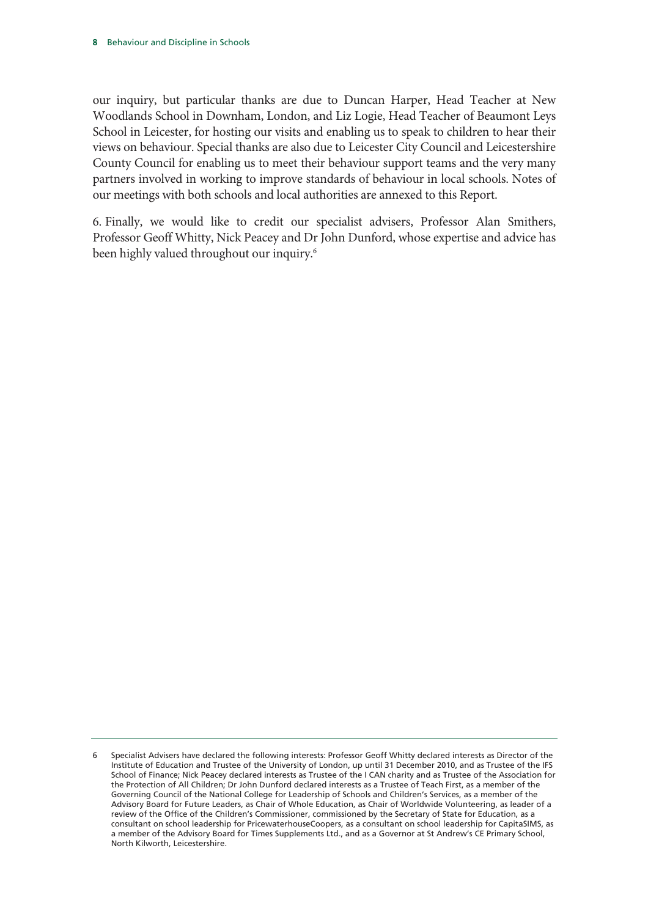our inquiry, but particular thanks are due to Duncan Harper, Head Teacher at New Woodlands School in Downham, London, and Liz Logie, Head Teacher of Beaumont Leys School in Leicester, for hosting our visits and enabling us to speak to children to hear their views on behaviour. Special thanks are also due to Leicester City Council and Leicestershire County Council for enabling us to meet their behaviour support teams and the very many partners involved in working to improve standards of behaviour in local schools. Notes of our meetings with both schools and local authorities are annexed to this Report.

6. Finally, we would like to credit our specialist advisers, Professor Alan Smithers, Professor Geoff Whitty, Nick Peacey and Dr John Dunford, whose expertise and advice has been highly valued throughout our inquiry.[6]

---

6 Specialist Advisers have declared the following interests: Professor Geoff Whitty declared interests as Director of the Institute of Education and Trustee of the University of London, up until 31 December 2010, and as Trustee of the IFS School of Finance; Nick Peacey declared interests as Trustee of the I CAN charity and as Trustee of the Association for the Protection of All Children; Dr John Dunford declared interests as a Trustee of Teach First, as a member of the Governing Council of the National College for Leadership of Schools and Children's Services, as a member of the Advisory Board for Future Leaders, as Chair of Whole Education, as Chair of Worldwide Volunteering, as leader of a review of the Office of the Children's Commissioner, commissioned by the Secretary of State for Education, as a consultant on school leadership for PricewaterhouseCoopers, as a consultant on school leadership for CapitaSIMS, as a member of the Advisory Board for Times Supplements Ltd., and as a Governor at St Andrew's CE Primary School, North Kilworth, Leicestershire.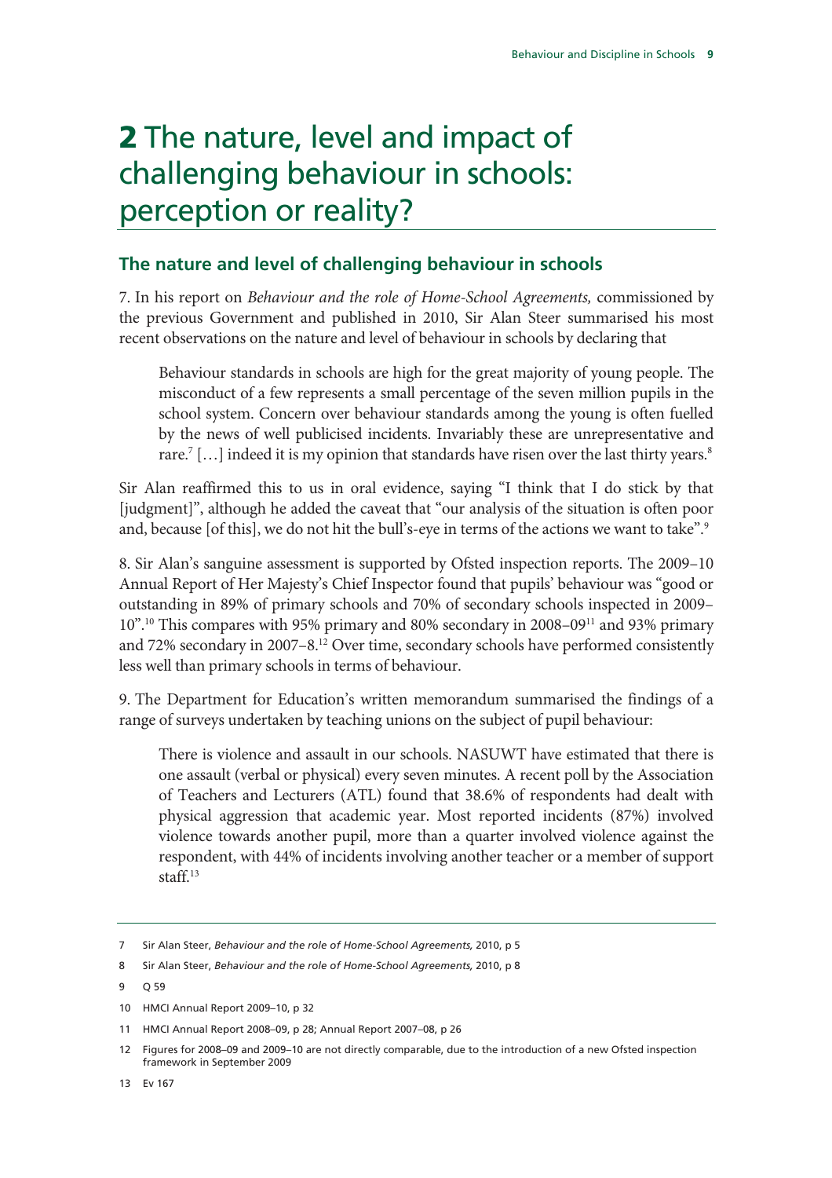# **2** The nature, level and impact of challenging behaviour in schools: perception or reality?

## The nature and level of challenging behaviour in schools

7. In his report on *Behaviour and the role of Home-School Agreements,* commissioned by the previous Government and published in 2010, Sir Alan Steer summarised his most recent observations on the nature and level of behaviour in schools by declaring that

> Behaviour standards in schools are high for the great majority of young people. The misconduct of a few represents a small percentage of the seven million pupils in the school system. Concern over behaviour standards among the young is often fuelled by the news of well publicised incidents. Invariably these are unrepresentative and rare.[7] […] indeed it is my opinion that standards have risen over the last thirty years.[8]

Sir Alan reaffirmed this to us in oral evidence, saying "I think that I do stick by that [judgment]", although he added the caveat that "our analysis of the situation is often poor and, because [of this], we do not hit the bull's-eye in terms of the actions we want to take".[9]

8. Sir Alan's sanguine assessment is supported by Ofsted inspection reports. The 2009–10 Annual Report of Her Majesty's Chief Inspector found that pupils' behaviour was "good or outstanding in 89% of primary schools and 70% of secondary schools inspected in 2009–10".[10] This compares with 95% primary and 80% secondary in 2008–09[11] and 93% primary and 72% secondary in 2007–8.[12] Over time, secondary schools have performed consistently less well than primary schools in terms of behaviour.

9. The Department for Education's written memorandum summarised the findings of a range of surveys undertaken by teaching unions on the subject of pupil behaviour:

> There is violence and assault in our schools. NASUWT have estimated that there is one assault (verbal or physical) every seven minutes. A recent poll by the Association of Teachers and Lecturers (ATL) found that 38.6% of respondents had dealt with physical aggression that academic year. Most reported incidents (87%) involved violence towards another pupil, more than a quarter involved violence against the respondent, with 44% of incidents involving another teacher or a member of support staff.[13]

---

7 Sir Alan Steer, *Behaviour and the role of Home-School Agreements,* 2010, p 5

8 Sir Alan Steer, *Behaviour and the role of Home-School Agreements,* 2010, p 8

9 Q 59

10 HMCI Annual Report 2009–10, p 32

11 HMCI Annual Report 2008–09, p 28; Annual Report 2007–08, p 26

12 Figures for 2008–09 and 2009–10 are not directly comparable, due to the introduction of a new Ofsted inspection framework in September 2009

13 Ev 167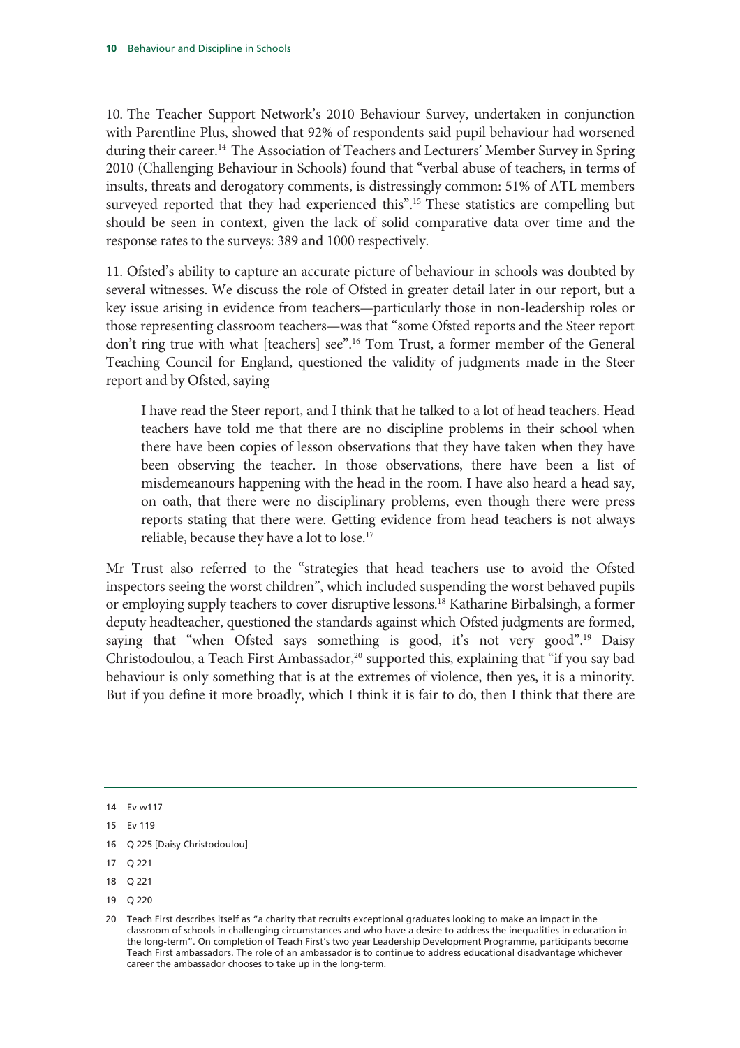10. The Teacher Support Network's 2010 Behaviour Survey, undertaken in conjunction with Parentline Plus, showed that 92% of respondents said pupil behaviour had worsened during their career.[14] The Association of Teachers and Lecturers' Member Survey in Spring 2010 (Challenging Behaviour in Schools) found that "verbal abuse of teachers, in terms of insults, threats and derogatory comments, is distressingly common: 51% of ATL members surveyed reported that they had experienced this".[15] These statistics are compelling but should be seen in context, given the lack of solid comparative data over time and the response rates to the surveys: 389 and 1000 respectively.

11. Ofsted's ability to capture an accurate picture of behaviour in schools was doubted by several witnesses. We discuss the role of Ofsted in greater detail later in our report, but a key issue arising in evidence from teachers—particularly those in non-leadership roles or those representing classroom teachers—was that "some Ofsted reports and the Steer report don't ring true with what [teachers] see".[16] Tom Trust, a former member of the General Teaching Council for England, questioned the validity of judgments made in the Steer report and by Ofsted, saying

> I have read the Steer report, and I think that he talked to a lot of head teachers. Head teachers have told me that there are no discipline problems in their school when there have been copies of lesson observations that they have taken when they have been observing the teacher. In those observations, there have been a list of misdemeanours happening with the head in the room. I have also heard a head say, on oath, that there were no disciplinary problems, even though there were press reports stating that there were. Getting evidence from head teachers is not always reliable, because they have a lot to lose.[17]

Mr Trust also referred to the "strategies that head teachers use to avoid the Ofsted inspectors seeing the worst children", which included suspending the worst behaved pupils or employing supply teachers to cover disruptive lessons.[18] Katharine Birbalsingh, a former deputy headteacher, questioned the standards against which Ofsted judgments are formed, saying that "when Ofsted says something is good, it's not very good".[19] Daisy Christodoulou, a Teach First Ambassador,[20] supported this, explaining that "if you say bad behaviour is only something that is at the extremes of violence, then yes, it is a minority. But if you define it more broadly, which I think it is fair to do, then I think that there are

---

14 Ev w117

15 Ev 119

16 Q 225 [Daisy Christodoulou]

17 Q 221

18 Q 221

19 Q 220

20 Teach First describes itself as "a charity that recruits exceptional graduates looking to make an impact in the classroom of schools in challenging circumstances and who have a desire to address the inequalities in education in the long-term". On completion of Teach First's two year Leadership Development Programme, participants become Teach First ambassadors. The role of an ambassador is to continue to address educational disadvantage whichever career the ambassador chooses to take up in the long-term.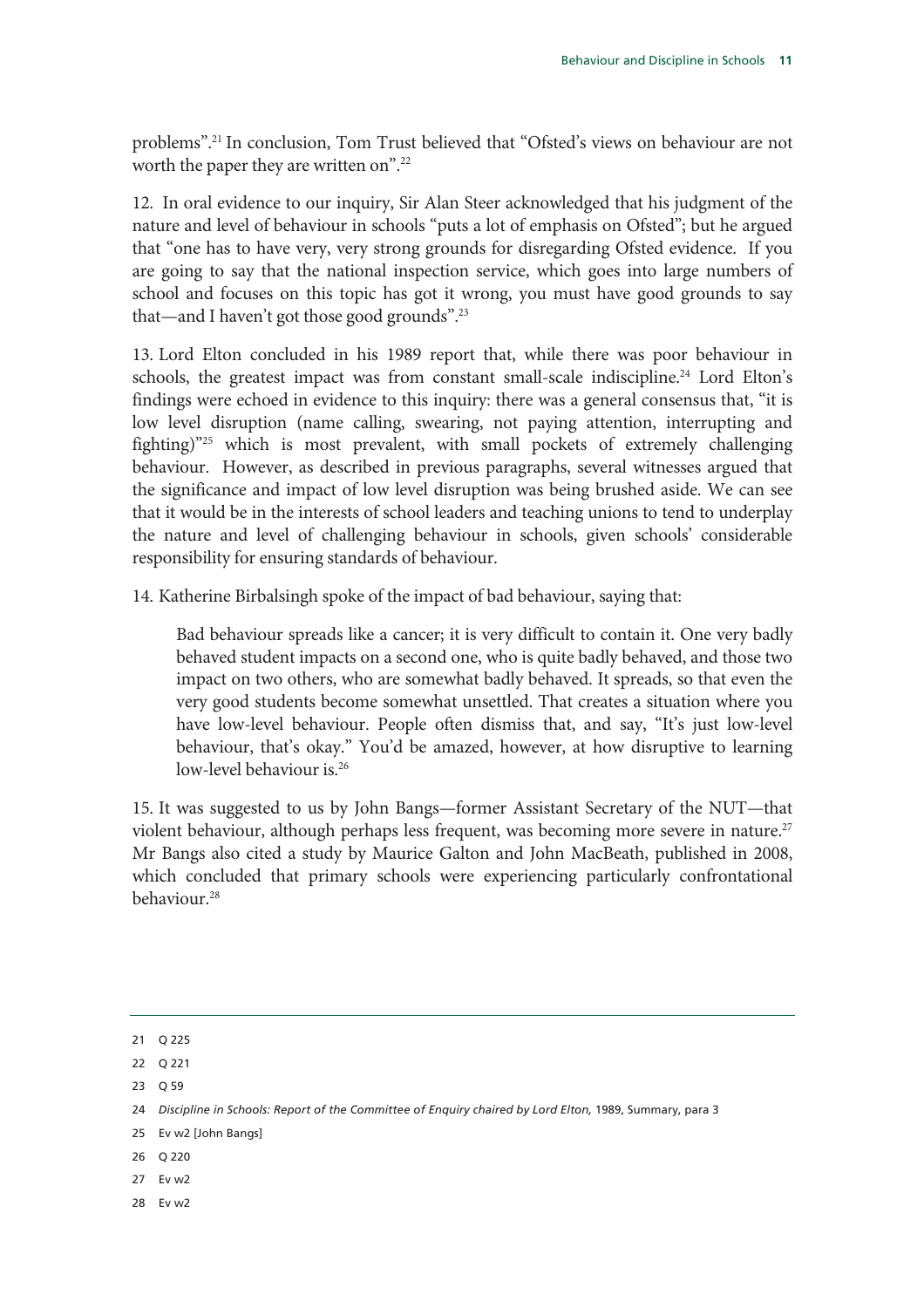problems".[21] In conclusion, Tom Trust believed that "Ofsted's views on behaviour are not worth the paper they are written on".[22]

12. In oral evidence to our inquiry, Sir Alan Steer acknowledged that his judgment of the nature and level of behaviour in schools "puts a lot of emphasis on Ofsted"; but he argued that "one has to have very, very strong grounds for disregarding Ofsted evidence. If you are going to say that the national inspection service, which goes into large numbers of school and focuses on this topic has got it wrong, you must have good grounds to say that—and I haven't got those good grounds".[23]

13. Lord Elton concluded in his 1989 report that, while there was poor behaviour in schools, the greatest impact was from constant small-scale indiscipline.[24] Lord Elton's findings were echoed in evidence to this inquiry: there was a general consensus that, "it is low level disruption (name calling, swearing, not paying attention, interrupting and fighting)"[25] which is most prevalent, with small pockets of extremely challenging behaviour. However, as described in previous paragraphs, several witnesses argued that the significance and impact of low level disruption was being brushed aside. We can see that it would be in the interests of school leaders and teaching unions to tend to underplay the nature and level of challenging behaviour in schools, given schools' considerable responsibility for ensuring standards of behaviour.

14. Katherine Birbalsingh spoke of the impact of bad behaviour, saying that:

> Bad behaviour spreads like a cancer; it is very difficult to contain it. One very badly behaved student impacts on a second one, who is quite badly behaved, and those two impact on two others, who are somewhat badly behaved. It spreads, so that even the very good students become somewhat unsettled. That creates a situation where you have low-level behaviour. People often dismiss that, and say, "It's just low-level behaviour, that's okay." You'd be amazed, however, at how disruptive to learning low-level behaviour is.[26]

15. It was suggested to us by John Bangs—former Assistant Secretary of the NUT—that violent behaviour, although perhaps less frequent, was becoming more severe in nature.[27] Mr Bangs also cited a study by Maurice Galton and John MacBeath, published in 2008, which concluded that primary schools were experiencing particularly confrontational behaviour.[28]

---

21 Q 225

22 Q 221

23 Q 59

24 *Discipline in Schools: Report of the Committee of Enquiry chaired by Lord Elton,* 1989, Summary, para 3

25 Ev w2 [John Bangs]

26 Q 220

27 Ev w2

28 Ev w2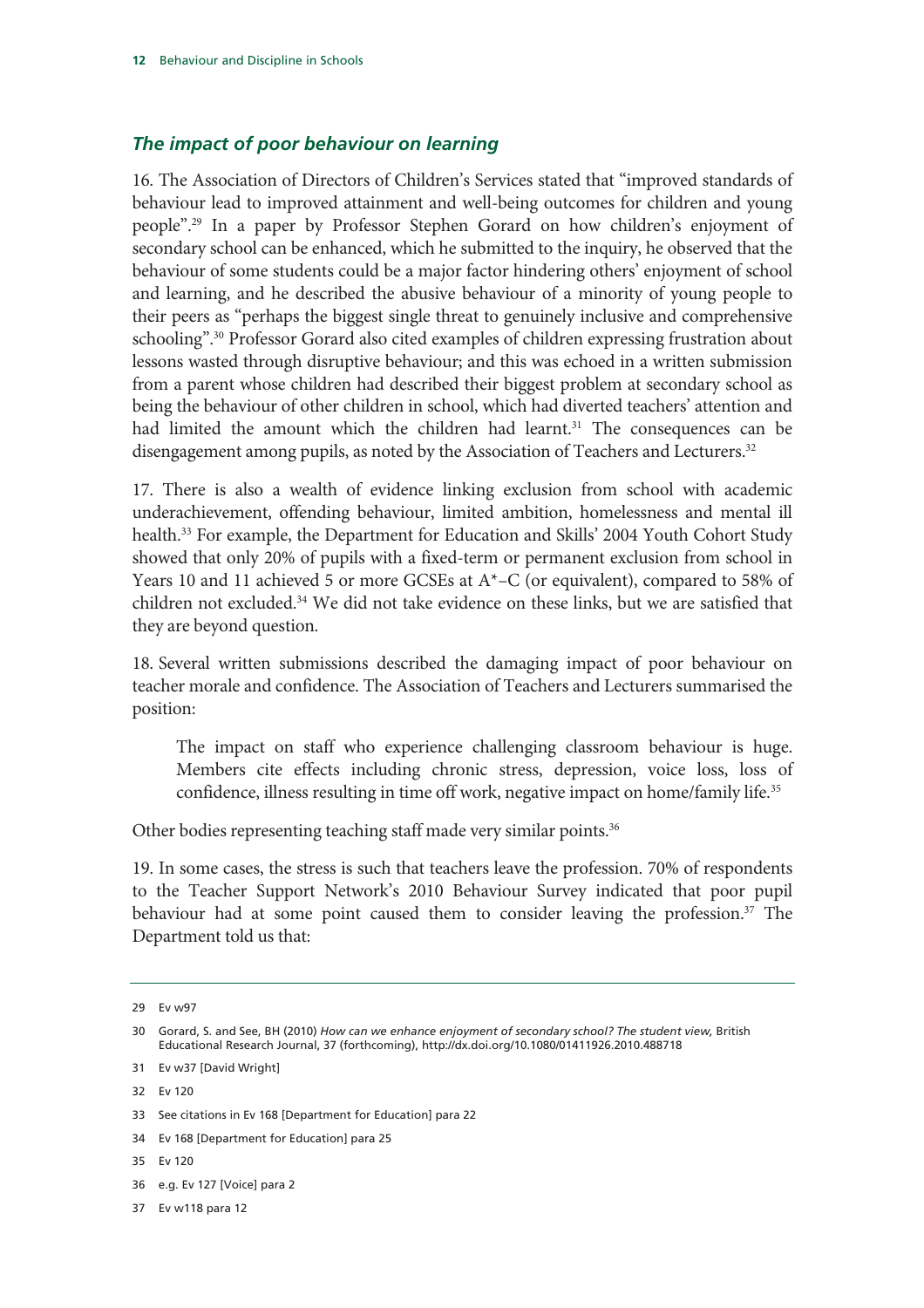### *The impact of poor behaviour on learning*

16. The Association of Directors of Children's Services stated that "improved standards of behaviour lead to improved attainment and well-being outcomes for children and young people".[29] In a paper by Professor Stephen Gorard on how children's enjoyment of secondary school can be enhanced, which he submitted to the inquiry, he observed that the behaviour of some students could be a major factor hindering others' enjoyment of school and learning, and he described the abusive behaviour of a minority of young people to their peers as "perhaps the biggest single threat to genuinely inclusive and comprehensive schooling".[30] Professor Gorard also cited examples of children expressing frustration about lessons wasted through disruptive behaviour; and this was echoed in a written submission from a parent whose children had described their biggest problem at secondary school as being the behaviour of other children in school, which had diverted teachers' attention and had limited the amount which the children had learnt.[31] The consequences can be disengagement among pupils, as noted by the Association of Teachers and Lecturers.[32]

17. There is also a wealth of evidence linking exclusion from school with academic underachievement, offending behaviour, limited ambition, homelessness and mental ill health.[33] For example, the Department for Education and Skills' 2004 Youth Cohort Study showed that only 20% of pupils with a fixed-term or permanent exclusion from school in Years 10 and 11 achieved 5 or more GCSEs at A*–C (or equivalent), compared to 58% of children not excluded.[34] We did not take evidence on these links, but we are satisfied that they are beyond question.

18. Several written submissions described the damaging impact of poor behaviour on teacher morale and confidence. The Association of Teachers and Lecturers summarised the position:

> The impact on staff who experience challenging classroom behaviour is huge. Members cite effects including chronic stress, depression, voice loss, loss of confidence, illness resulting in time off work, negative impact on home/family life.[35]

Other bodies representing teaching staff made very similar points.[36]

19. In some cases, the stress is such that teachers leave the profession. 70% of respondents to the Teacher Support Network's 2010 Behaviour Survey indicated that poor pupil behaviour had at some point caused them to consider leaving the profession.[37] The Department told us that:

---

29 Ev w97

30 Gorard, S. and See, BH (2010) *How can we enhance enjoyment of secondary school? The student view,* British Educational Research Journal, 37 (forthcoming), http://dx.doi.org/10.1080/01411926.2010.488718

31 Ev w37 [David Wright]

32 Ev 120

33 See citations in Ev 168 [Department for Education] para 22

34 Ev 168 [Department for Education] para 25

35 Ev 120

36 e.g. Ev 127 [Voice] para 2

37 Ev w118 para 12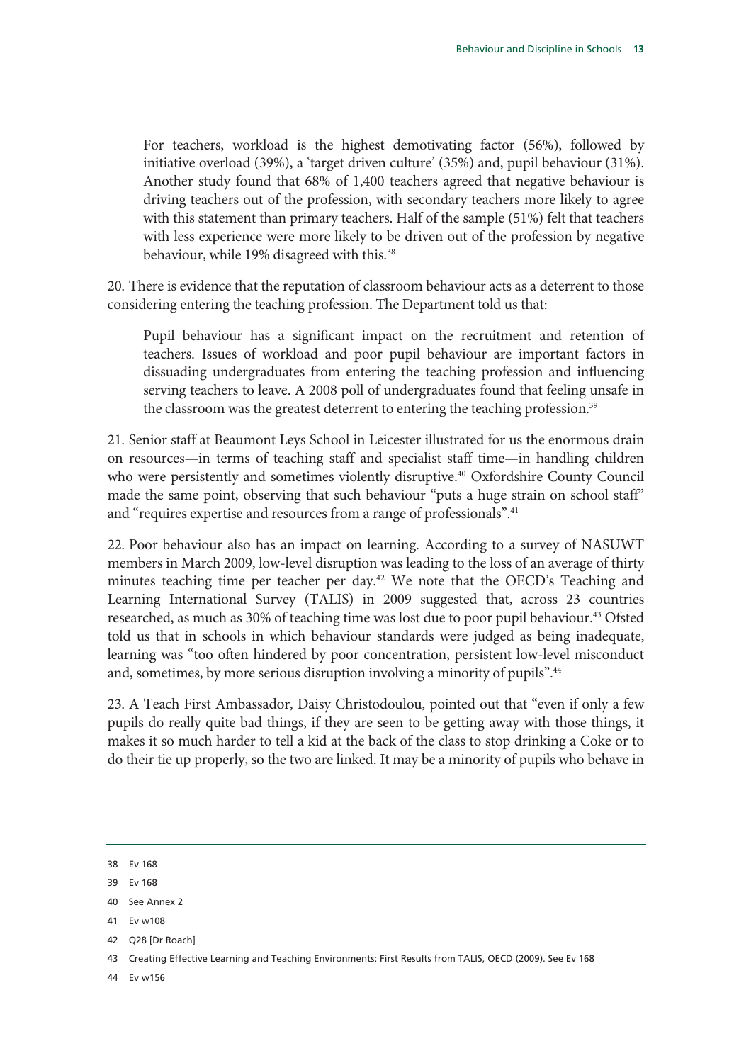For teachers, workload is the highest demotivating factor (56%), followed by initiative overload (39%), a 'target driven culture' (35%) and, pupil behaviour (31%). Another study found that 68% of 1,400 teachers agreed that negative behaviour is driving teachers out of the profession, with secondary teachers more likely to agree with this statement than primary teachers. Half of the sample (51%) felt that teachers with less experience were more likely to be driven out of the profession by negative behaviour, while 19% disagreed with this.[38]

20. There is evidence that the reputation of classroom behaviour acts as a deterrent to those considering entering the teaching profession. The Department told us that:

> Pupil behaviour has a significant impact on the recruitment and retention of teachers. Issues of workload and poor pupil behaviour are important factors in dissuading undergraduates from entering the teaching profession and influencing serving teachers to leave. A 2008 poll of undergraduates found that feeling unsafe in the classroom was the greatest deterrent to entering the teaching profession.[39]

21. Senior staff at Beaumont Leys School in Leicester illustrated for us the enormous drain on resources—in terms of teaching staff and specialist staff time—in handling children who were persistently and sometimes violently disruptive.[40] Oxfordshire County Council made the same point, observing that such behaviour "puts a huge strain on school staff" and "requires expertise and resources from a range of professionals".[41]

22. Poor behaviour also has an impact on learning. According to a survey of NASUWT members in March 2009, low-level disruption was leading to the loss of an average of thirty minutes teaching time per teacher per day.[42] We note that the OECD's Teaching and Learning International Survey (TALIS) in 2009 suggested that, across 23 countries researched, as much as 30% of teaching time was lost due to poor pupil behaviour.[43] Ofsted told us that in schools in which behaviour standards were judged as being inadequate, learning was "too often hindered by poor concentration, persistent low-level misconduct and, sometimes, by more serious disruption involving a minority of pupils".[44]

23. A Teach First Ambassador, Daisy Christodoulou, pointed out that "even if only a few pupils do really quite bad things, if they are seen to be getting away with those things, it makes it so much harder to tell a kid at the back of the class to stop drinking a Coke or to do their tie up properly, so the two are linked. It may be a minority of pupils who behave in

---

38 Ev 168

39 Ev 168

40 See Annex 2

41 Ev w108

42 Q28 [Dr Roach]

43 Creating Effective Learning and Teaching Environments: First Results from TALIS, OECD (2009). See Ev 168

44 Ev w156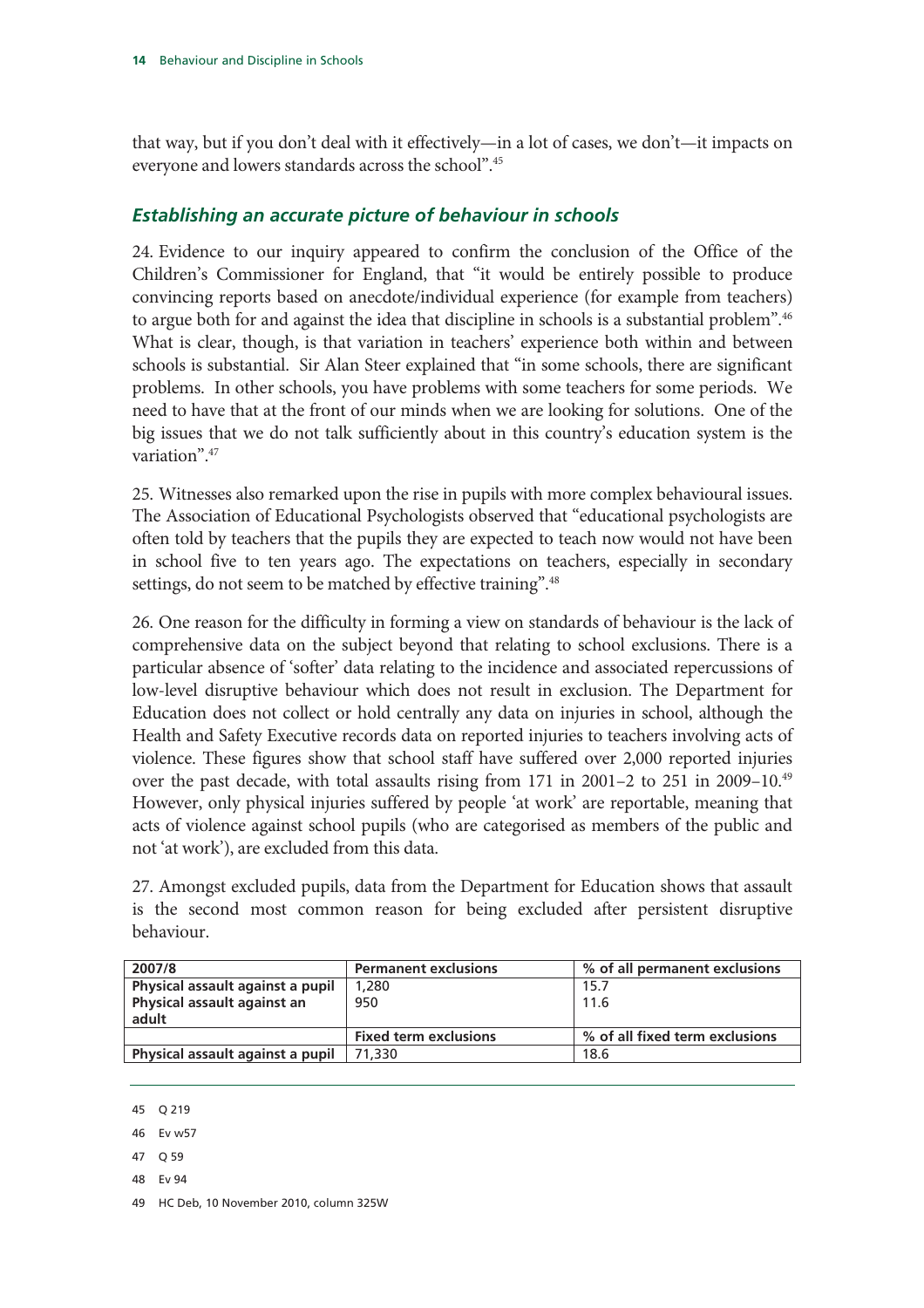that way, but if you don't deal with it effectively—in a lot of cases, we don't—it impacts on everyone and lowers standards across the school".[45]

### *Establishing an accurate picture of behaviour in schools*

24. Evidence to our inquiry appeared to confirm the conclusion of the Office of the Children's Commissioner for England, that "it would be entirely possible to produce convincing reports based on anecdote/individual experience (for example from teachers) to argue both for and against the idea that discipline in schools is a substantial problem".[46] What is clear, though, is that variation in teachers' experience both within and between schools is substantial. Sir Alan Steer explained that "in some schools, there are significant problems. In other schools, you have problems with some teachers for some periods. We need to have that at the front of our minds when we are looking for solutions. One of the big issues that we do not talk sufficiently about in this country's education system is the variation".[47]

25. Witnesses also remarked upon the rise in pupils with more complex behavioural issues. The Association of Educational Psychologists observed that "educational psychologists are often told by teachers that the pupils they are expected to teach now would not have been in school five to ten years ago. The expectations on teachers, especially in secondary settings, do not seem to be matched by effective training".[48]

26. One reason for the difficulty in forming a view on standards of behaviour is the lack of comprehensive data on the subject beyond that relating to school exclusions. There is a particular absence of 'softer' data relating to the incidence and associated repercussions of low-level disruptive behaviour which does not result in exclusion. The Department for Education does not collect or hold centrally any data on injuries in school, although the Health and Safety Executive records data on reported injuries to teachers involving acts of violence. These figures show that school staff have suffered over 2,000 reported injuries over the past decade, with total assaults rising from 171 in 2001–2 to 251 in 2009–10.[49] However, only physical injuries suffered by people 'at work' are reportable, meaning that acts of violence against school pupils (who are categorised as members of the public and not 'at work'), are excluded from this data.

27. Amongst excluded pupils, data from the Department for Education shows that assault is the second most common reason for being excluded after persistent disruptive behaviour.

| 2007/8 | Permanent exclusions | % of all permanent exclusions |
| --- | --- | --- |
| Physical assault against a pupil | 1,280 | 15.7 |
| Physical assault against an adult | 950 | 11.6 |
| | **Fixed term exclusions** | **% of all fixed term exclusions** |
| Physical assault against a pupil | 71,330 | 18.6 |

45 Q 219

46 Ev w57

47 Q 59

48 Ev 94

49 HC Deb, 10 November 2010, column 325W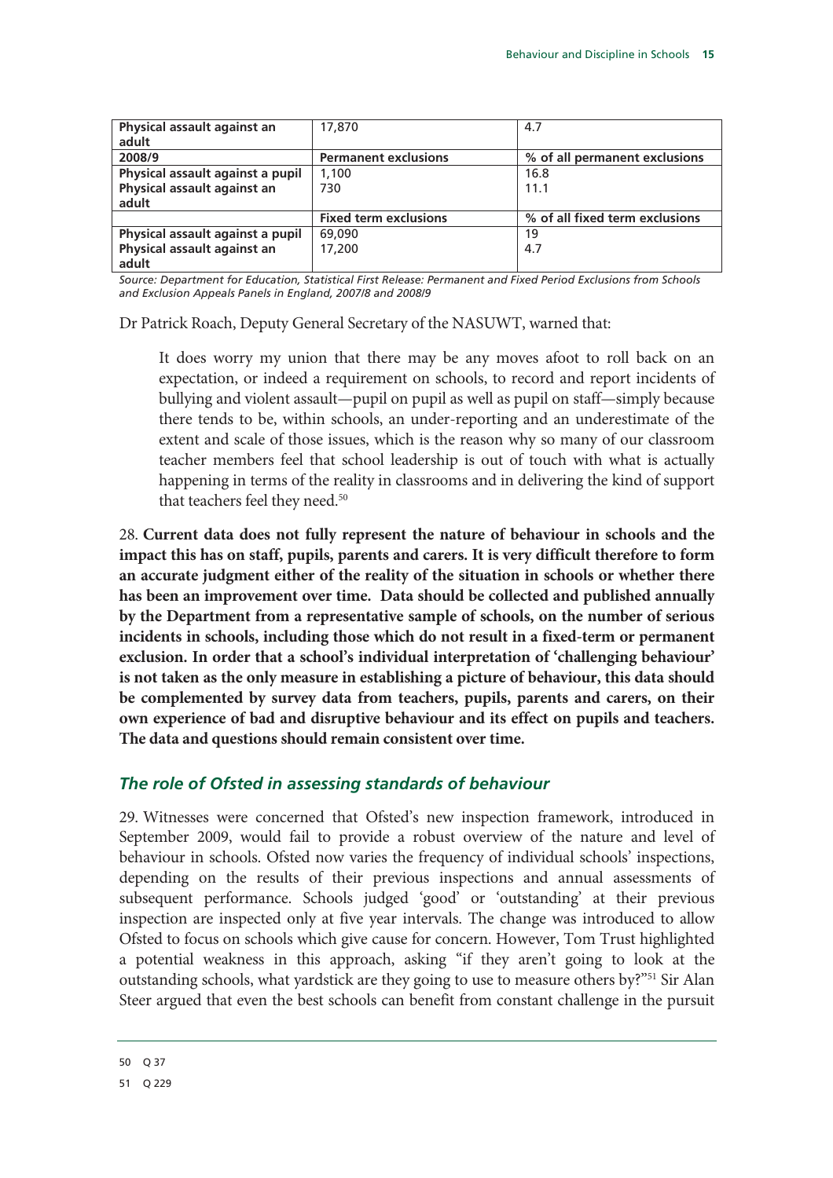| Physical assault against an adult | 17,870 | 4.7 |
|---|---|---|
| **2008/9** | **Permanent exclusions** | **% of all permanent exclusions** |
| **Physical assault against a pupil** | 1,100 | 16.8 |
| **Physical assault against an adult** | 730 | 11.1 |
| | **Fixed term exclusions** | **% of all fixed term exclusions** |
| **Physical assault against a pupil** | 69,090 | 19 |
| **Physical assault against an adult** | 17,200 | 4.7 |

*Source: Department for Education, Statistical First Release: Permanent and Fixed Period Exclusions from Schools and Exclusion Appeals Panels in England, 2007/8 and 2008/9*

Dr Patrick Roach, Deputy General Secretary of the NASUWT, warned that:

> It does worry my union that there may be any moves afoot to roll back on an expectation, or indeed a requirement on schools, to record and report incidents of bullying and violent assault—pupil on pupil as well as pupil on staff—simply because there tends to be, within schools, an under-reporting and an underestimate of the extent and scale of those issues, which is the reason why so many of our classroom teacher members feel that school leadership is out of touch with what is actually happening in terms of the reality in classrooms and in delivering the kind of support that teachers feel they need.[50]

28. **Current data does not fully represent the nature of behaviour in schools and the impact this has on staff, pupils, parents and carers. It is very difficult therefore to form an accurate judgment either of the reality of the situation in schools or whether there has been an improvement over time. Data should be collected and published annually by the Department from a representative sample of schools, on the number of serious incidents in schools, including those which do not result in a fixed-term or permanent exclusion. In order that a school's individual interpretation of 'challenging behaviour' is not taken as the only measure in establishing a picture of behaviour, this data should be complemented by survey data from teachers, pupils, parents and carers, on their own experience of bad and disruptive behaviour and its effect on pupils and teachers. The data and questions should remain consistent over time.**

### *The role of Ofsted in assessing standards of behaviour*

29. Witnesses were concerned that Ofsted's new inspection framework, introduced in September 2009, would fail to provide a robust overview of the nature and level of behaviour in schools. Ofsted now varies the frequency of individual schools' inspections, depending on the results of their previous inspections and annual assessments of subsequent performance. Schools judged 'good' or 'outstanding' at their previous inspection are inspected only at five year intervals. The change was introduced to allow Ofsted to focus on schools which give cause for concern. However, Tom Trust highlighted a potential weakness in this approach, asking "if they aren't going to look at the outstanding schools, what yardstick are they going to use to measure others by?"[51] Sir Alan Steer argued that even the best schools can benefit from constant challenge in the pursuit

50 Q 37

51 Q 229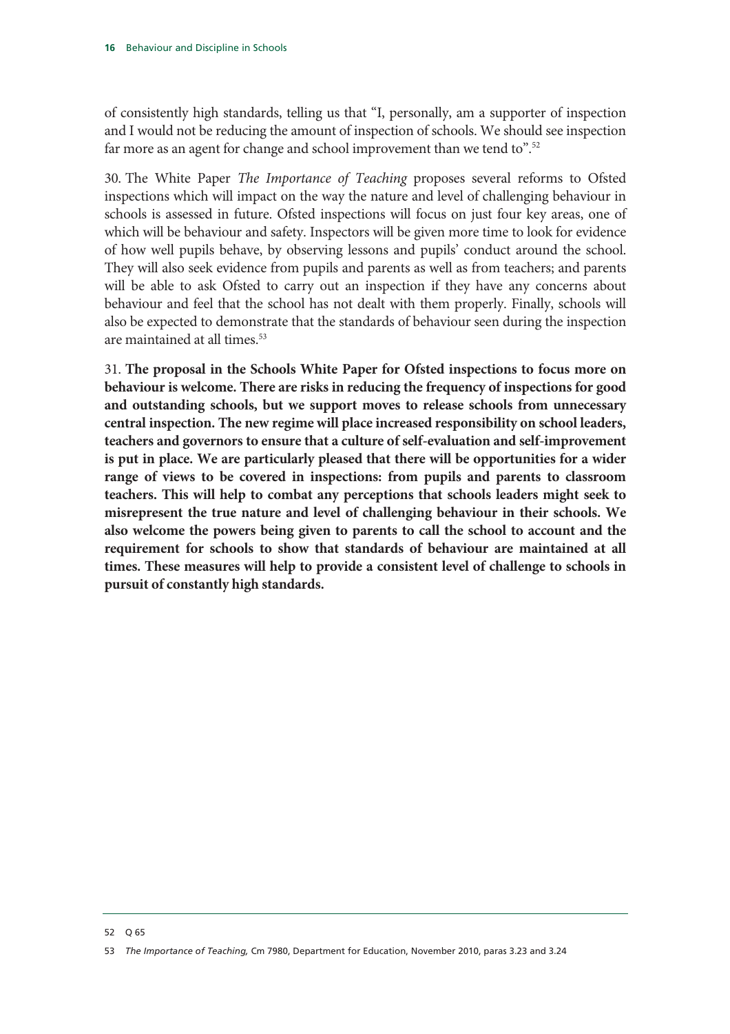of consistently high standards, telling us that "I, personally, am a supporter of inspection and I would not be reducing the amount of inspection of schools. We should see inspection far more as an agent for change and school improvement than we tend to".[52]

30. The White Paper *The Importance of Teaching* proposes several reforms to Ofsted inspections which will impact on the way the nature and level of challenging behaviour in schools is assessed in future. Ofsted inspections will focus on just four key areas, one of which will be behaviour and safety. Inspectors will be given more time to look for evidence of how well pupils behave, by observing lessons and pupils' conduct around the school. They will also seek evidence from pupils and parents as well as from teachers; and parents will be able to ask Ofsted to carry out an inspection if they have any concerns about behaviour and feel that the school has not dealt with them properly. Finally, schools will also be expected to demonstrate that the standards of behaviour seen during the inspection are maintained at all times.[53]

31. **The proposal in the Schools White Paper for Ofsted inspections to focus more on behaviour is welcome. There are risks in reducing the frequency of inspections for good and outstanding schools, but we support moves to release schools from unnecessary central inspection. The new regime will place increased responsibility on school leaders, teachers and governors to ensure that a culture of self-evaluation and self-improvement is put in place. We are particularly pleased that there will be opportunities for a wider range of views to be covered in inspections: from pupils and parents to classroom teachers. This will help to combat any perceptions that schools leaders might seek to misrepresent the true nature and level of challenging behaviour in their schools. We also welcome the powers being given to parents to call the school to account and the requirement for schools to show that standards of behaviour are maintained at all times. These measures will help to provide a consistent level of challenge to schools in pursuit of constantly high standards.**

---

52 Q 65

53 *The Importance of Teaching,* Cm 7980, Department for Education, November 2010, paras 3.23 and 3.24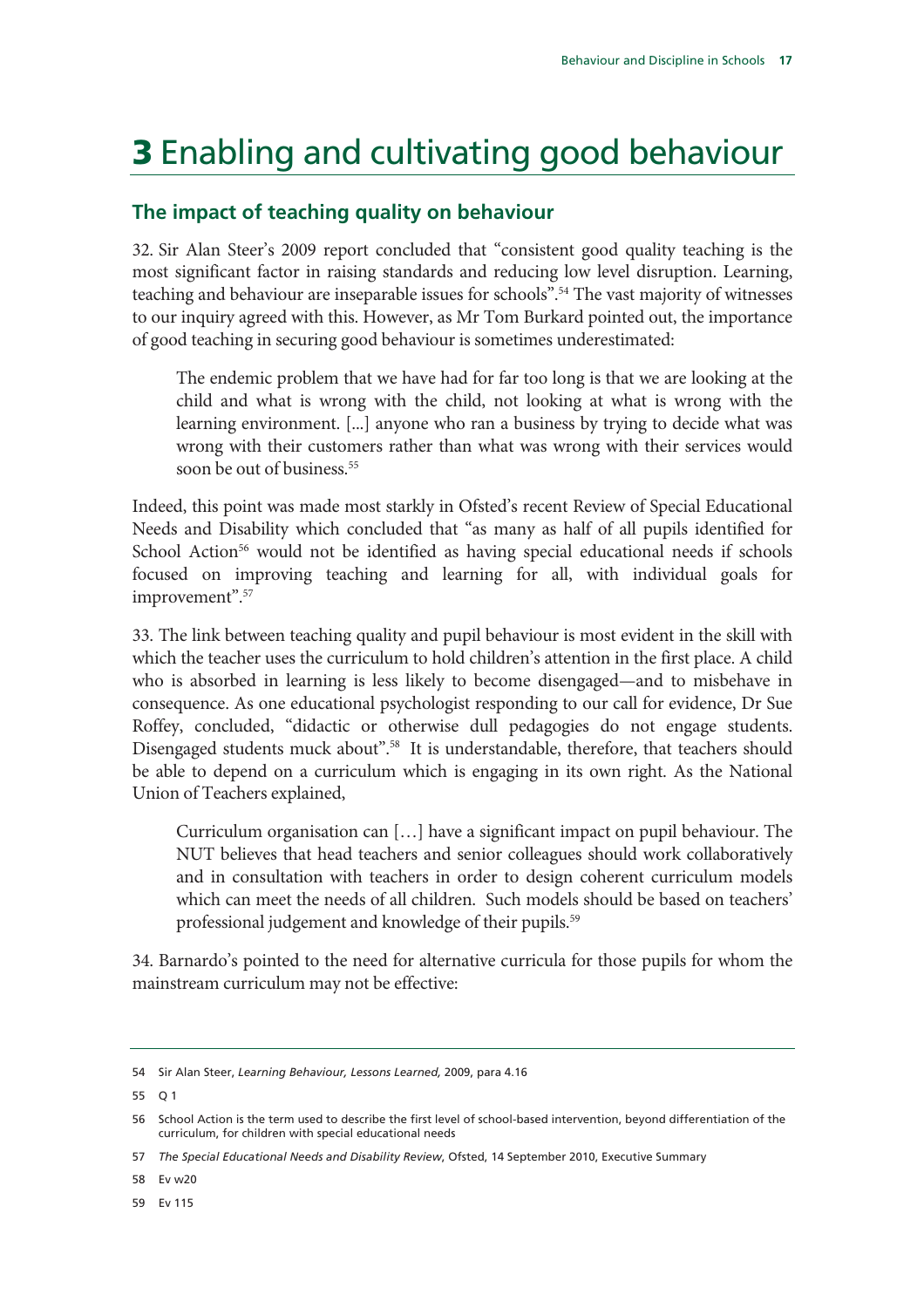# 3 Enabling and cultivating good behaviour

## The impact of teaching quality on behaviour

32. Sir Alan Steer's 2009 report concluded that "consistent good quality teaching is the most significant factor in raising standards and reducing low level disruption. Learning, teaching and behaviour are inseparable issues for schools".[54] The vast majority of witnesses to our inquiry agreed with this. However, as Mr Tom Burkard pointed out, the importance of good teaching in securing good behaviour is sometimes underestimated:

> The endemic problem that we have had for far too long is that we are looking at the child and what is wrong with the child, not looking at what is wrong with the learning environment. [...] anyone who ran a business by trying to decide what was wrong with their customers rather than what was wrong with their services would soon be out of business.[55]

Indeed, this point was made most starkly in Ofsted's recent Review of Special Educational Needs and Disability which concluded that "as many as half of all pupils identified for School Action[56] would not be identified as having special educational needs if schools focused on improving teaching and learning for all, with individual goals for improvement".[57]

33. The link between teaching quality and pupil behaviour is most evident in the skill with which the teacher uses the curriculum to hold children's attention in the first place. A child who is absorbed in learning is less likely to become disengaged—and to misbehave in consequence. As one educational psychologist responding to our call for evidence, Dr Sue Roffey, concluded, "didactic or otherwise dull pedagogies do not engage students. Disengaged students muck about".[58] It is understandable, therefore, that teachers should be able to depend on a curriculum which is engaging in its own right. As the National Union of Teachers explained,

> Curriculum organisation can […] have a significant impact on pupil behaviour. The NUT believes that head teachers and senior colleagues should work collaboratively and in consultation with teachers in order to design coherent curriculum models which can meet the needs of all children. Such models should be based on teachers' professional judgement and knowledge of their pupils.[59]

34. Barnardo's pointed to the need for alternative curricula for those pupils for whom the mainstream curriculum may not be effective:

---

54 Sir Alan Steer, *Learning Behaviour, Lessons Learned,* 2009, para 4.16

55 Q 1

56 School Action is the term used to describe the first level of school-based intervention, beyond differentiation of the curriculum, for children with special educational needs

57 *The Special Educational Needs and Disability Review*, Ofsted, 14 September 2010, Executive Summary

58 Ev w20

59 Ev 115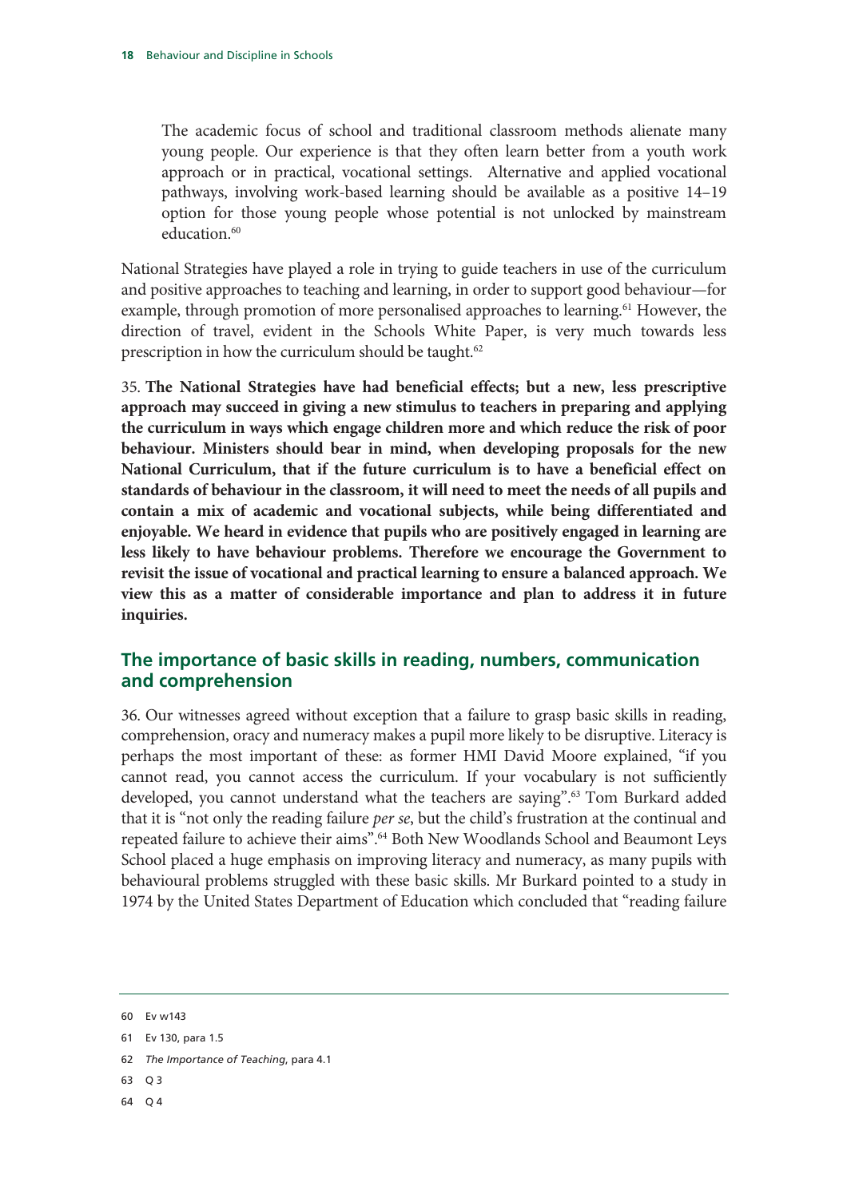> The academic focus of school and traditional classroom methods alienate many young people. Our experience is that they often learn better from a youth work approach or in practical, vocational settings. Alternative and applied vocational pathways, involving work-based learning should be available as a positive 14–19 option for those young people whose potential is not unlocked by mainstream education.[60]

National Strategies have played a role in trying to guide teachers in use of the curriculum and positive approaches to teaching and learning, in order to support good behaviour—for example, through promotion of more personalised approaches to learning.[61] However, the direction of travel, evident in the Schools White Paper, is very much towards less prescription in how the curriculum should be taught.[62]

35. **The National Strategies have had beneficial effects; but a new, less prescriptive approach may succeed in giving a new stimulus to teachers in preparing and applying the curriculum in ways which engage children more and which reduce the risk of poor behaviour. Ministers should bear in mind, when developing proposals for the new National Curriculum, that if the future curriculum is to have a beneficial effect on standards of behaviour in the classroom, it will need to meet the needs of all pupils and contain a mix of academic and vocational subjects, while being differentiated and enjoyable. We heard in evidence that pupils who are positively engaged in learning are less likely to have behaviour problems. Therefore we encourage the Government to revisit the issue of vocational and practical learning to ensure a balanced approach. We view this as a matter of considerable importance and plan to address it in future inquiries.**

## The importance of basic skills in reading, numbers, communication and comprehension

36. Our witnesses agreed without exception that a failure to grasp basic skills in reading, comprehension, oracy and numeracy makes a pupil more likely to be disruptive. Literacy is perhaps the most important of these: as former HMI David Moore explained, "if you cannot read, you cannot access the curriculum. If your vocabulary is not sufficiently developed, you cannot understand what the teachers are saying".[63] Tom Burkard added that it is "not only the reading failure *per se*, but the child's frustration at the continual and repeated failure to achieve their aims".[64] Both New Woodlands School and Beaumont Leys School placed a huge emphasis on improving literacy and numeracy, as many pupils with behavioural problems struggled with these basic skills. Mr Burkard pointed to a study in 1974 by the United States Department of Education which concluded that "reading failure

---

60 Ev w143

61 Ev 130, para 1.5

62 *The Importance of Teaching*, para 4.1

63 Q 3

64 Q 4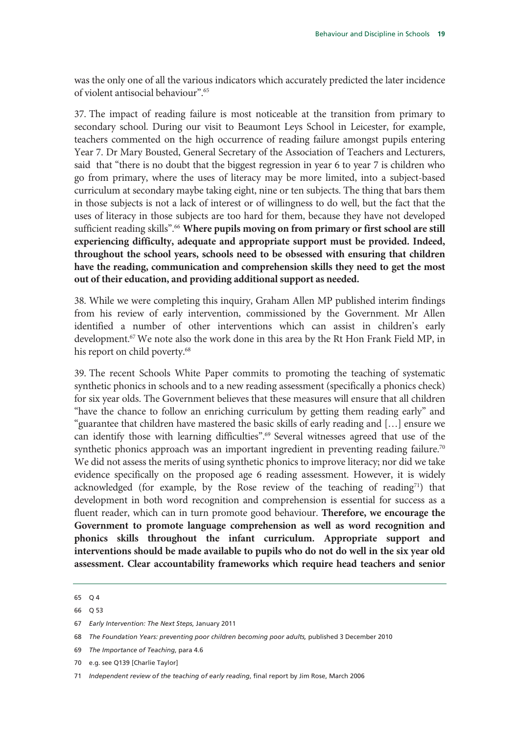was the only one of all the various indicators which accurately predicted the later incidence of violent antisocial behaviour".[65]

37. The impact of reading failure is most noticeable at the transition from primary to secondary school. During our visit to Beaumont Leys School in Leicester, for example, teachers commented on the high occurrence of reading failure amongst pupils entering Year 7. Dr Mary Bousted, General Secretary of the Association of Teachers and Lecturers, said that "there is no doubt that the biggest regression in year 6 to year 7 is children who go from primary, where the uses of literacy may be more limited, into a subject-based curriculum at secondary maybe taking eight, nine or ten subjects. The thing that bars them in those subjects is not a lack of interest or of willingness to do well, but the fact that the uses of literacy in those subjects are too hard for them, because they have not developed sufficient reading skills".[66] **Where pupils moving on from primary or first school are still experiencing difficulty, adequate and appropriate support must be provided. Indeed, throughout the school years, schools need to be obsessed with ensuring that children have the reading, communication and comprehension skills they need to get the most out of their education, and providing additional support as needed.**

38. While we were completing this inquiry, Graham Allen MP published interim findings from his review of early intervention, commissioned by the Government. Mr Allen identified a number of other interventions which can assist in children's early development.[67] We note also the work done in this area by the Rt Hon Frank Field MP, in his report on child poverty.[68]

39. The recent Schools White Paper commits to promoting the teaching of systematic synthetic phonics in schools and to a new reading assessment (specifically a phonics check) for six year olds. The Government believes that these measures will ensure that all children "have the chance to follow an enriching curriculum by getting them reading early" and "guarantee that children have mastered the basic skills of early reading and […] ensure we can identify those with learning difficulties".[69] Several witnesses agreed that use of the synthetic phonics approach was an important ingredient in preventing reading failure.[70] We did not assess the merits of using synthetic phonics to improve literacy; nor did we take evidence specifically on the proposed age 6 reading assessment. However, it is widely acknowledged (for example, by the Rose review of the teaching of reading[71]) that development in both word recognition and comprehension is essential for success as a fluent reader, which can in turn promote good behaviour. **Therefore, we encourage the Government to promote language comprehension as well as word recognition and phonics skills throughout the infant curriculum. Appropriate support and interventions should be made available to pupils who do not do well in the six year old assessment. Clear accountability frameworks which require head teachers and senior**

---

65 Q 4

66 Q 53

67 *Early Intervention: The Next Steps*, January 2011

68 *The Foundation Years: preventing poor children becoming poor adults,* published 3 December 2010

69 *The Importance of Teaching*, para 4.6

70 e.g. see Q139 [Charlie Taylor]

71 *Independent review of the teaching of early reading*, final report by Jim Rose, March 2006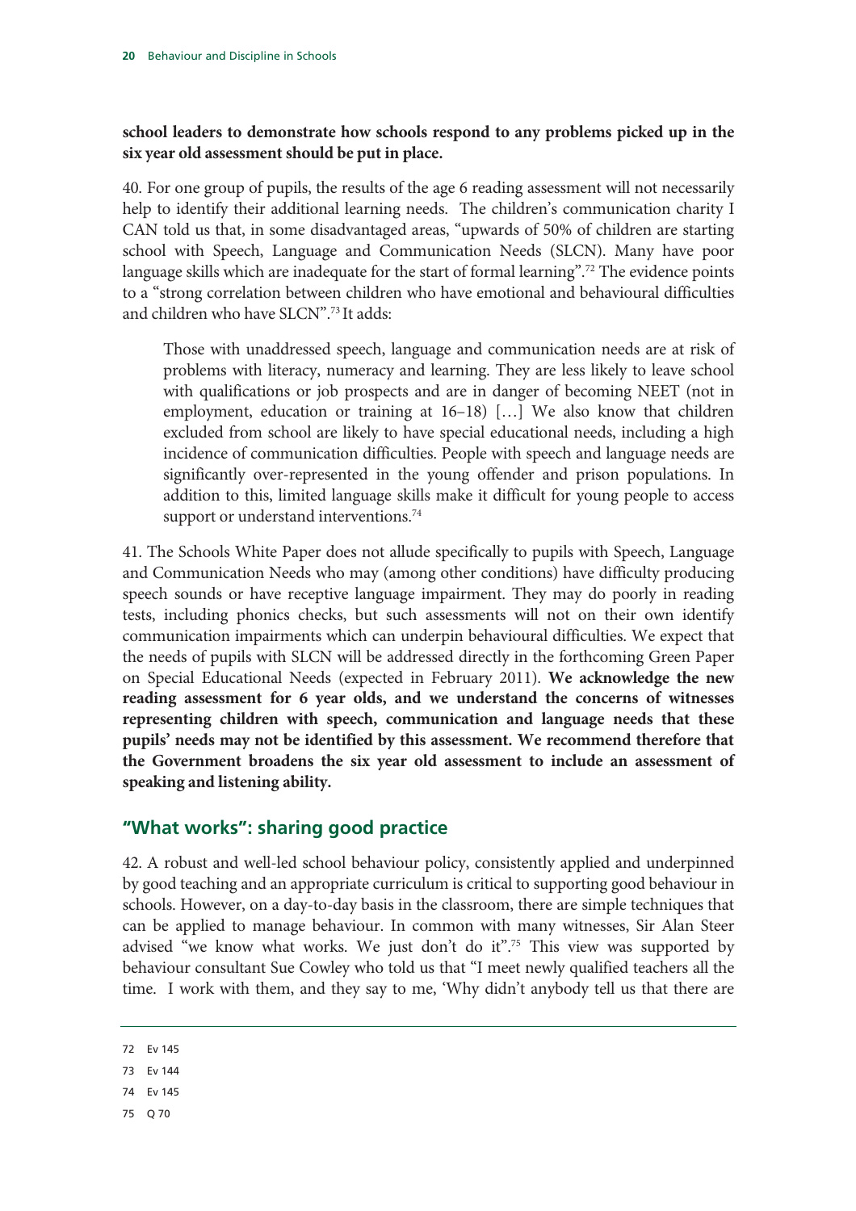**school leaders to demonstrate how schools respond to any problems picked up in the six year old assessment should be put in place.**

40. For one group of pupils, the results of the age 6 reading assessment will not necessarily help to identify their additional learning needs. The children's communication charity I CAN told us that, in some disadvantaged areas, "upwards of 50% of children are starting school with Speech, Language and Communication Needs (SLCN). Many have poor language skills which are inadequate for the start of formal learning".[72] The evidence points to a "strong correlation between children who have emotional and behavioural difficulties and children who have SLCN".[73] It adds:

> Those with unaddressed speech, language and communication needs are at risk of problems with literacy, numeracy and learning. They are less likely to leave school with qualifications or job prospects and are in danger of becoming NEET (not in employment, education or training at 16–18) […] We also know that children excluded from school are likely to have special educational needs, including a high incidence of communication difficulties. People with speech and language needs are significantly over-represented in the young offender and prison populations. In addition to this, limited language skills make it difficult for young people to access support or understand interventions.[74]

41. The Schools White Paper does not allude specifically to pupils with Speech, Language and Communication Needs who may (among other conditions) have difficulty producing speech sounds or have receptive language impairment. They may do poorly in reading tests, including phonics checks, but such assessments will not on their own identify communication impairments which can underpin behavioural difficulties. We expect that the needs of pupils with SLCN will be addressed directly in the forthcoming Green Paper on Special Educational Needs (expected in February 2011). **We acknowledge the new reading assessment for 6 year olds, and we understand the concerns of witnesses representing children with speech, communication and language needs that these pupils' needs may not be identified by this assessment. We recommend therefore that the Government broadens the six year old assessment to include an assessment of speaking and listening ability.**

## "What works": sharing good practice

42. A robust and well-led school behaviour policy, consistently applied and underpinned by good teaching and an appropriate curriculum is critical to supporting good behaviour in schools. However, on a day-to-day basis in the classroom, there are simple techniques that can be applied to manage behaviour. In common with many witnesses, Sir Alan Steer advised "we know what works. We just don't do it".[75] This view was supported by behaviour consultant Sue Cowley who told us that "I meet newly qualified teachers all the time. I work with them, and they say to me, 'Why didn't anybody tell us that there are

---

72 Ev 145

73 Ev 144

74 Ev 145

75 Q 70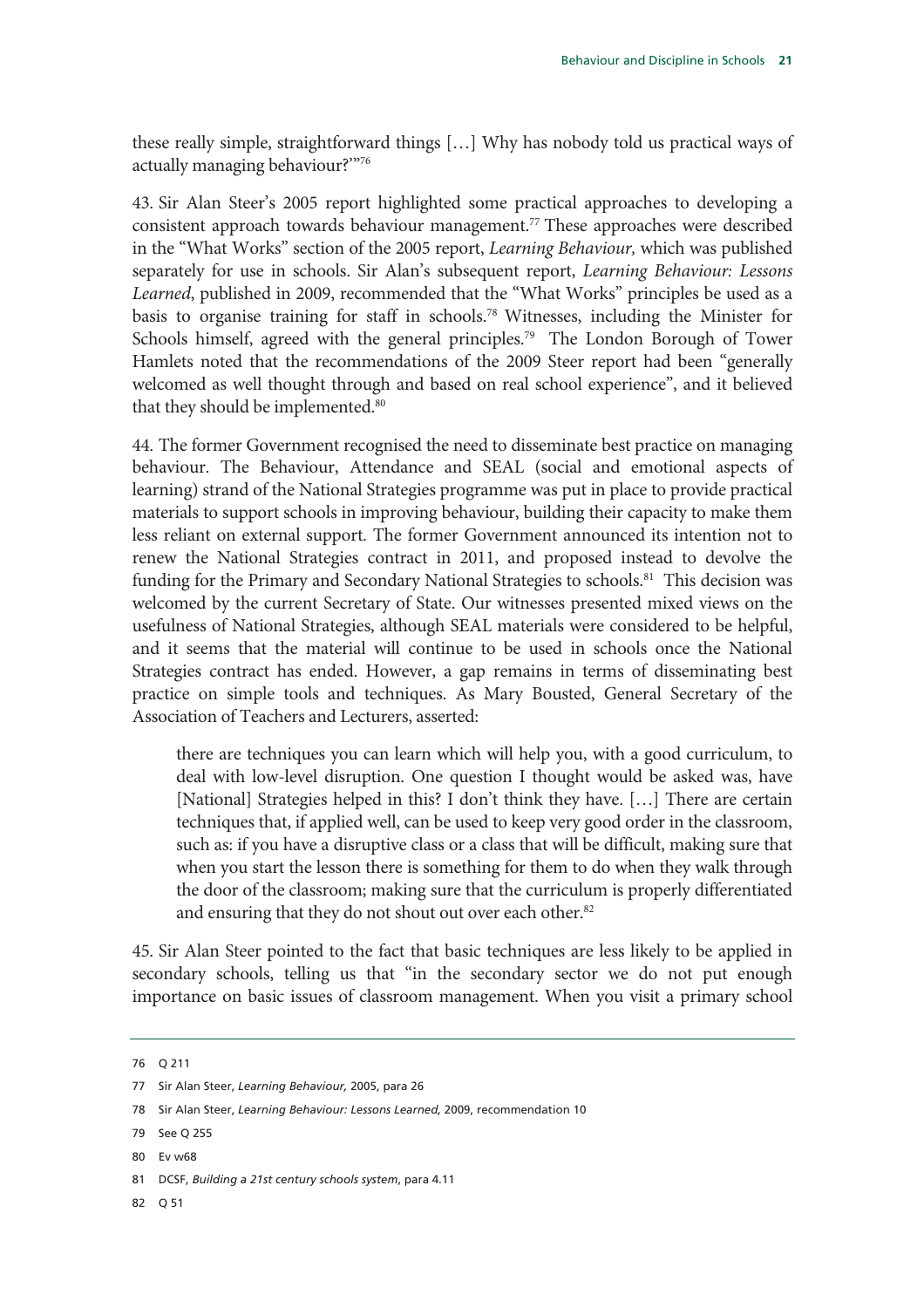these really simple, straightforward things […] Why has nobody told us practical ways of actually managing behaviour?'"[76]

43. Sir Alan Steer's 2005 report highlighted some practical approaches to developing a consistent approach towards behaviour management.[77] These approaches were described in the "What Works" section of the 2005 report, *Learning Behaviour,* which was published separately for use in schools. Sir Alan's subsequent report, *Learning Behaviour: Lessons Learned*, published in 2009, recommended that the "What Works" principles be used as a basis to organise training for staff in schools.[78] Witnesses, including the Minister for Schools himself, agreed with the general principles.[79] The London Borough of Tower Hamlets noted that the recommendations of the 2009 Steer report had been "generally welcomed as well thought through and based on real school experience", and it believed that they should be implemented.[80]

44. The former Government recognised the need to disseminate best practice on managing behaviour. The Behaviour, Attendance and SEAL (social and emotional aspects of learning) strand of the National Strategies programme was put in place to provide practical materials to support schools in improving behaviour, building their capacity to make them less reliant on external support. The former Government announced its intention not to renew the National Strategies contract in 2011, and proposed instead to devolve the funding for the Primary and Secondary National Strategies to schools.[81] This decision was welcomed by the current Secretary of State. Our witnesses presented mixed views on the usefulness of National Strategies, although SEAL materials were considered to be helpful, and it seems that the material will continue to be used in schools once the National Strategies contract has ended. However, a gap remains in terms of disseminating best practice on simple tools and techniques. As Mary Bousted, General Secretary of the Association of Teachers and Lecturers, asserted:

> there are techniques you can learn which will help you, with a good curriculum, to deal with low-level disruption. One question I thought would be asked was, have [National] Strategies helped in this? I don't think they have. […] There are certain techniques that, if applied well, can be used to keep very good order in the classroom, such as: if you have a disruptive class or a class that will be difficult, making sure that when you start the lesson there is something for them to do when they walk through the door of the classroom; making sure that the curriculum is properly differentiated and ensuring that they do not shout out over each other.[82]

45. Sir Alan Steer pointed to the fact that basic techniques are less likely to be applied in secondary schools, telling us that "in the secondary sector we do not put enough importance on basic issues of classroom management. When you visit a primary school

---

76 Q 211

77 Sir Alan Steer, *Learning Behaviour,* 2005, para 26

78 Sir Alan Steer, *Learning Behaviour: Lessons Learned,* 2009, recommendation 10

79 See Q 255

80 Ev w68

81 DCSF, *Building a 21st century schools system*, para 4.11

82 Q 51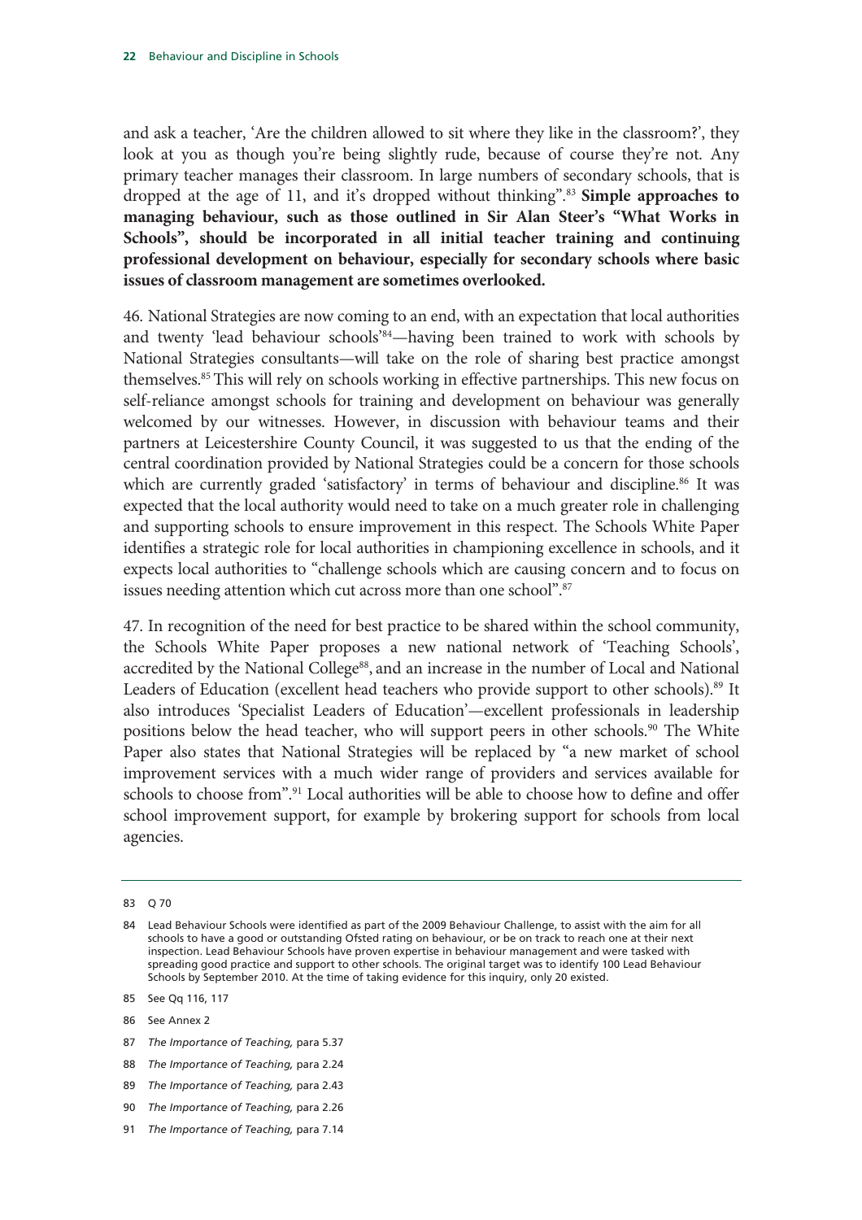and ask a teacher, 'Are the children allowed to sit where they like in the classroom?', they look at you as though you're being slightly rude, because of course they're not. Any primary teacher manages their classroom. In large numbers of secondary schools, that is dropped at the age of 11, and it's dropped without thinking".[83] **Simple approaches to managing behaviour, such as those outlined in Sir Alan Steer's "What Works in Schools", should be incorporated in all initial teacher training and continuing professional development on behaviour, especially for secondary schools where basic issues of classroom management are sometimes overlooked.**

46. National Strategies are now coming to an end, with an expectation that local authorities and twenty 'lead behaviour schools'[84]—having been trained to work with schools by National Strategies consultants—will take on the role of sharing best practice amongst themselves.[85] This will rely on schools working in effective partnerships. This new focus on self-reliance amongst schools for training and development on behaviour was generally welcomed by our witnesses. However, in discussion with behaviour teams and their partners at Leicestershire County Council, it was suggested to us that the ending of the central coordination provided by National Strategies could be a concern for those schools which are currently graded 'satisfactory' in terms of behaviour and discipline.[86] It was expected that the local authority would need to take on a much greater role in challenging and supporting schools to ensure improvement in this respect. The Schools White Paper identifies a strategic role for local authorities in championing excellence in schools, and it expects local authorities to "challenge schools which are causing concern and to focus on issues needing attention which cut across more than one school".[87]

47. In recognition of the need for best practice to be shared within the school community, the Schools White Paper proposes a new national network of 'Teaching Schools', accredited by the National College[88], and an increase in the number of Local and National Leaders of Education (excellent head teachers who provide support to other schools).[89] It also introduces 'Specialist Leaders of Education'—excellent professionals in leadership positions below the head teacher, who will support peers in other schools.[90] The White Paper also states that National Strategies will be replaced by "a new market of school improvement services with a much wider range of providers and services available for schools to choose from".[91] Local authorities will be able to choose how to define and offer school improvement support, for example by brokering support for schools from local agencies.

---

83 Q 70

84 Lead Behaviour Schools were identified as part of the 2009 Behaviour Challenge, to assist with the aim for all schools to have a good or outstanding Ofsted rating on behaviour, or be on track to reach one at their next inspection. Lead Behaviour Schools have proven expertise in behaviour management and were tasked with spreading good practice and support to other schools. The original target was to identify 100 Lead Behaviour Schools by September 2010. At the time of taking evidence for this inquiry, only 20 existed.

85 See Qq 116, 117

86 See Annex 2

87 *The Importance of Teaching,* para 5.37

88 *The Importance of Teaching,* para 2.24

89 *The Importance of Teaching,* para 2.43

90 *The Importance of Teaching,* para 2.26

91 *The Importance of Teaching,* para 7.14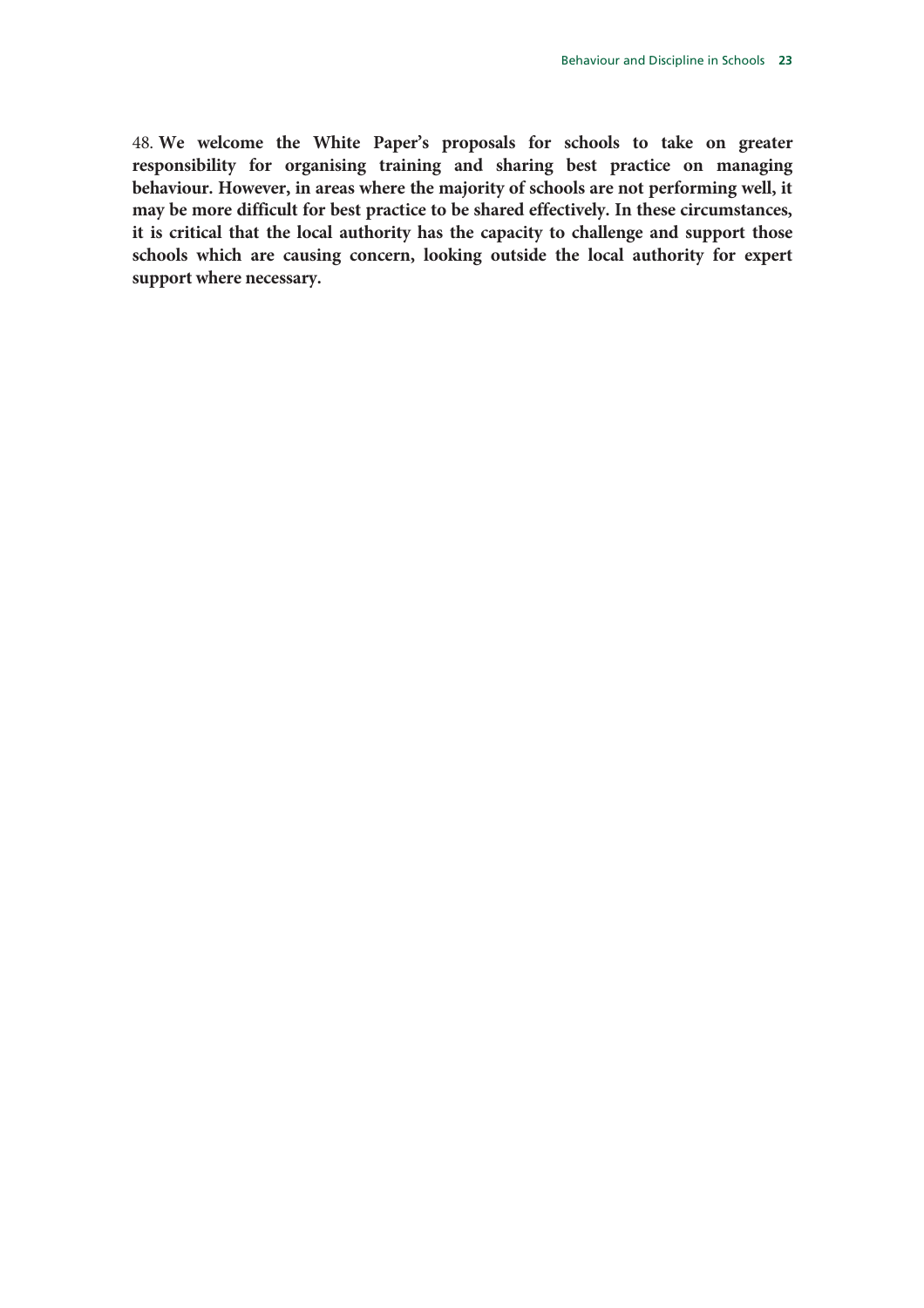48. **We welcome the White Paper's proposals for schools to take on greater responsibility for organising training and sharing best practice on managing behaviour. However, in areas where the majority of schools are not performing well, it may be more difficult for best practice to be shared effectively. In these circumstances, it is critical that the local authority has the capacity to challenge and support those schools which are causing concern, looking outside the local authority for expert support where necessary.**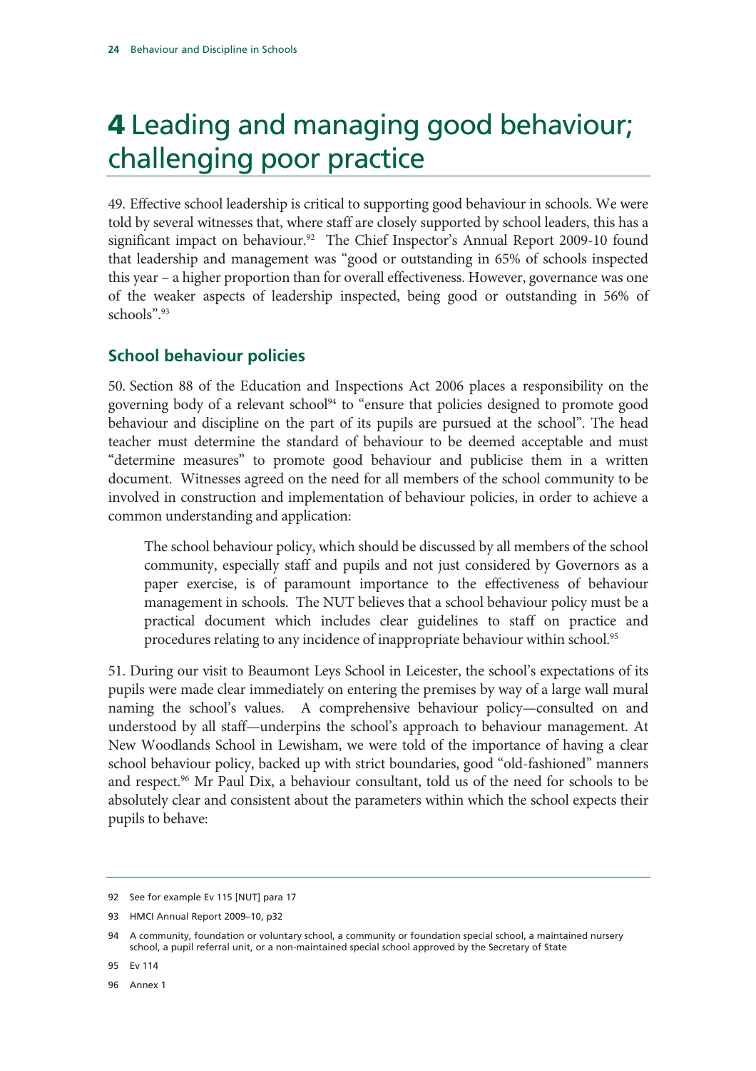# 4 Leading and managing good behaviour; challenging poor practice

49. Effective school leadership is critical to supporting good behaviour in schools. We were told by several witnesses that, where staff are closely supported by school leaders, this has a significant impact on behaviour.[92] The Chief Inspector's Annual Report 2009-10 found that leadership and management was "good or outstanding in 65% of schools inspected this year – a higher proportion than for overall effectiveness. However, governance was one of the weaker aspects of leadership inspected, being good or outstanding in 56% of schools".[93]

## School behaviour policies

50. Section 88 of the Education and Inspections Act 2006 places a responsibility on the governing body of a relevant school[94] to "ensure that policies designed to promote good behaviour and discipline on the part of its pupils are pursued at the school". The head teacher must determine the standard of behaviour to be deemed acceptable and must "determine measures" to promote good behaviour and publicise them in a written document. Witnesses agreed on the need for all members of the school community to be involved in construction and implementation of behaviour policies, in order to achieve a common understanding and application:

> The school behaviour policy, which should be discussed by all members of the school community, especially staff and pupils and not just considered by Governors as a paper exercise, is of paramount importance to the effectiveness of behaviour management in schools. The NUT believes that a school behaviour policy must be a practical document which includes clear guidelines to staff on practice and procedures relating to any incidence of inappropriate behaviour within school.[95]

51. During our visit to Beaumont Leys School in Leicester, the school's expectations of its pupils were made clear immediately on entering the premises by way of a large wall mural naming the school's values. A comprehensive behaviour policy—consulted on and understood by all staff—underpins the school's approach to behaviour management. At New Woodlands School in Lewisham, we were told of the importance of having a clear school behaviour policy, backed up with strict boundaries, good "old-fashioned" manners and respect.[96] Mr Paul Dix, a behaviour consultant, told us of the need for schools to be absolutely clear and consistent about the parameters within which the school expects their pupils to behave:

---

92 See for example Ev 115 [NUT] para 17

93 HMCI Annual Report 2009–10, p32

94 A community, foundation or voluntary school, a community or foundation special school, a maintained nursery school, a pupil referral unit, or a non-maintained special school approved by the Secretary of State

95 Ev 114

96 Annex 1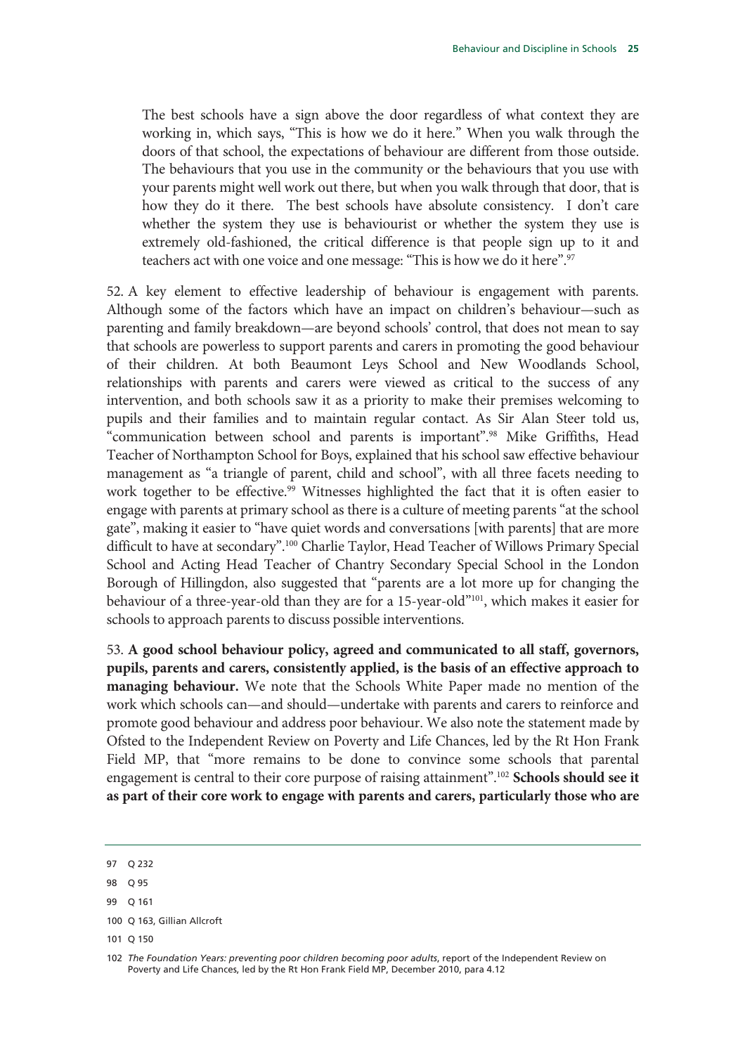> The best schools have a sign above the door regardless of what context they are working in, which says, "This is how we do it here." When you walk through the doors of that school, the expectations of behaviour are different from those outside. The behaviours that you use in the community or the behaviours that you use with your parents might well work out there, but when you walk through that door, that is how they do it there. The best schools have absolute consistency. I don't care whether the system they use is behaviourist or whether the system they use is extremely old-fashioned, the critical difference is that people sign up to it and teachers act with one voice and one message: "This is how we do it here".[97]

52. A key element to effective leadership of behaviour is engagement with parents. Although some of the factors which have an impact on children's behaviour—such as parenting and family breakdown—are beyond schools' control, that does not mean to say that schools are powerless to support parents and carers in promoting the good behaviour of their children. At both Beaumont Leys School and New Woodlands School, relationships with parents and carers were viewed as critical to the success of any intervention, and both schools saw it as a priority to make their premises welcoming to pupils and their families and to maintain regular contact. As Sir Alan Steer told us, "communication between school and parents is important".[98] Mike Griffiths, Head Teacher of Northampton School for Boys, explained that his school saw effective behaviour management as "a triangle of parent, child and school", with all three facets needing to work together to be effective.[99] Witnesses highlighted the fact that it is often easier to engage with parents at primary school as there is a culture of meeting parents "at the school gate", making it easier to "have quiet words and conversations [with parents] that are more difficult to have at secondary".[100] Charlie Taylor, Head Teacher of Willows Primary Special School and Acting Head Teacher of Chantry Secondary Special School in the London Borough of Hillingdon, also suggested that "parents are a lot more up for changing the behaviour of a three-year-old than they are for a 15-year-old"[101], which makes it easier for schools to approach parents to discuss possible interventions.

53. **A good school behaviour policy, agreed and communicated to all staff, governors, pupils, parents and carers, consistently applied, is the basis of an effective approach to managing behaviour.** We note that the Schools White Paper made no mention of the work which schools can—and should—undertake with parents and carers to reinforce and promote good behaviour and address poor behaviour. We also note the statement made by Ofsted to the Independent Review on Poverty and Life Chances, led by the Rt Hon Frank Field MP, that "more remains to be done to convince some schools that parental engagement is central to their core purpose of raising attainment".[102] **Schools should see it as part of their core work to engage with parents and carers, particularly those who are**

---

97 Q 232

98 Q 95

99 Q 161

100 Q 163, Gillian Allcroft

101 Q 150

102 *The Foundation Years: preventing poor children becoming poor adults*, report of the Independent Review on Poverty and Life Chances, led by the Rt Hon Frank Field MP, December 2010, para 4.12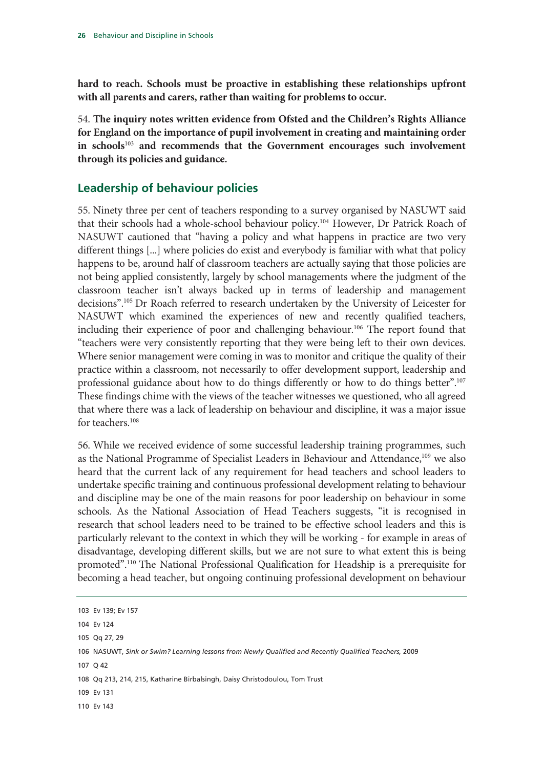**hard to reach. Schools must be proactive in establishing these relationships upfront with all parents and carers, rather than waiting for problems to occur.**

54. **The inquiry notes written evidence from Ofsted and the Children's Rights Alliance for England on the importance of pupil involvement in creating and maintaining order in schools**[103] **and recommends that the Government encourages such involvement through its policies and guidance.**

## Leadership of behaviour policies

55. Ninety three per cent of teachers responding to a survey organised by NASUWT said that their schools had a whole-school behaviour policy.[104] However, Dr Patrick Roach of NASUWT cautioned that "having a policy and what happens in practice are two very different things [...] where policies do exist and everybody is familiar with what that policy happens to be, around half of classroom teachers are actually saying that those policies are not being applied consistently, largely by school managements where the judgment of the classroom teacher isn't always backed up in terms of leadership and management decisions".[105] Dr Roach referred to research undertaken by the University of Leicester for NASUWT which examined the experiences of new and recently qualified teachers, including their experience of poor and challenging behaviour.[106] The report found that "teachers were very consistently reporting that they were being left to their own devices. Where senior management were coming in was to monitor and critique the quality of their practice within a classroom, not necessarily to offer development support, leadership and professional guidance about how to do things differently or how to do things better".[107] These findings chime with the views of the teacher witnesses we questioned, who all agreed that where there was a lack of leadership on behaviour and discipline, it was a major issue for teachers.[108]

56. While we received evidence of some successful leadership training programmes, such as the National Programme of Specialist Leaders in Behaviour and Attendance,[109] we also heard that the current lack of any requirement for head teachers and school leaders to undertake specific training and continuous professional development relating to behaviour and discipline may be one of the main reasons for poor leadership on behaviour in some schools. As the National Association of Head Teachers suggests, "it is recognised in research that school leaders need to be trained to be effective school leaders and this is particularly relevant to the context in which they will be working - for example in areas of disadvantage, developing different skills, but we are not sure to what extent this is being promoted".[110] The National Professional Qualification for Headship is a prerequisite for becoming a head teacher, but ongoing continuing professional development on behaviour

---

103 Ev 139; Ev 157

104 Ev 124

105 Qq 27, 29

106 NASUWT, *Sink or Swim? Learning lessons from Newly Qualified and Recently Qualified Teachers,* 2009

107 Q 42

108 Qq 213, 214, 215, Katharine Birbalsingh, Daisy Christodoulou, Tom Trust

109 Ev 131

110 Ev 143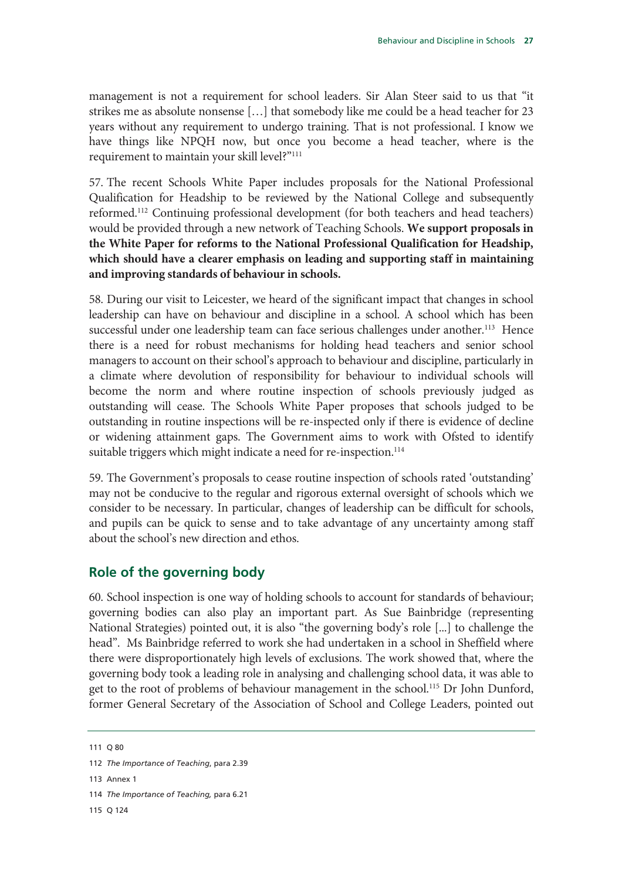management is not a requirement for school leaders. Sir Alan Steer said to us that "it strikes me as absolute nonsense […] that somebody like me could be a head teacher for 23 years without any requirement to undergo training. That is not professional. I know we have things like NPQH now, but once you become a head teacher, where is the requirement to maintain your skill level?"[111]

57. The recent Schools White Paper includes proposals for the National Professional Qualification for Headship to be reviewed by the National College and subsequently reformed.[112] Continuing professional development (for both teachers and head teachers) would be provided through a new network of Teaching Schools. **We support proposals in the White Paper for reforms to the National Professional Qualification for Headship, which should have a clearer emphasis on leading and supporting staff in maintaining and improving standards of behaviour in schools.**

58. During our visit to Leicester, we heard of the significant impact that changes in school leadership can have on behaviour and discipline in a school. A school which has been successful under one leadership team can face serious challenges under another.[113] Hence there is a need for robust mechanisms for holding head teachers and senior school managers to account on their school's approach to behaviour and discipline, particularly in a climate where devolution of responsibility for behaviour to individual schools will become the norm and where routine inspection of schools previously judged as outstanding will cease. The Schools White Paper proposes that schools judged to be outstanding in routine inspections will be re-inspected only if there is evidence of decline or widening attainment gaps. The Government aims to work with Ofsted to identify suitable triggers which might indicate a need for re-inspection.[114]

59. The Government's proposals to cease routine inspection of schools rated 'outstanding' may not be conducive to the regular and rigorous external oversight of schools which we consider to be necessary. In particular, changes of leadership can be difficult for schools, and pupils can be quick to sense and to take advantage of any uncertainty among staff about the school's new direction and ethos.

## Role of the governing body

60. School inspection is one way of holding schools to account for standards of behaviour; governing bodies can also play an important part. As Sue Bainbridge (representing National Strategies) pointed out, it is also "the governing body's role [...] to challenge the head". Ms Bainbridge referred to work she had undertaken in a school in Sheffield where there were disproportionately high levels of exclusions. The work showed that, where the governing body took a leading role in analysing and challenging school data, it was able to get to the root of problems of behaviour management in the school.[115] Dr John Dunford, former General Secretary of the Association of School and College Leaders, pointed out

---

111 Q 80

112 *The Importance of Teaching*, para 2.39

113 Annex 1

114 *The Importance of Teaching,* para 6.21

115 Q 124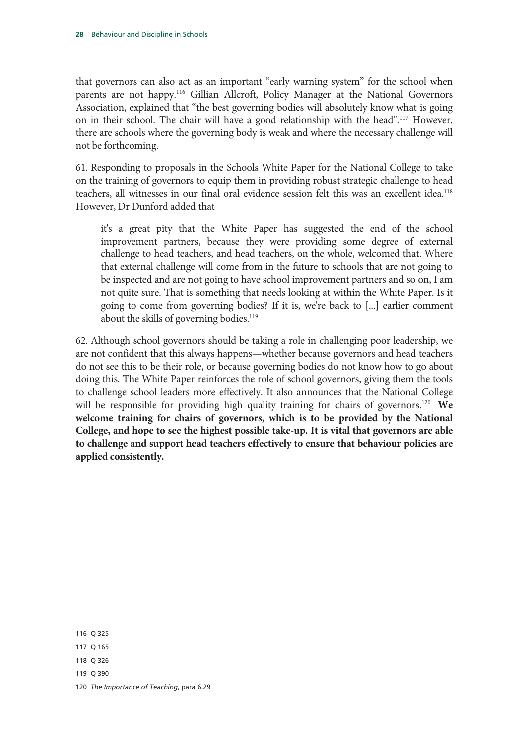that governors can also act as an important "early warning system" for the school when parents are not happy.[116] Gillian Allcroft, Policy Manager at the National Governors Association, explained that "the best governing bodies will absolutely know what is going on in their school. The chair will have a good relationship with the head".[117] However, there are schools where the governing body is weak and where the necessary challenge will not be forthcoming.

61. Responding to proposals in the Schools White Paper for the National College to take on the training of governors to equip them in providing robust strategic challenge to head teachers, all witnesses in our final oral evidence session felt this was an excellent idea.[118] However, Dr Dunford added that

> it's a great pity that the White Paper has suggested the end of the school improvement partners, because they were providing some degree of external challenge to head teachers, and head teachers, on the whole, welcomed that. Where that external challenge will come from in the future to schools that are not going to be inspected and are not going to have school improvement partners and so on, I am not quite sure. That is something that needs looking at within the White Paper. Is it going to come from governing bodies? If it is, we're back to [...] earlier comment about the skills of governing bodies.[119]

62. Although school governors should be taking a role in challenging poor leadership, we are not confident that this always happens—whether because governors and head teachers do not see this to be their role, or because governing bodies do not know how to go about doing this. The White Paper reinforces the role of school governors, giving them the tools to challenge school leaders more effectively. It also announces that the National College will be responsible for providing high quality training for chairs of governors.[120] **We welcome training for chairs of governors, which is to be provided by the National College, and hope to see the highest possible take-up. It is vital that governors are able to challenge and support head teachers effectively to ensure that behaviour policies are applied consistently.**

---

116 Q 325

117 Q 165

118 Q 326

119 Q 390

120 *The Importance of Teaching*, para 6.29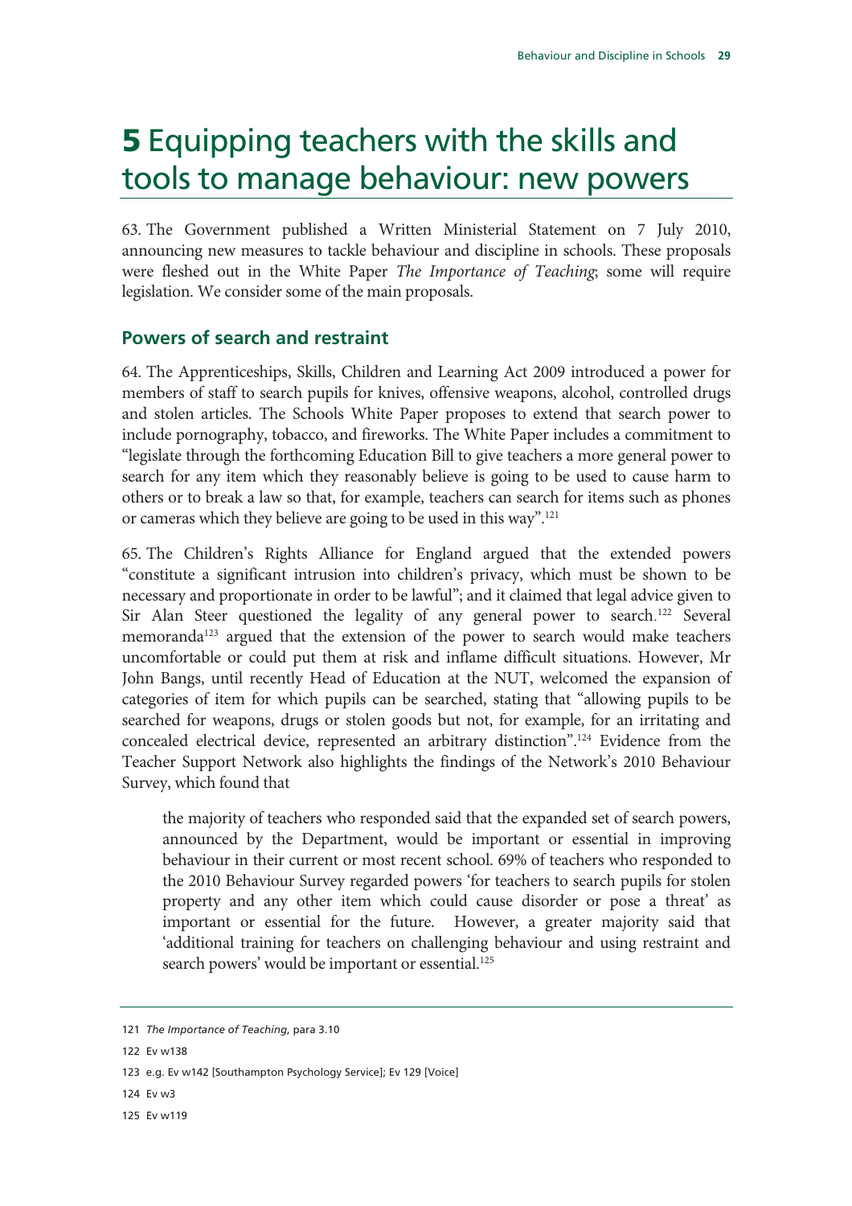# 5 Equipping teachers with the skills and tools to manage behaviour: new powers

63. The Government published a Written Ministerial Statement on 7 July 2010, announcing new measures to tackle behaviour and discipline in schools. These proposals were fleshed out in the White Paper *The Importance of Teaching*; some will require legislation. We consider some of the main proposals.

## Powers of search and restraint

64. The Apprenticeships, Skills, Children and Learning Act 2009 introduced a power for members of staff to search pupils for knives, offensive weapons, alcohol, controlled drugs and stolen articles. The Schools White Paper proposes to extend that search power to include pornography, tobacco, and fireworks. The White Paper includes a commitment to "legislate through the forthcoming Education Bill to give teachers a more general power to search for any item which they reasonably believe is going to be used to cause harm to others or to break a law so that, for example, teachers can search for items such as phones or cameras which they believe are going to be used in this way".[121]

65. The Children's Rights Alliance for England argued that the extended powers "constitute a significant intrusion into children's privacy, which must be shown to be necessary and proportionate in order to be lawful"; and it claimed that legal advice given to Sir Alan Steer questioned the legality of any general power to search.[122] Several memoranda[123] argued that the extension of the power to search would make teachers uncomfortable or could put them at risk and inflame difficult situations. However, Mr John Bangs, until recently Head of Education at the NUT, welcomed the expansion of categories of item for which pupils can be searched, stating that "allowing pupils to be searched for weapons, drugs or stolen goods but not, for example, for an irritating and concealed electrical device, represented an arbitrary distinction".[124] Evidence from the Teacher Support Network also highlights the findings of the Network's 2010 Behaviour Survey, which found that

> the majority of teachers who responded said that the expanded set of search powers, announced by the Department, would be important or essential in improving behaviour in their current or most recent school. 69% of teachers who responded to the 2010 Behaviour Survey regarded powers 'for teachers to search pupils for stolen property and any other item which could cause disorder or pose a threat' as important or essential for the future. However, a greater majority said that 'additional training for teachers on challenging behaviour and using restraint and search powers' would be important or essential.[125]

---

121 *The Importance of Teaching*, para 3.10

122 Ev w138

123 e.g. Ev w142 [Southampton Psychology Service]; Ev 129 [Voice]

124 Ev w3

125 Ev w119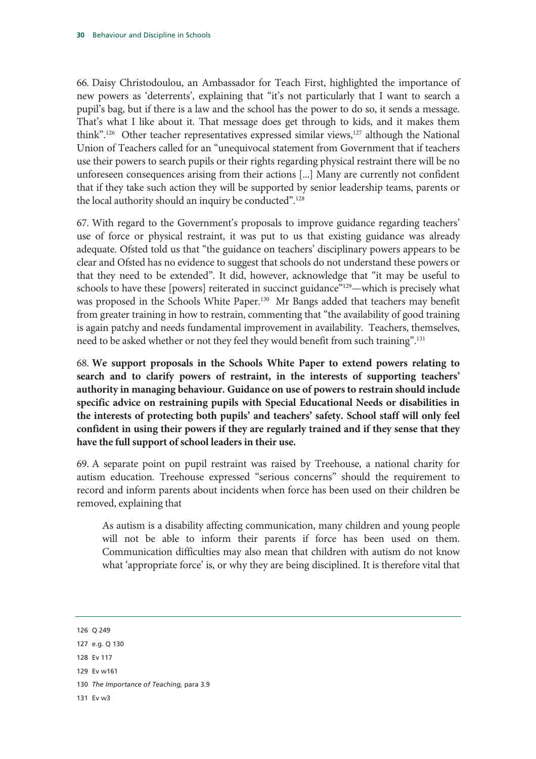66. Daisy Christodoulou, an Ambassador for Teach First, highlighted the importance of new powers as 'deterrents', explaining that "it's not particularly that I want to search a pupil's bag, but if there is a law and the school has the power to do so, it sends a message. That's what I like about it. That message does get through to kids, and it makes them think".[126] Other teacher representatives expressed similar views,[127] although the National Union of Teachers called for an "unequivocal statement from Government that if teachers use their powers to search pupils or their rights regarding physical restraint there will be no unforeseen consequences arising from their actions [...] Many are currently not confident that if they take such action they will be supported by senior leadership teams, parents or the local authority should an inquiry be conducted".[128]

67. With regard to the Government's proposals to improve guidance regarding teachers' use of force or physical restraint, it was put to us that existing guidance was already adequate. Ofsted told us that "the guidance on teachers' disciplinary powers appears to be clear and Ofsted has no evidence to suggest that schools do not understand these powers or that they need to be extended". It did, however, acknowledge that "it may be useful to schools to have these [powers] reiterated in succinct guidance"[129]—which is precisely what was proposed in the Schools White Paper.[130] Mr Bangs added that teachers may benefit from greater training in how to restrain, commenting that "the availability of good training is again patchy and needs fundamental improvement in availability. Teachers, themselves, need to be asked whether or not they feel they would benefit from such training".[131]

68. **We support proposals in the Schools White Paper to extend powers relating to search and to clarify powers of restraint, in the interests of supporting teachers' authority in managing behaviour. Guidance on use of powers to restrain should include specific advice on restraining pupils with Special Educational Needs or disabilities in the interests of protecting both pupils' and teachers' safety. School staff will only feel confident in using their powers if they are regularly trained and if they sense that they have the full support of school leaders in their use.**

69. A separate point on pupil restraint was raised by Treehouse, a national charity for autism education. Treehouse expressed "serious concerns" should the requirement to record and inform parents about incidents when force has been used on their children be removed, explaining that

> As autism is a disability affecting communication, many children and young people will not be able to inform their parents if force has been used on them. Communication difficulties may also mean that children with autism do not know what 'appropriate force' is, or why they are being disciplined. It is therefore vital that

---

126 Q 249

127 e.g. Q 130

128 Ev 117

129 Ev w161

130 *The Importance of Teaching,* para 3.9

131 Ev w3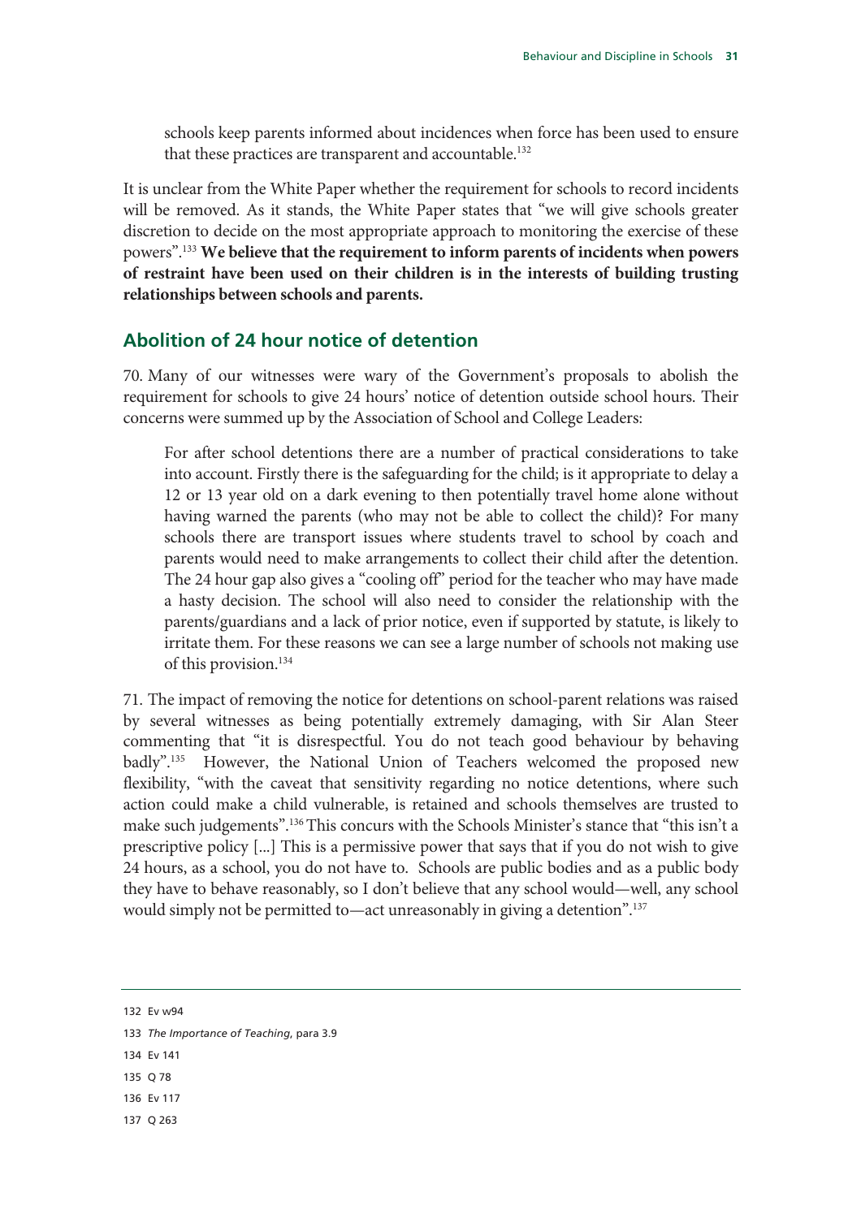> schools keep parents informed about incidences when force has been used to ensure that these practices are transparent and accountable.[132]

It is unclear from the White Paper whether the requirement for schools to record incidents will be removed. As it stands, the White Paper states that "we will give schools greater discretion to decide on the most appropriate approach to monitoring the exercise of these powers".[133] **We believe that the requirement to inform parents of incidents when powers of restraint have been used on their children is in the interests of building trusting relationships between schools and parents.**

## Abolition of 24 hour notice of detention

70. Many of our witnesses were wary of the Government's proposals to abolish the requirement for schools to give 24 hours' notice of detention outside school hours. Their concerns were summed up by the Association of School and College Leaders:

> For after school detentions there are a number of practical considerations to take into account. Firstly there is the safeguarding for the child; is it appropriate to delay a 12 or 13 year old on a dark evening to then potentially travel home alone without having warned the parents (who may not be able to collect the child)? For many schools there are transport issues where students travel to school by coach and parents would need to make arrangements to collect their child after the detention. The 24 hour gap also gives a "cooling off" period for the teacher who may have made a hasty decision. The school will also need to consider the relationship with the parents/guardians and a lack of prior notice, even if supported by statute, is likely to irritate them. For these reasons we can see a large number of schools not making use of this provision.[134]

71. The impact of removing the notice for detentions on school-parent relations was raised by several witnesses as being potentially extremely damaging, with Sir Alan Steer commenting that "it is disrespectful. You do not teach good behaviour by behaving badly".[135] However, the National Union of Teachers welcomed the proposed new flexibility, "with the caveat that sensitivity regarding no notice detentions, where such action could make a child vulnerable, is retained and schools themselves are trusted to make such judgements".[136] This concurs with the Schools Minister's stance that "this isn't a prescriptive policy [...] This is a permissive power that says that if you do not wish to give 24 hours, as a school, you do not have to. Schools are public bodies and as a public body they have to behave reasonably, so I don't believe that any school would—well, any school would simply not be permitted to—act unreasonably in giving a detention".[137]

---

132 Ev w94

133 *The Importance of Teaching*, para 3.9

134 Ev 141

135 Q 78

136 Ev 117

137 Q 263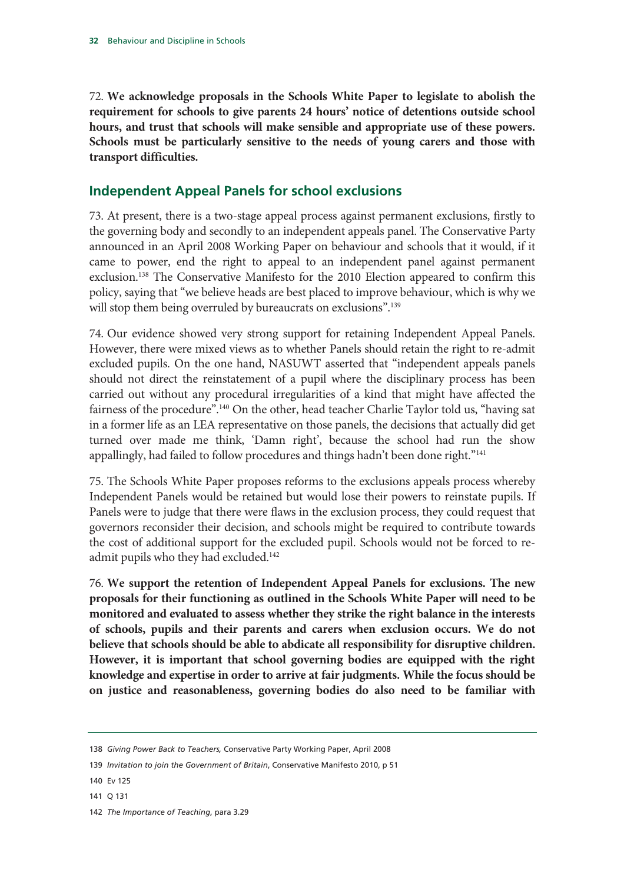72. **We acknowledge proposals in the Schools White Paper to legislate to abolish the requirement for schools to give parents 24 hours' notice of detentions outside school hours, and trust that schools will make sensible and appropriate use of these powers. Schools must be particularly sensitive to the needs of young carers and those with transport difficulties.**

## Independent Appeal Panels for school exclusions

73. At present, there is a two-stage appeal process against permanent exclusions, firstly to the governing body and secondly to an independent appeals panel. The Conservative Party announced in an April 2008 Working Paper on behaviour and schools that it would, if it came to power, end the right to appeal to an independent panel against permanent exclusion.[138] The Conservative Manifesto for the 2010 Election appeared to confirm this policy, saying that "we believe heads are best placed to improve behaviour, which is why we will stop them being overruled by bureaucrats on exclusions".[139]

74. Our evidence showed very strong support for retaining Independent Appeal Panels. However, there were mixed views as to whether Panels should retain the right to re-admit excluded pupils. On the one hand, NASUWT asserted that "independent appeals panels should not direct the reinstatement of a pupil where the disciplinary process has been carried out without any procedural irregularities of a kind that might have affected the fairness of the procedure".[140] On the other, head teacher Charlie Taylor told us, "having sat in a former life as an LEA representative on those panels, the decisions that actually did get turned over made me think, 'Damn right', because the school had run the show appallingly, had failed to follow procedures and things hadn't been done right."[141]

75. The Schools White Paper proposes reforms to the exclusions appeals process whereby Independent Panels would be retained but would lose their powers to reinstate pupils. If Panels were to judge that there were flaws in the exclusion process, they could request that governors reconsider their decision, and schools might be required to contribute towards the cost of additional support for the excluded pupil. Schools would not be forced to re-admit pupils who they had excluded.[142]

76. **We support the retention of Independent Appeal Panels for exclusions. The new proposals for their functioning as outlined in the Schools White Paper will need to be monitored and evaluated to assess whether they strike the right balance in the interests of schools, pupils and their parents and carers when exclusion occurs. We do not believe that schools should be able to abdicate all responsibility for disruptive children. However, it is important that school governing bodies are equipped with the right knowledge and expertise in order to arrive at fair judgments. While the focus should be on justice and reasonableness, governing bodies do also need to be familiar with**

---

138 *Giving Power Back to Teachers,* Conservative Party Working Paper, April 2008

139 *Invitation to join the Government of Britain*, Conservative Manifesto 2010, p 51

140 Ev 125

141 Q 131

142 *The Importance of Teaching*, para 3.29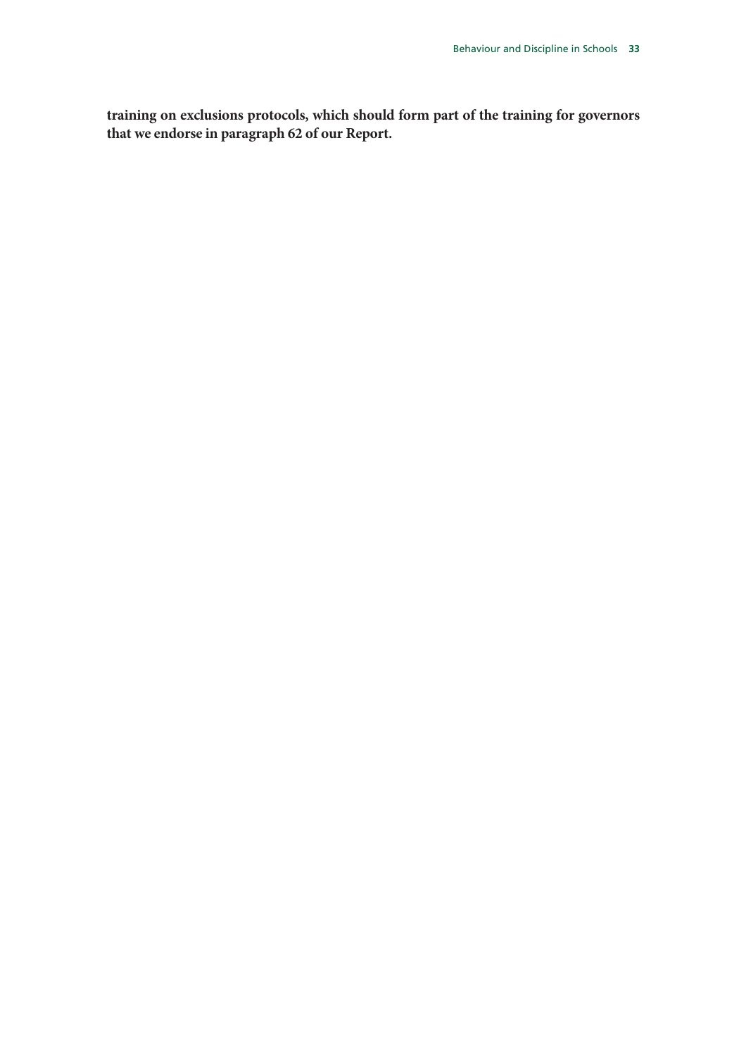**training on exclusions protocols, which should form part of the training for governors that we endorse in paragraph 62 of our Report.**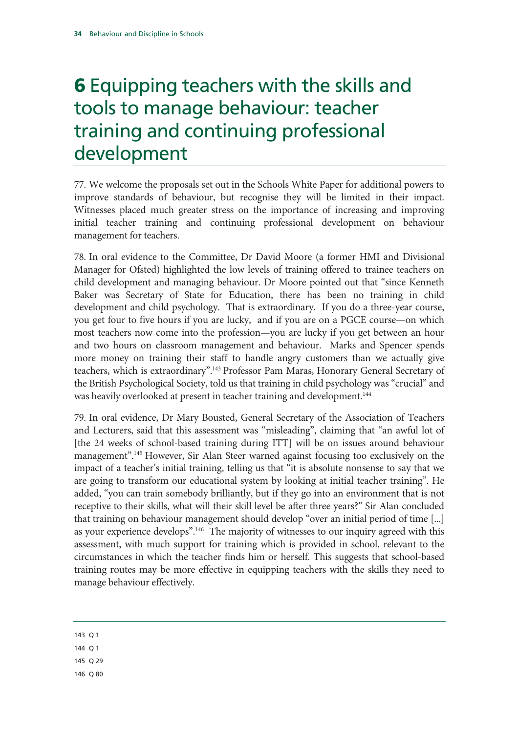# 6 Equipping teachers with the skills and tools to manage behaviour: teacher training and continuing professional development

77. We welcome the proposals set out in the Schools White Paper for additional powers to improve standards of behaviour, but recognise they will be limited in their impact. Witnesses placed much greater stress on the importance of increasing and improving initial teacher training and continuing professional development on behaviour management for teachers.

78. In oral evidence to the Committee, Dr David Moore (a former HMI and Divisional Manager for Ofsted) highlighted the low levels of training offered to trainee teachers on child development and managing behaviour. Dr Moore pointed out that "since Kenneth Baker was Secretary of State for Education, there has been no training in child development and child psychology. That is extraordinary. If you do a three-year course, you get four to five hours if you are lucky, and if you are on a PGCE course—on which most teachers now come into the profession—you are lucky if you get between an hour and two hours on classroom management and behaviour. Marks and Spencer spends more money on training their staff to handle angry customers than we actually give teachers, which is extraordinary".[143] Professor Pam Maras, Honorary General Secretary of the British Psychological Society, told us that training in child psychology was "crucial" and was heavily overlooked at present in teacher training and development.[144]

79. In oral evidence, Dr Mary Bousted, General Secretary of the Association of Teachers and Lecturers, said that this assessment was "misleading", claiming that "an awful lot of [the 24 weeks of school-based training during ITT] will be on issues around behaviour management".[145] However, Sir Alan Steer warned against focusing too exclusively on the impact of a teacher's initial training, telling us that "it is absolute nonsense to say that we are going to transform our educational system by looking at initial teacher training". He added, "you can train somebody brilliantly, but if they go into an environment that is not receptive to their skills, what will their skill level be after three years?" Sir Alan concluded that training on behaviour management should develop "over an initial period of time [...] as your experience develops".[146] The majority of witnesses to our inquiry agreed with this assessment, with much support for training which is provided in school, relevant to the circumstances in which the teacher finds him or herself. This suggests that school-based training routes may be more effective in equipping teachers with the skills they need to manage behaviour effectively.

---

143 Q 1

144 Q 1

145 Q 29

146 Q 80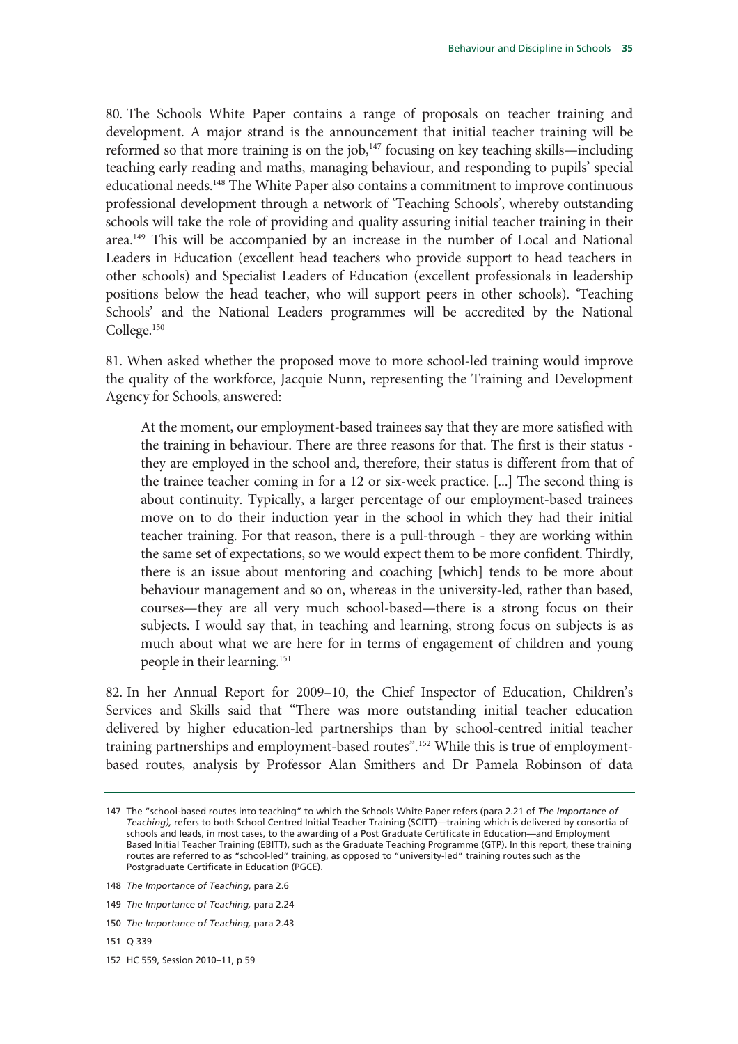80. The Schools White Paper contains a range of proposals on teacher training and development. A major strand is the announcement that initial teacher training will be reformed so that more training is on the job,[147] focusing on key teaching skills—including teaching early reading and maths, managing behaviour, and responding to pupils' special educational needs.[148] The White Paper also contains a commitment to improve continuous professional development through a network of 'Teaching Schools', whereby outstanding schools will take the role of providing and quality assuring initial teacher training in their area.[149] This will be accompanied by an increase in the number of Local and National Leaders in Education (excellent head teachers who provide support to head teachers in other schools) and Specialist Leaders of Education (excellent professionals in leadership positions below the head teacher, who will support peers in other schools). 'Teaching Schools' and the National Leaders programmes will be accredited by the National College.[150]

81. When asked whether the proposed move to more school-led training would improve the quality of the workforce, Jacquie Nunn, representing the Training and Development Agency for Schools, answered:

> At the moment, our employment-based trainees say that they are more satisfied with the training in behaviour. There are three reasons for that. The first is their status - they are employed in the school and, therefore, their status is different from that of the trainee teacher coming in for a 12 or six-week practice. [...] The second thing is about continuity. Typically, a larger percentage of our employment-based trainees move on to do their induction year in the school in which they had their initial teacher training. For that reason, there is a pull-through - they are working within the same set of expectations, so we would expect them to be more confident. Thirdly, there is an issue about mentoring and coaching [which] tends to be more about behaviour management and so on, whereas in the university-led, rather than based, courses—they are all very much school-based—there is a strong focus on their subjects. I would say that, in teaching and learning, strong focus on subjects is as much about what we are here for in terms of engagement of children and young people in their learning.[151]

82. In her Annual Report for 2009–10, the Chief Inspector of Education, Children's Services and Skills said that "There was more outstanding initial teacher education delivered by higher education-led partnerships than by school-centred initial teacher training partnerships and employment-based routes".[152] While this is true of employment-based routes, analysis by Professor Alan Smithers and Dr Pamela Robinson of data

---

147 The "school-based routes into teaching" to which the Schools White Paper refers (para 2.21 of *The Importance of Teaching),* refers to both School Centred Initial Teacher Training (SCITT)—training which is delivered by consortia of schools and leads, in most cases, to the awarding of a Post Graduate Certificate in Education—and Employment Based Initial Teacher Training (EBITT), such as the Graduate Teaching Programme (GTP). In this report, these training routes are referred to as "school-led" training, as opposed to "university-led" training routes such as the Postgraduate Certificate in Education (PGCE).

148 *The Importance of Teaching*, para 2.6

149 *The Importance of Teaching,* para 2.24

150 *The Importance of Teaching,* para 2.43

151 Q 339

152 HC 559, Session 2010–11, p 59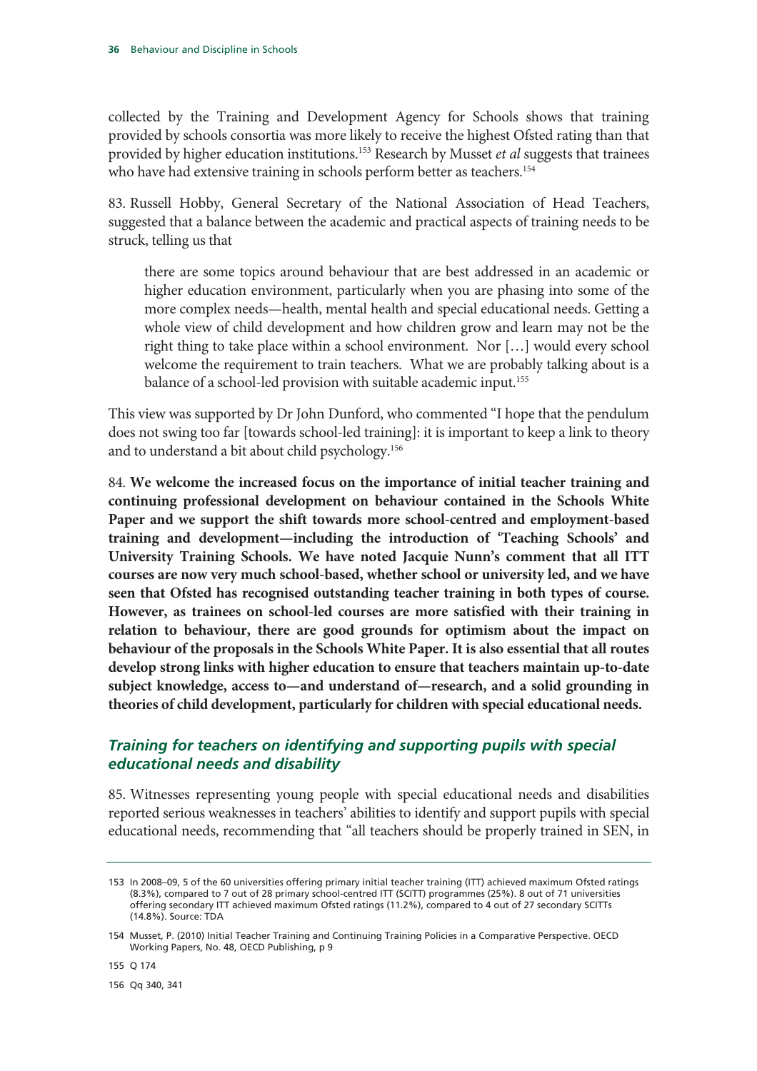collected by the Training and Development Agency for Schools shows that training provided by schools consortia was more likely to receive the highest Ofsted rating than that provided by higher education institutions.[153] Research by Musset *et al* suggests that trainees who have had extensive training in schools perform better as teachers.[154]

83. Russell Hobby, General Secretary of the National Association of Head Teachers, suggested that a balance between the academic and practical aspects of training needs to be struck, telling us that

> there are some topics around behaviour that are best addressed in an academic or higher education environment, particularly when you are phasing into some of the more complex needs—health, mental health and special educational needs. Getting a whole view of child development and how children grow and learn may not be the right thing to take place within a school environment. Nor […] would every school welcome the requirement to train teachers. What we are probably talking about is a balance of a school-led provision with suitable academic input.[155]

This view was supported by Dr John Dunford, who commented "I hope that the pendulum does not swing too far [towards school-led training]: it is important to keep a link to theory and to understand a bit about child psychology.[156]

84. **We welcome the increased focus on the importance of initial teacher training and continuing professional development on behaviour contained in the Schools White Paper and we support the shift towards more school-centred and employment-based training and development—including the introduction of 'Teaching Schools' and University Training Schools. We have noted Jacquie Nunn's comment that all ITT courses are now very much school-based, whether school or university led, and we have seen that Ofsted has recognised outstanding teacher training in both types of course. However, as trainees on school-led courses are more satisfied with their training in relation to behaviour, there are good grounds for optimism about the impact on behaviour of the proposals in the Schools White Paper. It is also essential that all routes develop strong links with higher education to ensure that teachers maintain up-to-date subject knowledge, access to—and understand of—research, and a solid grounding in theories of child development, particularly for children with special educational needs.**

### *Training for teachers on identifying and supporting pupils with special educational needs and disability*

85. Witnesses representing young people with special educational needs and disabilities reported serious weaknesses in teachers' abilities to identify and support pupils with special educational needs, recommending that "all teachers should be properly trained in SEN, in

---

153 In 2008–09, 5 of the 60 universities offering primary initial teacher training (ITT) achieved maximum Ofsted ratings (8.3%), compared to 7 out of 28 primary school-centred ITT (SCITT) programmes (25%). 8 out of 71 universities offering secondary ITT achieved maximum Ofsted ratings (11.2%), compared to 4 out of 27 secondary SCITTs (14.8%). Source: TDA

154 Musset, P. (2010) Initial Teacher Training and Continuing Training Policies in a Comparative Perspective. OECD Working Papers, No. 48, OECD Publishing, p 9

155 Q 174

156 Qq 340, 341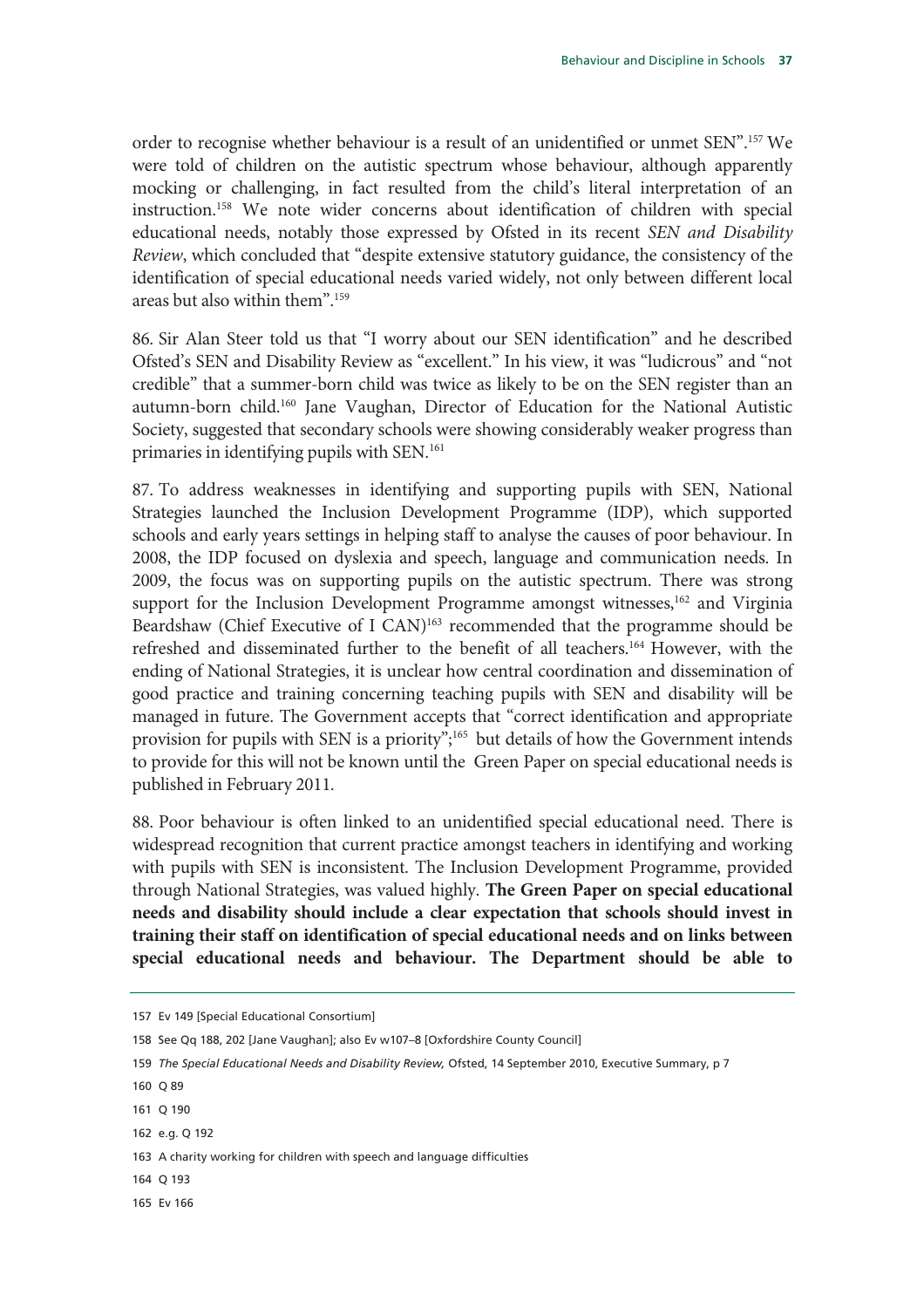order to recognise whether behaviour is a result of an unidentified or unmet SEN".[157] We were told of children on the autistic spectrum whose behaviour, although apparently mocking or challenging, in fact resulted from the child's literal interpretation of an instruction.[158] We note wider concerns about identification of children with special educational needs, notably those expressed by Ofsted in its recent *SEN and Disability Review*, which concluded that "despite extensive statutory guidance, the consistency of the identification of special educational needs varied widely, not only between different local areas but also within them".[159]

86. Sir Alan Steer told us that "I worry about our SEN identification" and he described Ofsted's SEN and Disability Review as "excellent." In his view, it was "ludicrous" and "not credible" that a summer-born child was twice as likely to be on the SEN register than an autumn-born child.[160] Jane Vaughan, Director of Education for the National Autistic Society, suggested that secondary schools were showing considerably weaker progress than primaries in identifying pupils with SEN.[161]

87. To address weaknesses in identifying and supporting pupils with SEN, National Strategies launched the Inclusion Development Programme (IDP), which supported schools and early years settings in helping staff to analyse the causes of poor behaviour. In 2008, the IDP focused on dyslexia and speech, language and communication needs. In 2009, the focus was on supporting pupils on the autistic spectrum. There was strong support for the Inclusion Development Programme amongst witnesses,[162] and Virginia Beardshaw (Chief Executive of I CAN)[163] recommended that the programme should be refreshed and disseminated further to the benefit of all teachers.[164] However, with the ending of National Strategies, it is unclear how central coordination and dissemination of good practice and training concerning teaching pupils with SEN and disability will be managed in future. The Government accepts that "correct identification and appropriate provision for pupils with SEN is a priority";[165] but details of how the Government intends to provide for this will not be known until the Green Paper on special educational needs is published in February 2011.

88. Poor behaviour is often linked to an unidentified special educational need. There is widespread recognition that current practice amongst teachers in identifying and working with pupils with SEN is inconsistent. The Inclusion Development Programme, provided through National Strategies, was valued highly. **The Green Paper on special educational needs and disability should include a clear expectation that schools should invest in training their staff on identification of special educational needs and on links between special educational needs and behaviour. The Department should be able to**

157 Ev 149 [Special Educational Consortium]

158 See Qq 188, 202 [Jane Vaughan]; also Ev w107–8 [Oxfordshire County Council]

159 *The Special Educational Needs and Disability Review,* Ofsted, 14 September 2010, Executive Summary, p 7

160 Q 89

161 Q 190

162 e.g. Q 192

163 A charity working for children with speech and language difficulties

164 Q 193

165 Ev 166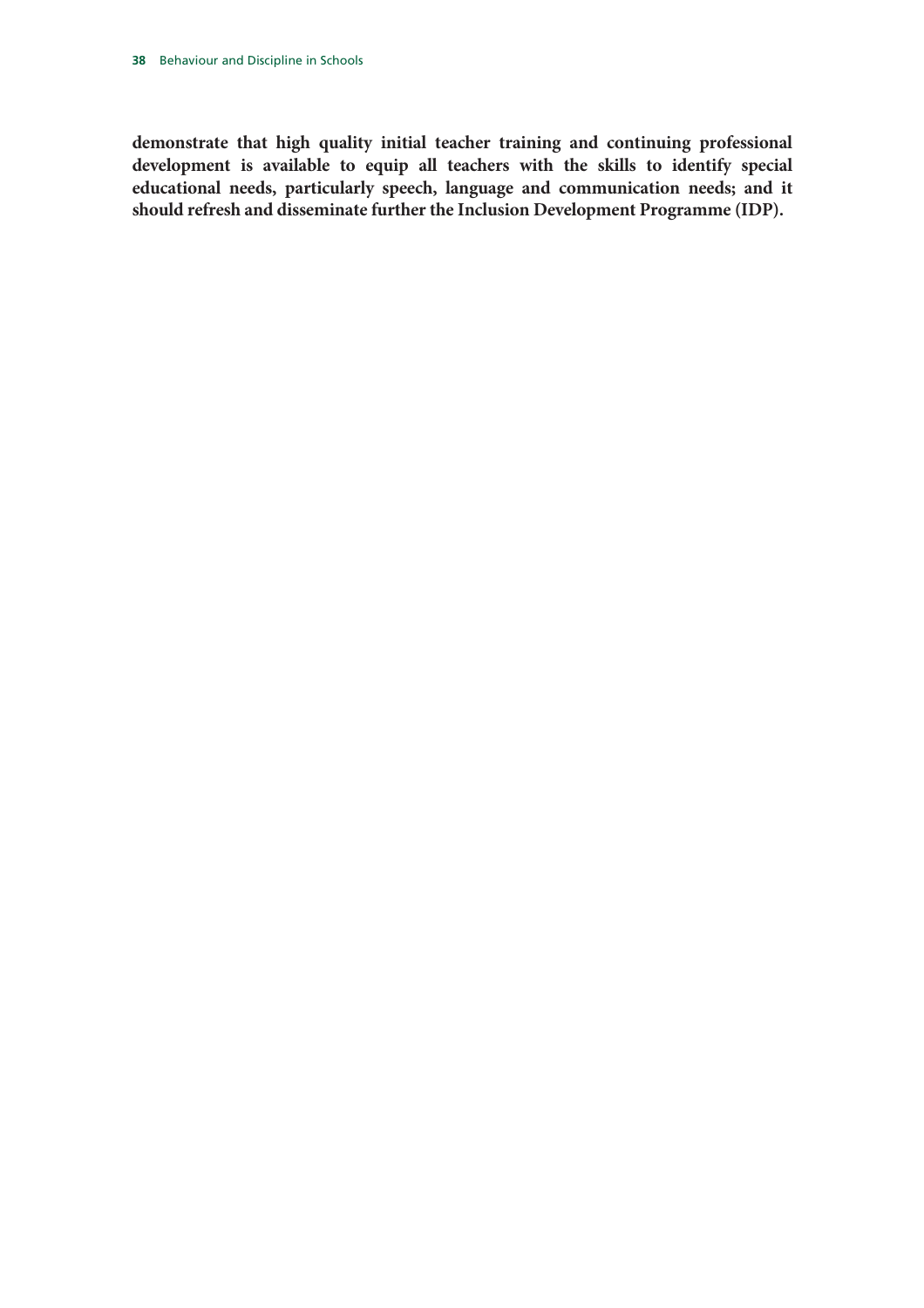**demonstrate that high quality initial teacher training and continuing professional development is available to equip all teachers with the skills to identify special educational needs, particularly speech, language and communication needs; and it should refresh and disseminate further the Inclusion Development Programme (IDP).**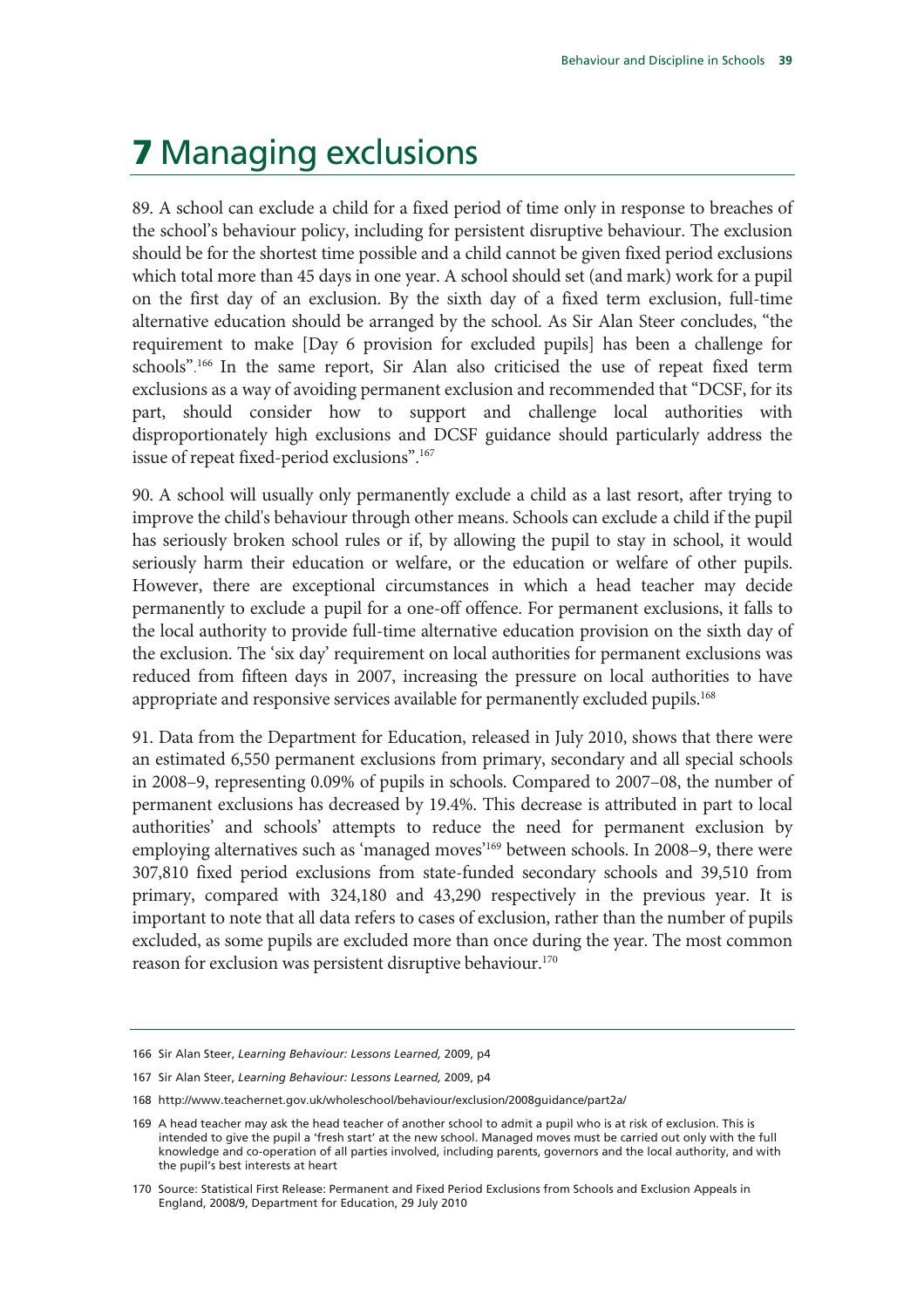# 7 Managing exclusions

89. A school can exclude a child for a fixed period of time only in response to breaches of the school's behaviour policy, including for persistent disruptive behaviour. The exclusion should be for the shortest time possible and a child cannot be given fixed period exclusions which total more than 45 days in one year. A school should set (and mark) work for a pupil on the first day of an exclusion. By the sixth day of a fixed term exclusion, full-time alternative education should be arranged by the school. As Sir Alan Steer concludes, "the requirement to make [Day 6 provision for excluded pupils] has been a challenge for schools".[166] In the same report, Sir Alan also criticised the use of repeat fixed term exclusions as a way of avoiding permanent exclusion and recommended that "DCSF, for its part, should consider how to support and challenge local authorities with disproportionately high exclusions and DCSF guidance should particularly address the issue of repeat fixed-period exclusions".[167]

90. A school will usually only permanently exclude a child as a last resort, after trying to improve the child's behaviour through other means. Schools can exclude a child if the pupil has seriously broken school rules or if, by allowing the pupil to stay in school, it would seriously harm their education or welfare, or the education or welfare of other pupils. However, there are exceptional circumstances in which a head teacher may decide permanently to exclude a pupil for a one-off offence. For permanent exclusions, it falls to the local authority to provide full-time alternative education provision on the sixth day of the exclusion. The 'six day' requirement on local authorities for permanent exclusions was reduced from fifteen days in 2007, increasing the pressure on local authorities to have appropriate and responsive services available for permanently excluded pupils.[168]

91. Data from the Department for Education, released in July 2010, shows that there were an estimated 6,550 permanent exclusions from primary, secondary and all special schools in 2008–9, representing 0.09% of pupils in schools. Compared to 2007–08, the number of permanent exclusions has decreased by 19.4%. This decrease is attributed in part to local authorities' and schools' attempts to reduce the need for permanent exclusion by employing alternatives such as 'managed moves'[169] between schools. In 2008–9, there were 307,810 fixed period exclusions from state-funded secondary schools and 39,510 from primary, compared with 324,180 and 43,290 respectively in the previous year. It is important to note that all data refers to cases of exclusion, rather than the number of pupils excluded, as some pupils are excluded more than once during the year. The most common reason for exclusion was persistent disruptive behaviour.[170]

---

166 Sir Alan Steer, *Learning Behaviour: Lessons Learned,* 2009, p4

167 Sir Alan Steer, *Learning Behaviour: Lessons Learned,* 2009, p4

168 http://www.teachernet.gov.uk/wholeschool/behaviour/exclusion/2008guidance/part2a/

169 A head teacher may ask the head teacher of another school to admit a pupil who is at risk of exclusion. This is intended to give the pupil a 'fresh start' at the new school. Managed moves must be carried out only with the full knowledge and co-operation of all parties involved, including parents, governors and the local authority, and with the pupil's best interests at heart

170 Source: Statistical First Release: Permanent and Fixed Period Exclusions from Schools and Exclusion Appeals in England, 2008/9, Department for Education, 29 July 2010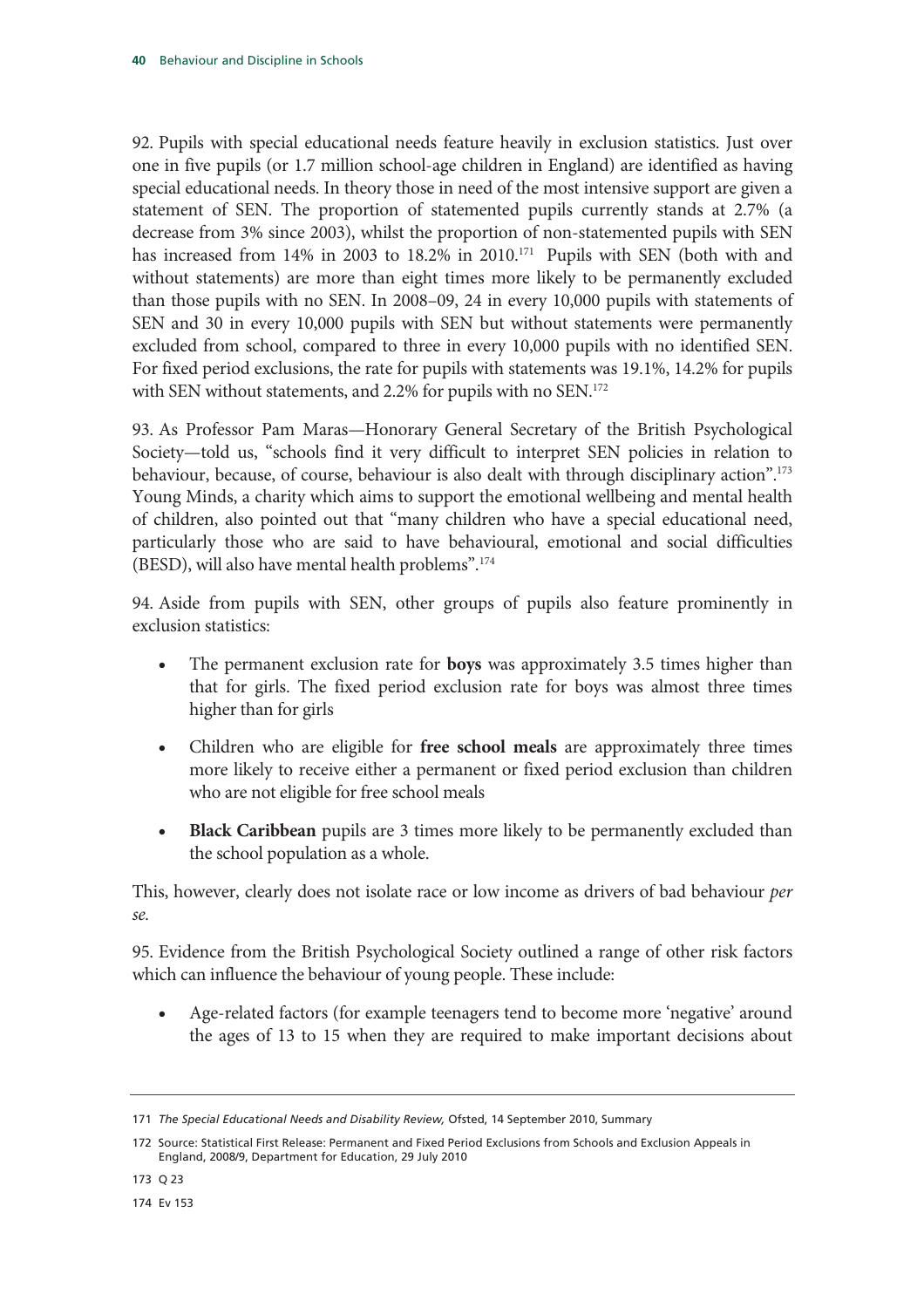92. Pupils with special educational needs feature heavily in exclusion statistics. Just over one in five pupils (or 1.7 million school-age children in England) are identified as having special educational needs. In theory those in need of the most intensive support are given a statement of SEN. The proportion of statemented pupils currently stands at 2.7% (a decrease from 3% since 2003), whilst the proportion of non-statemented pupils with SEN has increased from 14% in 2003 to 18.2% in 2010.[171] Pupils with SEN (both with and without statements) are more than eight times more likely to be permanently excluded than those pupils with no SEN. In 2008–09, 24 in every 10,000 pupils with statements of SEN and 30 in every 10,000 pupils with SEN but without statements were permanently excluded from school, compared to three in every 10,000 pupils with no identified SEN. For fixed period exclusions, the rate for pupils with statements was 19.1%, 14.2% for pupils with SEN without statements, and 2.2% for pupils with no SEN.[172]

93. As Professor Pam Maras—Honorary General Secretary of the British Psychological Society—told us, "schools find it very difficult to interpret SEN policies in relation to behaviour, because, of course, behaviour is also dealt with through disciplinary action".[173] Young Minds, a charity which aims to support the emotional wellbeing and mental health of children, also pointed out that "many children who have a special educational need, particularly those who are said to have behavioural, emotional and social difficulties (BESD), will also have mental health problems".[174]

94. Aside from pupils with SEN, other groups of pupils also feature prominently in exclusion statistics:

- The permanent exclusion rate for **boys** was approximately 3.5 times higher than that for girls. The fixed period exclusion rate for boys was almost three times higher than for girls
- Children who are eligible for **free school meals** are approximately three times more likely to receive either a permanent or fixed period exclusion than children who are not eligible for free school meals
- **Black Caribbean** pupils are 3 times more likely to be permanently excluded than the school population as a whole.

This, however, clearly does not isolate race or low income as drivers of bad behaviour *per se*.

95. Evidence from the British Psychological Society outlined a range of other risk factors which can influence the behaviour of young people. These include:

- Age-related factors (for example teenagers tend to become more 'negative' around the ages of 13 to 15 when they are required to make important decisions about

---

171 *The Special Educational Needs and Disability Review,* Ofsted, 14 September 2010, Summary

172 Source: Statistical First Release: Permanent and Fixed Period Exclusions from Schools and Exclusion Appeals in England, 2008/9, Department for Education, 29 July 2010

173 Q 23

174 Ev 153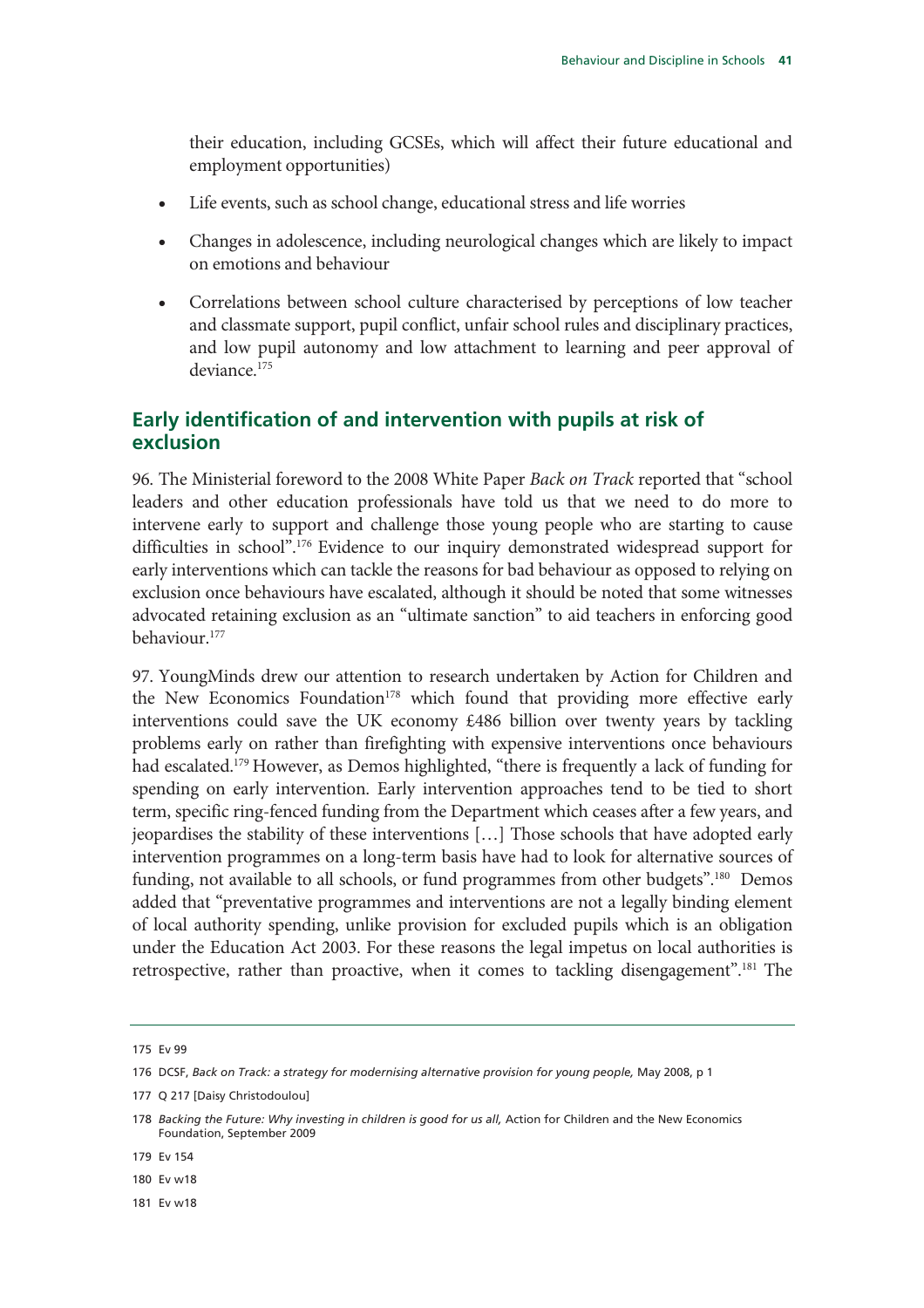their education, including GCSEs, which will affect their future educational and employment opportunities)

- Life events, such as school change, educational stress and life worries
- Changes in adolescence, including neurological changes which are likely to impact on emotions and behaviour
- Correlations between school culture characterised by perceptions of low teacher and classmate support, pupil conflict, unfair school rules and disciplinary practices, and low pupil autonomy and low attachment to learning and peer approval of deviance.[175]

## Early identification of and intervention with pupils at risk of exclusion

96. The Ministerial foreword to the 2008 White Paper *Back on Track* reported that "school leaders and other education professionals have told us that we need to do more to intervene early to support and challenge those young people who are starting to cause difficulties in school".[176] Evidence to our inquiry demonstrated widespread support for early interventions which can tackle the reasons for bad behaviour as opposed to relying on exclusion once behaviours have escalated, although it should be noted that some witnesses advocated retaining exclusion as an "ultimate sanction" to aid teachers in enforcing good behaviour.[177]

97. YoungMinds drew our attention to research undertaken by Action for Children and the New Economics Foundation[178] which found that providing more effective early interventions could save the UK economy £486 billion over twenty years by tackling problems early on rather than firefighting with expensive interventions once behaviours had escalated.[179] However, as Demos highlighted, "there is frequently a lack of funding for spending on early intervention. Early intervention approaches tend to be tied to short term, specific ring-fenced funding from the Department which ceases after a few years, and jeopardises the stability of these interventions […] Those schools that have adopted early intervention programmes on a long-term basis have had to look for alternative sources of funding, not available to all schools, or fund programmes from other budgets".[180] Demos added that "preventative programmes and interventions are not a legally binding element of local authority spending, unlike provision for excluded pupils which is an obligation under the Education Act 2003. For these reasons the legal impetus on local authorities is retrospective, rather than proactive, when it comes to tackling disengagement".[181] The

---

175 Ev 99

176 DCSF, *Back on Track: a strategy for modernising alternative provision for young people,* May 2008, p 1

177 Q 217 [Daisy Christodoulou]

178 *Backing the Future: Why investing in children is good for us all,* Action for Children and the New Economics Foundation, September 2009

179 Ev 154

180 Ev w18

181 Ev w18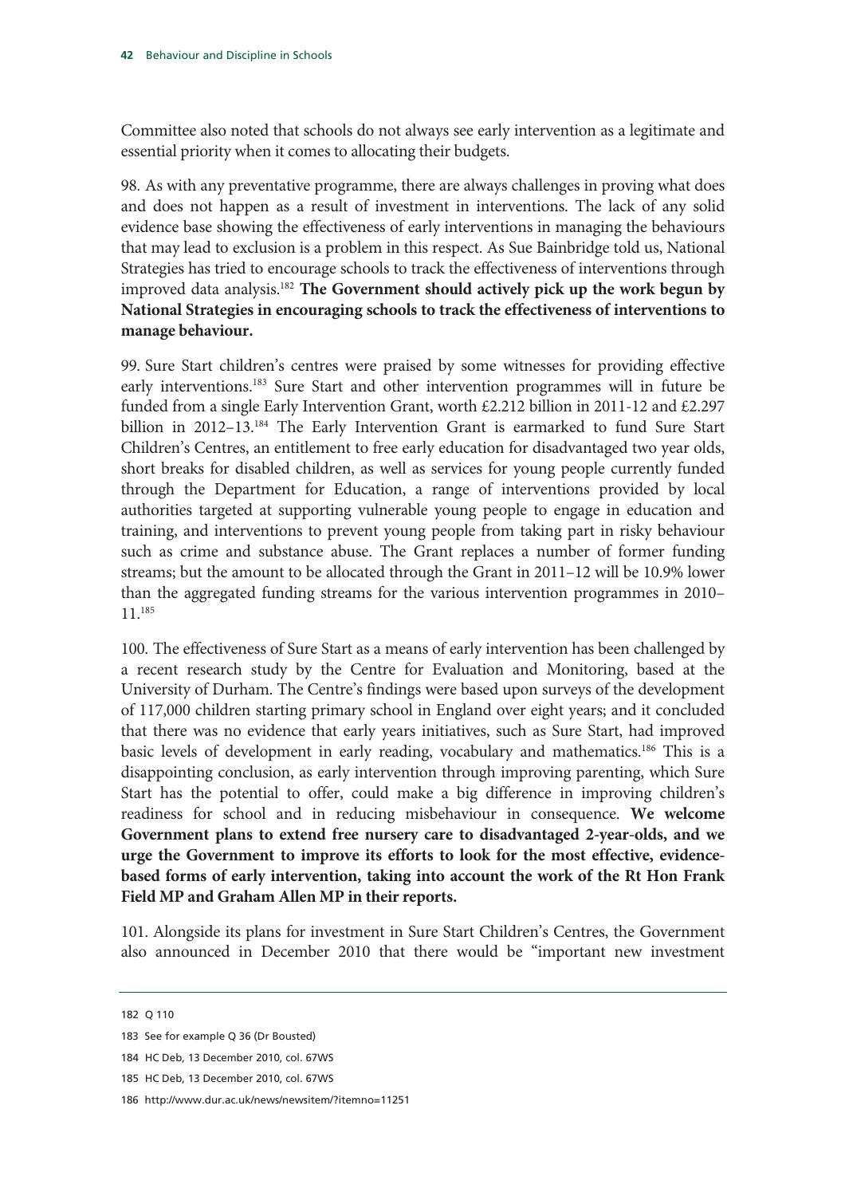Committee also noted that schools do not always see early intervention as a legitimate and essential priority when it comes to allocating their budgets.

98. As with any preventative programme, there are always challenges in proving what does and does not happen as a result of investment in interventions. The lack of any solid evidence base showing the effectiveness of early interventions in managing the behaviours that may lead to exclusion is a problem in this respect. As Sue Bainbridge told us, National Strategies has tried to encourage schools to track the effectiveness of interventions through improved data analysis.[182] **The Government should actively pick up the work begun by National Strategies in encouraging schools to track the effectiveness of interventions to manage behaviour.**

99. Sure Start children's centres were praised by some witnesses for providing effective early interventions.[183] Sure Start and other intervention programmes will in future be funded from a single Early Intervention Grant, worth £2.212 billion in 2011-12 and £2.297 billion in 2012–13.[184] The Early Intervention Grant is earmarked to fund Sure Start Children's Centres, an entitlement to free early education for disadvantaged two year olds, short breaks for disabled children, as well as services for young people currently funded through the Department for Education, a range of interventions provided by local authorities targeted at supporting vulnerable young people to engage in education and training, and interventions to prevent young people from taking part in risky behaviour such as crime and substance abuse. The Grant replaces a number of former funding streams; but the amount to be allocated through the Grant in 2011–12 will be 10.9% lower than the aggregated funding streams for the various intervention programmes in 2010–11.[185]

100. The effectiveness of Sure Start as a means of early intervention has been challenged by a recent research study by the Centre for Evaluation and Monitoring, based at the University of Durham. The Centre's findings were based upon surveys of the development of 117,000 children starting primary school in England over eight years; and it concluded that there was no evidence that early years initiatives, such as Sure Start, had improved basic levels of development in early reading, vocabulary and mathematics.[186] This is a disappointing conclusion, as early intervention through improving parenting, which Sure Start has the potential to offer, could make a big difference in improving children's readiness for school and in reducing misbehaviour in consequence. **We welcome Government plans to extend free nursery care to disadvantaged 2-year-olds, and we urge the Government to improve its efforts to look for the most effective, evidence-based forms of early intervention, taking into account the work of the Rt Hon Frank Field MP and Graham Allen MP in their reports.**

101. Alongside its plans for investment in Sure Start Children's Centres, the Government also announced in December 2010 that there would be "important new investment

---

182 Q 110

183 See for example Q 36 (Dr Bousted)

184 HC Deb, 13 December 2010, col. 67WS

185 HC Deb, 13 December 2010, col. 67WS

186 http://www.dur.ac.uk/news/newsitem/?itemno=11251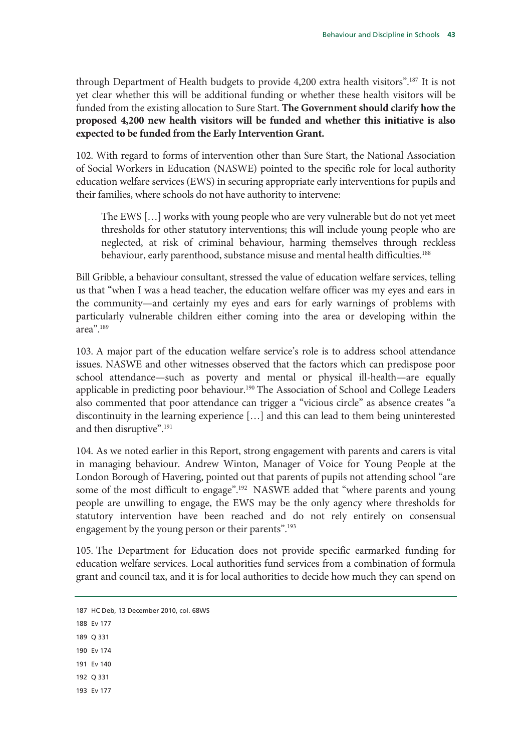through Department of Health budgets to provide 4,200 extra health visitors".[187] It is not yet clear whether this will be additional funding or whether these health visitors will be funded from the existing allocation to Sure Start. **The Government should clarify how the proposed 4,200 new health visitors will be funded and whether this initiative is also expected to be funded from the Early Intervention Grant.**

102. With regard to forms of intervention other than Sure Start, the National Association of Social Workers in Education (NASWE) pointed to the specific role for local authority education welfare services (EWS) in securing appropriate early interventions for pupils and their families, where schools do not have authority to intervene:

> The EWS […] works with young people who are very vulnerable but do not yet meet thresholds for other statutory interventions; this will include young people who are neglected, at risk of criminal behaviour, harming themselves through reckless behaviour, early parenthood, substance misuse and mental health difficulties.[188]

Bill Gribble, a behaviour consultant, stressed the value of education welfare services, telling us that "when I was a head teacher, the education welfare officer was my eyes and ears in the community—and certainly my eyes and ears for early warnings of problems with particularly vulnerable children either coming into the area or developing within the area".[189]

103. A major part of the education welfare service's role is to address school attendance issues. NASWE and other witnesses observed that the factors which can predispose poor school attendance—such as poverty and mental or physical ill-health—are equally applicable in predicting poor behaviour.[190] The Association of School and College Leaders also commented that poor attendance can trigger a "vicious circle" as absence creates "a discontinuity in the learning experience […] and this can lead to them being uninterested and then disruptive".[191]

104. As we noted earlier in this Report, strong engagement with parents and carers is vital in managing behaviour. Andrew Winton, Manager of Voice for Young People at the London Borough of Havering, pointed out that parents of pupils not attending school "are some of the most difficult to engage".[192] NASWE added that "where parents and young people are unwilling to engage, the EWS may be the only agency where thresholds for statutory intervention have been reached and do not rely entirely on consensual engagement by the young person or their parents".[193]

105. The Department for Education does not provide specific earmarked funding for education welfare services. Local authorities fund services from a combination of formula grant and council tax, and it is for local authorities to decide how much they can spend on

---

187 HC Deb, 13 December 2010, col. 68WS

188 Ev 177

189 Q 331

190 Ev 174

191 Ev 140

192 Q 331

193 Ev 177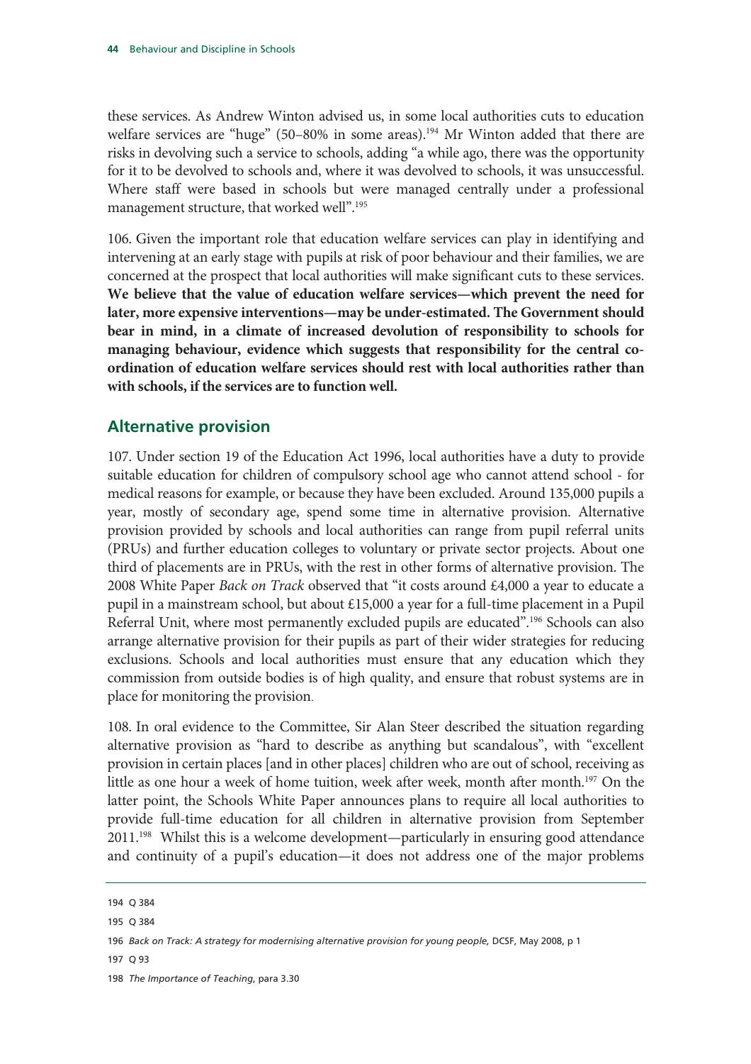these services. As Andrew Winton advised us, in some local authorities cuts to education welfare services are "huge" (50–80% in some areas).[194] Mr Winton added that there are risks in devolving such a service to schools, adding "a while ago, there was the opportunity for it to be devolved to schools and, where it was devolved to schools, it was unsuccessful. Where staff were based in schools but were managed centrally under a professional management structure, that worked well".[195]

106. Given the important role that education welfare services can play in identifying and intervening at an early stage with pupils at risk of poor behaviour and their families, we are concerned at the prospect that local authorities will make significant cuts to these services. **We believe that the value of education welfare services—which prevent the need for later, more expensive interventions—may be under-estimated. The Government should bear in mind, in a climate of increased devolution of responsibility to schools for managing behaviour, evidence which suggests that responsibility for the central co-ordination of education welfare services should rest with local authorities rather than with schools, if the services are to function well.**

## Alternative provision

107. Under section 19 of the Education Act 1996, local authorities have a duty to provide suitable education for children of compulsory school age who cannot attend school - for medical reasons for example, or because they have been excluded. Around 135,000 pupils a year, mostly of secondary age, spend some time in alternative provision. Alternative provision provided by schools and local authorities can range from pupil referral units (PRUs) and further education colleges to voluntary or private sector projects. About one third of placements are in PRUs, with the rest in other forms of alternative provision. The 2008 White Paper *Back on Track* observed that "it costs around £4,000 a year to educate a pupil in a mainstream school, but about £15,000 a year for a full-time placement in a Pupil Referral Unit, where most permanently excluded pupils are educated".[196] Schools can also arrange alternative provision for their pupils as part of their wider strategies for reducing exclusions. Schools and local authorities must ensure that any education which they commission from outside bodies is of high quality, and ensure that robust systems are in place for monitoring the provision.

108. In oral evidence to the Committee, Sir Alan Steer described the situation regarding alternative provision as "hard to describe as anything but scandalous", with "excellent provision in certain places [and in other places] children who are out of school, receiving as little as one hour a week of home tuition, week after week, month after month.[197] On the latter point, the Schools White Paper announces plans to require all local authorities to provide full-time education for all children in alternative provision from September 2011.[198] Whilst this is a welcome development—particularly in ensuring good attendance and continuity of a pupil's education—it does not address one of the major problems

194 Q 384

195 Q 384

196 *Back on Track: A strategy for modernising alternative provision for young people,* DCSF, May 2008, p 1

197 Q 93

198 *The Importance of Teaching*, para 3.30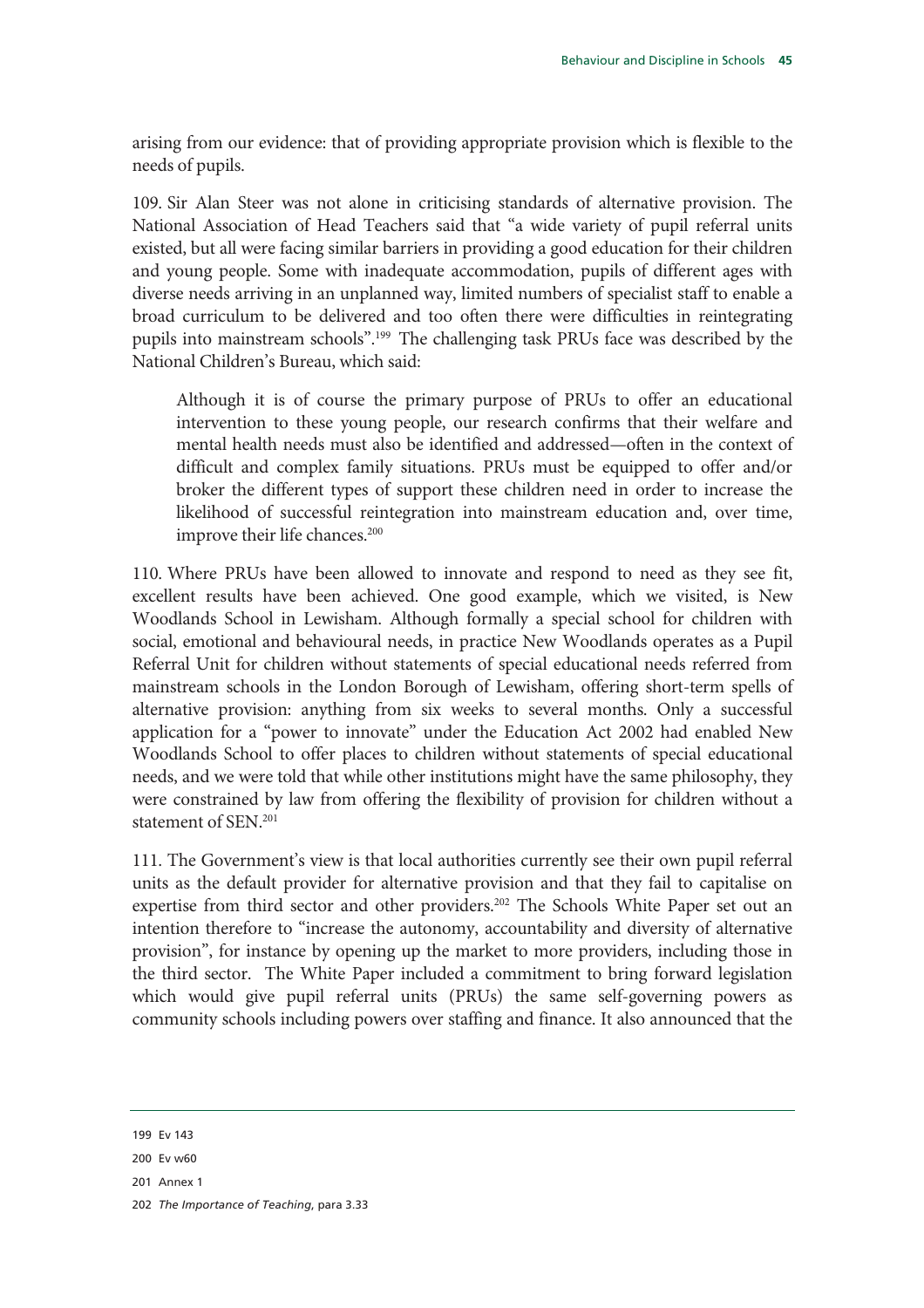arising from our evidence: that of providing appropriate provision which is flexible to the needs of pupils.

109. Sir Alan Steer was not alone in criticising standards of alternative provision. The National Association of Head Teachers said that "a wide variety of pupil referral units existed, but all were facing similar barriers in providing a good education for their children and young people. Some with inadequate accommodation, pupils of different ages with diverse needs arriving in an unplanned way, limited numbers of specialist staff to enable a broad curriculum to be delivered and too often there were difficulties in reintegrating pupils into mainstream schools".[199] The challenging task PRUs face was described by the National Children's Bureau, which said:

> Although it is of course the primary purpose of PRUs to offer an educational intervention to these young people, our research confirms that their welfare and mental health needs must also be identified and addressed—often in the context of difficult and complex family situations. PRUs must be equipped to offer and/or broker the different types of support these children need in order to increase the likelihood of successful reintegration into mainstream education and, over time, improve their life chances.[200]

110. Where PRUs have been allowed to innovate and respond to need as they see fit, excellent results have been achieved. One good example, which we visited, is New Woodlands School in Lewisham. Although formally a special school for children with social, emotional and behavioural needs, in practice New Woodlands operates as a Pupil Referral Unit for children without statements of special educational needs referred from mainstream schools in the London Borough of Lewisham, offering short-term spells of alternative provision: anything from six weeks to several months. Only a successful application for a "power to innovate" under the Education Act 2002 had enabled New Woodlands School to offer places to children without statements of special educational needs, and we were told that while other institutions might have the same philosophy, they were constrained by law from offering the flexibility of provision for children without a statement of SEN.[201]

111. The Government's view is that local authorities currently see their own pupil referral units as the default provider for alternative provision and that they fail to capitalise on expertise from third sector and other providers.[202] The Schools White Paper set out an intention therefore to "increase the autonomy, accountability and diversity of alternative provision", for instance by opening up the market to more providers, including those in the third sector. The White Paper included a commitment to bring forward legislation which would give pupil referral units (PRUs) the same self-governing powers as community schools including powers over staffing and finance. It also announced that the

---

199 Ev 143

200 Ev w60

201 Annex 1

202 *The Importance of Teaching*, para 3.33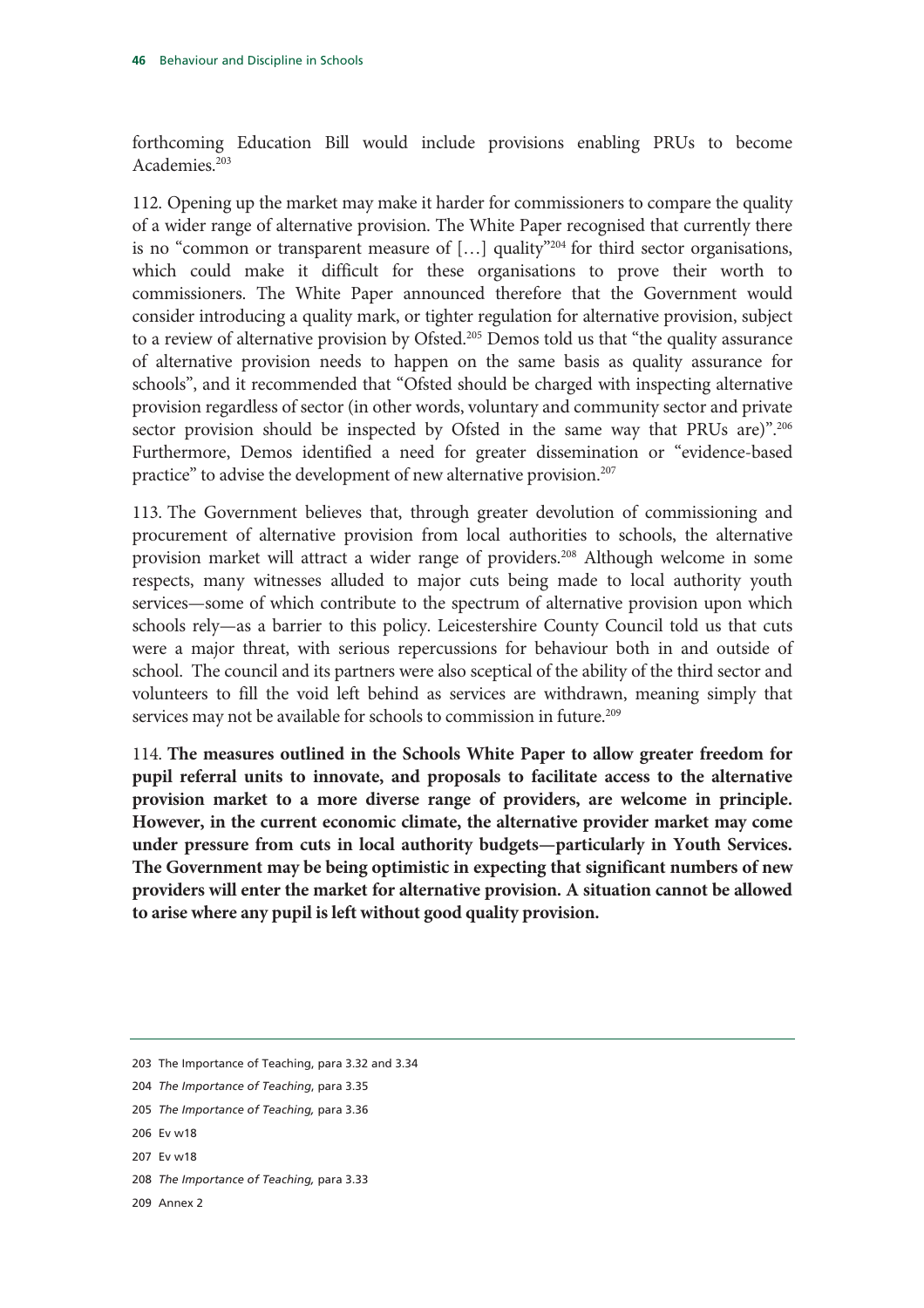forthcoming Education Bill would include provisions enabling PRUs to become Academies.[203]

112. Opening up the market may make it harder for commissioners to compare the quality of a wider range of alternative provision. The White Paper recognised that currently there is no "common or transparent measure of […] quality"[204] for third sector organisations, which could make it difficult for these organisations to prove their worth to commissioners. The White Paper announced therefore that the Government would consider introducing a quality mark, or tighter regulation for alternative provision, subject to a review of alternative provision by Ofsted.[205] Demos told us that "the quality assurance of alternative provision needs to happen on the same basis as quality assurance for schools", and it recommended that "Ofsted should be charged with inspecting alternative provision regardless of sector (in other words, voluntary and community sector and private sector provision should be inspected by Ofsted in the same way that PRUs are)".[206] Furthermore, Demos identified a need for greater dissemination or "evidence-based practice" to advise the development of new alternative provision.[207]

113. The Government believes that, through greater devolution of commissioning and procurement of alternative provision from local authorities to schools, the alternative provision market will attract a wider range of providers.[208] Although welcome in some respects, many witnesses alluded to major cuts being made to local authority youth services—some of which contribute to the spectrum of alternative provision upon which schools rely—as a barrier to this policy. Leicestershire County Council told us that cuts were a major threat, with serious repercussions for behaviour both in and outside of school. The council and its partners were also sceptical of the ability of the third sector and volunteers to fill the void left behind as services are withdrawn, meaning simply that services may not be available for schools to commission in future.[209]

114. **The measures outlined in the Schools White Paper to allow greater freedom for pupil referral units to innovate, and proposals to facilitate access to the alternative provision market to a more diverse range of providers, are welcome in principle. However, in the current economic climate, the alternative provider market may come under pressure from cuts in local authority budgets—particularly in Youth Services. The Government may be being optimistic in expecting that significant numbers of new providers will enter the market for alternative provision. A situation cannot be allowed to arise where any pupil is left without good quality provision.**

---

203 The Importance of Teaching, para 3.32 and 3.34

204 *The Importance of Teaching*, para 3.35

205 *The Importance of Teaching,* para 3.36

206 Ev w18

207 Ev w18

208 *The Importance of Teaching,* para 3.33

209 Annex 2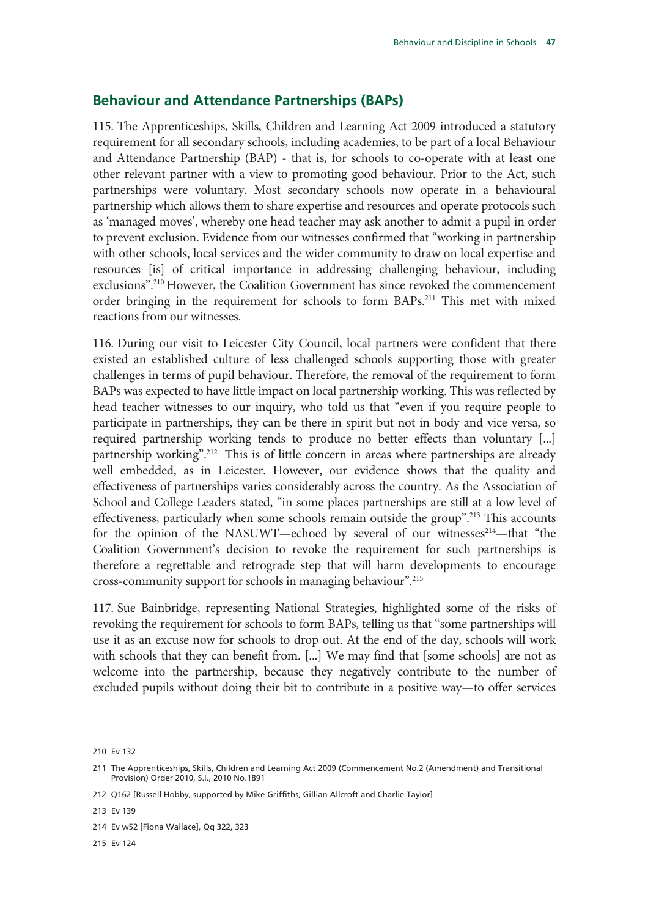## Behaviour and Attendance Partnerships (BAPs)

115. The Apprenticeships, Skills, Children and Learning Act 2009 introduced a statutory requirement for all secondary schools, including academies, to be part of a local Behaviour and Attendance Partnership (BAP) - that is, for schools to co-operate with at least one other relevant partner with a view to promoting good behaviour. Prior to the Act, such partnerships were voluntary. Most secondary schools now operate in a behavioural partnership which allows them to share expertise and resources and operate protocols such as 'managed moves', whereby one head teacher may ask another to admit a pupil in order to prevent exclusion. Evidence from our witnesses confirmed that "working in partnership with other schools, local services and the wider community to draw on local expertise and resources [is] of critical importance in addressing challenging behaviour, including exclusions".[210] However, the Coalition Government has since revoked the commencement order bringing in the requirement for schools to form BAPs.[211] This met with mixed reactions from our witnesses.

116. During our visit to Leicester City Council, local partners were confident that there existed an established culture of less challenged schools supporting those with greater challenges in terms of pupil behaviour. Therefore, the removal of the requirement to form BAPs was expected to have little impact on local partnership working. This was reflected by head teacher witnesses to our inquiry, who told us that "even if you require people to participate in partnerships, they can be there in spirit but not in body and vice versa, so required partnership working tends to produce no better effects than voluntary [...] partnership working".[212] This is of little concern in areas where partnerships are already well embedded, as in Leicester. However, our evidence shows that the quality and effectiveness of partnerships varies considerably across the country. As the Association of School and College Leaders stated, "in some places partnerships are still at a low level of effectiveness, particularly when some schools remain outside the group".[213] This accounts for the opinion of the NASUWT—echoed by several of our witnesses[214]—that "the Coalition Government's decision to revoke the requirement for such partnerships is therefore a regrettable and retrograde step that will harm developments to encourage cross-community support for schools in managing behaviour".[215]

117. Sue Bainbridge, representing National Strategies, highlighted some of the risks of revoking the requirement for schools to form BAPs, telling us that "some partnerships will use it as an excuse now for schools to drop out. At the end of the day, schools will work with schools that they can benefit from. [...] We may find that [some schools] are not as welcome into the partnership, because they negatively contribute to the number of excluded pupils without doing their bit to contribute in a positive way—to offer services

---

210 Ev 132

211 The Apprenticeships, Skills, Children and Learning Act 2009 (Commencement No.2 (Amendment) and Transitional Provision) Order 2010, S.I., 2010 No.1891

212 Q162 [Russell Hobby, supported by Mike Griffiths, Gillian Allcroft and Charlie Taylor]

213 Ev 139

214 Ev w52 [Fiona Wallace], Qq 322, 323

215 Ev 124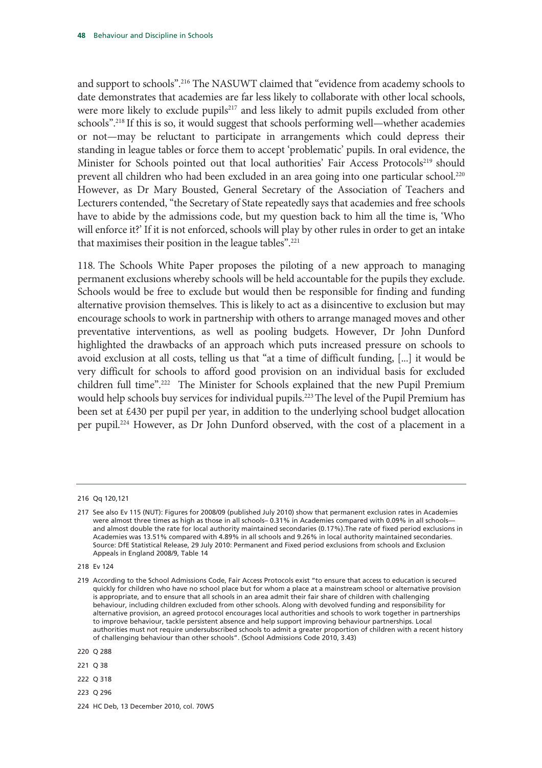and support to schools".[216] The NASUWT claimed that "evidence from academy schools to date demonstrates that academies are far less likely to collaborate with other local schools, were more likely to exclude pupils[217] and less likely to admit pupils excluded from other schools".[218] If this is so, it would suggest that schools performing well—whether academies or not—may be reluctant to participate in arrangements which could depress their standing in league tables or force them to accept 'problematic' pupils. In oral evidence, the Minister for Schools pointed out that local authorities' Fair Access Protocols[219] should prevent all children who had been excluded in an area going into one particular school.[220] However, as Dr Mary Bousted, General Secretary of the Association of Teachers and Lecturers contended, "the Secretary of State repeatedly says that academies and free schools have to abide by the admissions code, but my question back to him all the time is, 'Who will enforce it?' If it is not enforced, schools will play by other rules in order to get an intake that maximises their position in the league tables".[221]

118. The Schools White Paper proposes the piloting of a new approach to managing permanent exclusions whereby schools will be held accountable for the pupils they exclude. Schools would be free to exclude but would then be responsible for finding and funding alternative provision themselves. This is likely to act as a disincentive to exclusion but may encourage schools to work in partnership with others to arrange managed moves and other preventative interventions, as well as pooling budgets. However, Dr John Dunford highlighted the drawbacks of an approach which puts increased pressure on schools to avoid exclusion at all costs, telling us that "at a time of difficult funding, [...] it would be very difficult for schools to afford good provision on an individual basis for excluded children full time".[222] The Minister for Schools explained that the new Pupil Premium would help schools buy services for individual pupils.[223] The level of the Pupil Premium has been set at £430 per pupil per year, in addition to the underlying school budget allocation per pupil.[224] However, as Dr John Dunford observed, with the cost of a placement in a

---

216 Qq 120,121

217 See also Ev 115 (NUT): Figures for 2008/09 (published July 2010) show that permanent exclusion rates in Academies were almost three times as high as those in all schools– 0.31% in Academies compared with 0.09% in all schools—and almost double the rate for local authority maintained secondaries (0.17%).The rate of fixed period exclusions in Academies was 13.51% compared with 4.89% in all schools and 9.26% in local authority maintained secondaries. Source: DfE Statistical Release, 29 July 2010: Permanent and Fixed period exclusions from schools and Exclusion Appeals in England 2008/9, Table 14

218 Ev 124

219 According to the School Admissions Code, Fair Access Protocols exist "to ensure that access to education is secured quickly for children who have no school place but for whom a place at a mainstream school or alternative provision is appropriate, and to ensure that all schools in an area admit their fair share of children with challenging behaviour, including children excluded from other schools. Along with devolved funding and responsibility for alternative provision, an agreed protocol encourages local authorities and schools to work together in partnerships to improve behaviour, tackle persistent absence and help support improving behaviour partnerships. Local authorities must not require undersubscribed schools to admit a greater proportion of children with a recent history of challenging behaviour than other schools". (School Admissions Code 2010, 3.43)

220 Q 288

221 Q 38

222 Q 318

223 Q 296

224 HC Deb, 13 December 2010, col. 70WS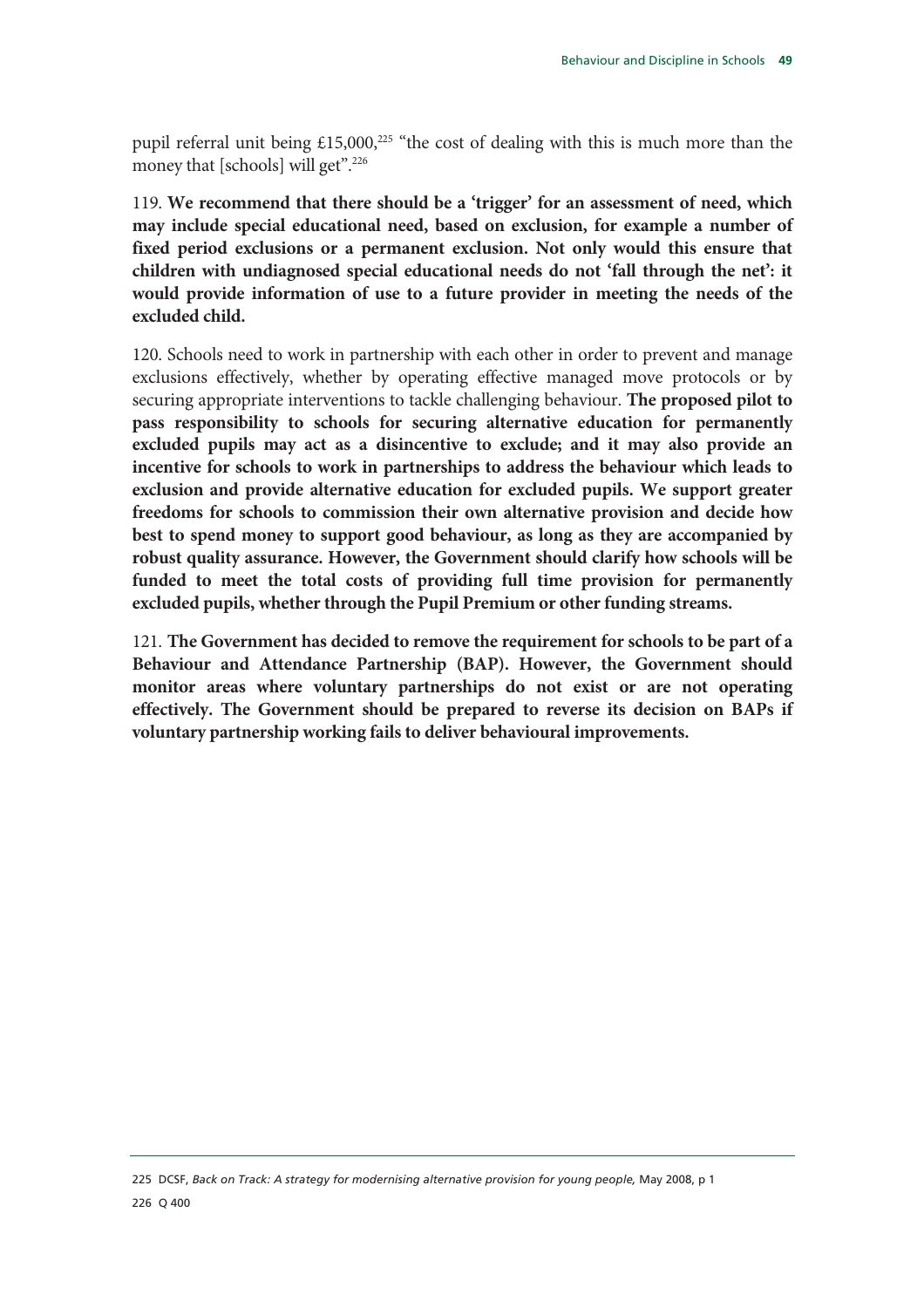pupil referral unit being £15,000,[225] "the cost of dealing with this is much more than the money that [schools] will get".[226]

119. **We recommend that there should be a 'trigger' for an assessment of need, which may include special educational need, based on exclusion, for example a number of fixed period exclusions or a permanent exclusion. Not only would this ensure that children with undiagnosed special educational needs do not 'fall through the net': it would provide information of use to a future provider in meeting the needs of the excluded child.**

120. Schools need to work in partnership with each other in order to prevent and manage exclusions effectively, whether by operating effective managed move protocols or by securing appropriate interventions to tackle challenging behaviour. **The proposed pilot to pass responsibility to schools for securing alternative education for permanently excluded pupils may act as a disincentive to exclude; and it may also provide an incentive for schools to work in partnerships to address the behaviour which leads to exclusion and provide alternative education for excluded pupils. We support greater freedoms for schools to commission their own alternative provision and decide how best to spend money to support good behaviour, as long as they are accompanied by robust quality assurance. However, the Government should clarify how schools will be funded to meet the total costs of providing full time provision for permanently excluded pupils, whether through the Pupil Premium or other funding streams.**

121. **The Government has decided to remove the requirement for schools to be part of a Behaviour and Attendance Partnership (BAP). However, the Government should monitor areas where voluntary partnerships do not exist or are not operating effectively. The Government should be prepared to reverse its decision on BAPs if voluntary partnership working fails to deliver behavioural improvements.**

---

225 DCSF, *Back on Track: A strategy for modernising alternative provision for young people,* May 2008, p 1

226 Q 400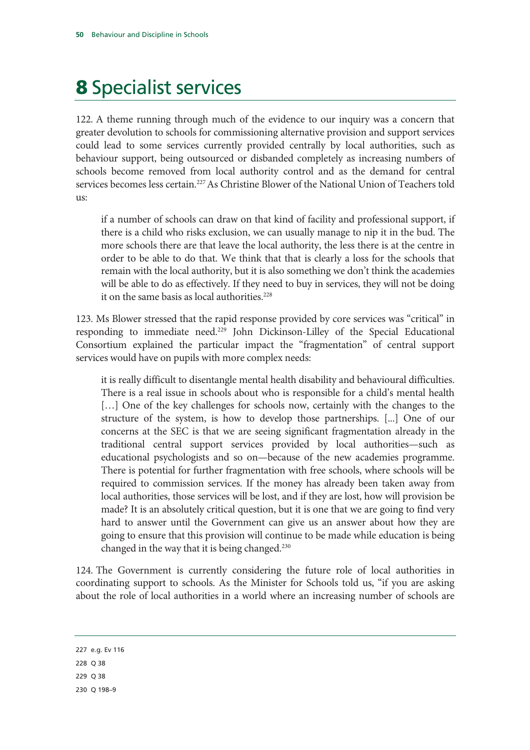# 8 Specialist services

122. A theme running through much of the evidence to our inquiry was a concern that greater devolution to schools for commissioning alternative provision and support services could lead to some services currently provided centrally by local authorities, such as behaviour support, being outsourced or disbanded completely as increasing numbers of schools become removed from local authority control and as the demand for central services becomes less certain.[227] As Christine Blower of the National Union of Teachers told us:

> if a number of schools can draw on that kind of facility and professional support, if there is a child who risks exclusion, we can usually manage to nip it in the bud. The more schools there are that leave the local authority, the less there is at the centre in order to be able to do that. We think that that is clearly a loss for the schools that remain with the local authority, but it is also something we don't think the academies will be able to do as effectively. If they need to buy in services, they will not be doing it on the same basis as local authorities.[228]

123. Ms Blower stressed that the rapid response provided by core services was "critical" in responding to immediate need.[229] John Dickinson-Lilley of the Special Educational Consortium explained the particular impact the "fragmentation" of central support services would have on pupils with more complex needs:

> it is really difficult to disentangle mental health disability and behavioural difficulties. There is a real issue in schools about who is responsible for a child's mental health […] One of the key challenges for schools now, certainly with the changes to the structure of the system, is how to develop those partnerships. [...] One of our concerns at the SEC is that we are seeing significant fragmentation already in the traditional central support services provided by local authorities—such as educational psychologists and so on—because of the new academies programme. There is potential for further fragmentation with free schools, where schools will be required to commission services. If the money has already been taken away from local authorities, those services will be lost, and if they are lost, how will provision be made? It is an absolutely critical question, but it is one that we are going to find very hard to answer until the Government can give us an answer about how they are going to ensure that this provision will continue to be made while education is being changed in the way that it is being changed.[230]

124. The Government is currently considering the future role of local authorities in coordinating support to schools. As the Minister for Schools told us, "if you are asking about the role of local authorities in a world where an increasing number of schools are

---

227 e.g. Ev 116

228 Q 38

229 Q 38

230 Q 198–9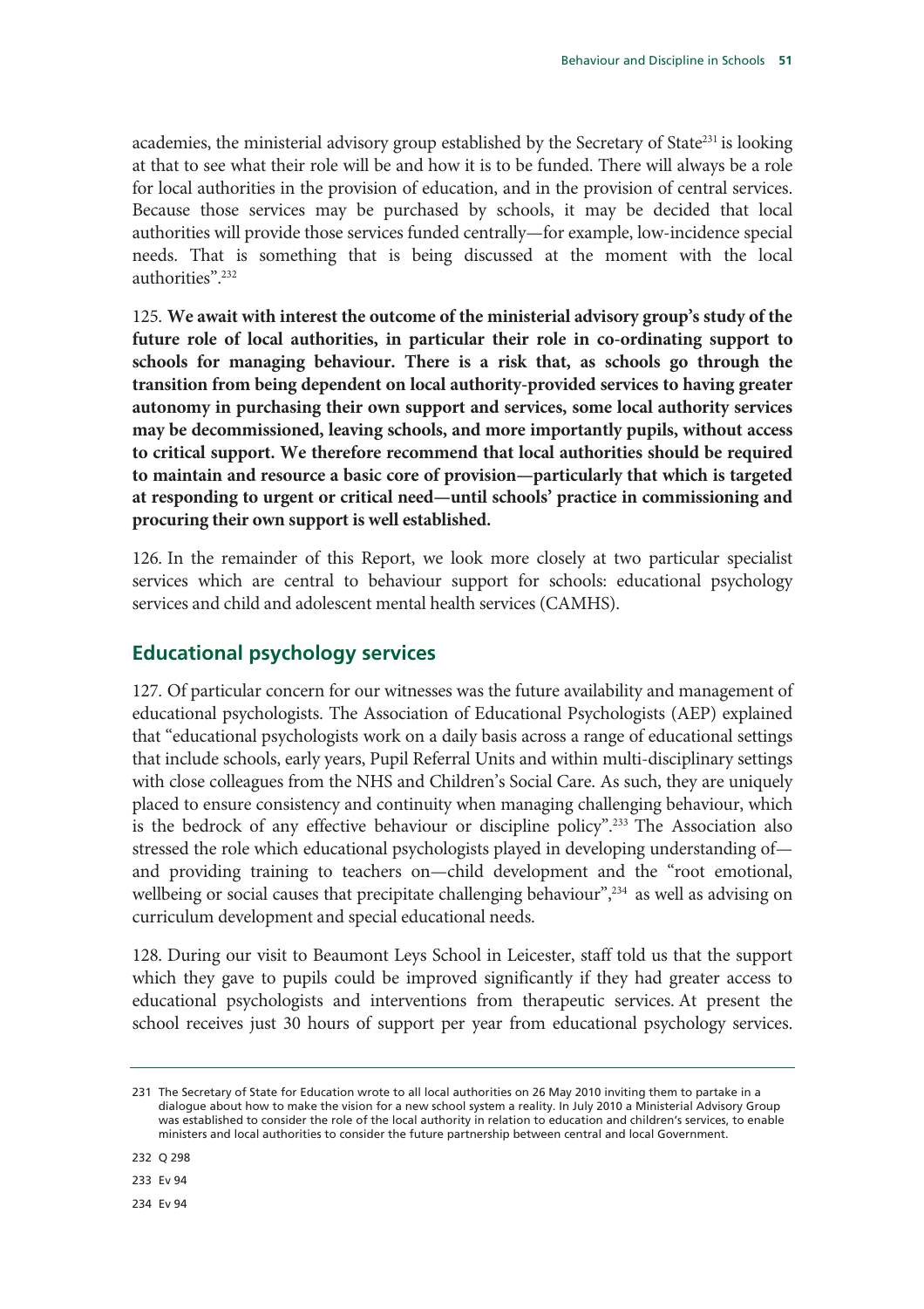academies, the ministerial advisory group established by the Secretary of State[231] is looking at that to see what their role will be and how it is to be funded. There will always be a role for local authorities in the provision of education, and in the provision of central services. Because those services may be purchased by schools, it may be decided that local authorities will provide those services funded centrally—for example, low-incidence special needs. That is something that is being discussed at the moment with the local authorities".[232]

125. **We await with interest the outcome of the ministerial advisory group's study of the future role of local authorities, in particular their role in co-ordinating support to schools for managing behaviour. There is a risk that, as schools go through the transition from being dependent on local authority-provided services to having greater autonomy in purchasing their own support and services, some local authority services may be decommissioned, leaving schools, and more importantly pupils, without access to critical support. We therefore recommend that local authorities should be required to maintain and resource a basic core of provision—particularly that which is targeted at responding to urgent or critical need—until schools' practice in commissioning and procuring their own support is well established.**

126. In the remainder of this Report, we look more closely at two particular specialist services which are central to behaviour support for schools: educational psychology services and child and adolescent mental health services (CAMHS).

## Educational psychology services

127. Of particular concern for our witnesses was the future availability and management of educational psychologists. The Association of Educational Psychologists (AEP) explained that "educational psychologists work on a daily basis across a range of educational settings that include schools, early years, Pupil Referral Units and within multi-disciplinary settings with close colleagues from the NHS and Children's Social Care. As such, they are uniquely placed to ensure consistency and continuity when managing challenging behaviour, which is the bedrock of any effective behaviour or discipline policy".[233] The Association also stressed the role which educational psychologists played in developing understanding of—and providing training to teachers on—child development and the "root emotional, wellbeing or social causes that precipitate challenging behaviour",[234] as well as advising on curriculum development and special educational needs.

128. During our visit to Beaumont Leys School in Leicester, staff told us that the support which they gave to pupils could be improved significantly if they had greater access to educational psychologists and interventions from therapeutic services. At present the school receives just 30 hours of support per year from educational psychology services.

---

231 The Secretary of State for Education wrote to all local authorities on 26 May 2010 inviting them to partake in a dialogue about how to make the vision for a new school system a reality. In July 2010 a Ministerial Advisory Group was established to consider the role of the local authority in relation to education and children's services, to enable ministers and local authorities to consider the future partnership between central and local Government.

232 Q 298

233 Ev 94

234 Ev 94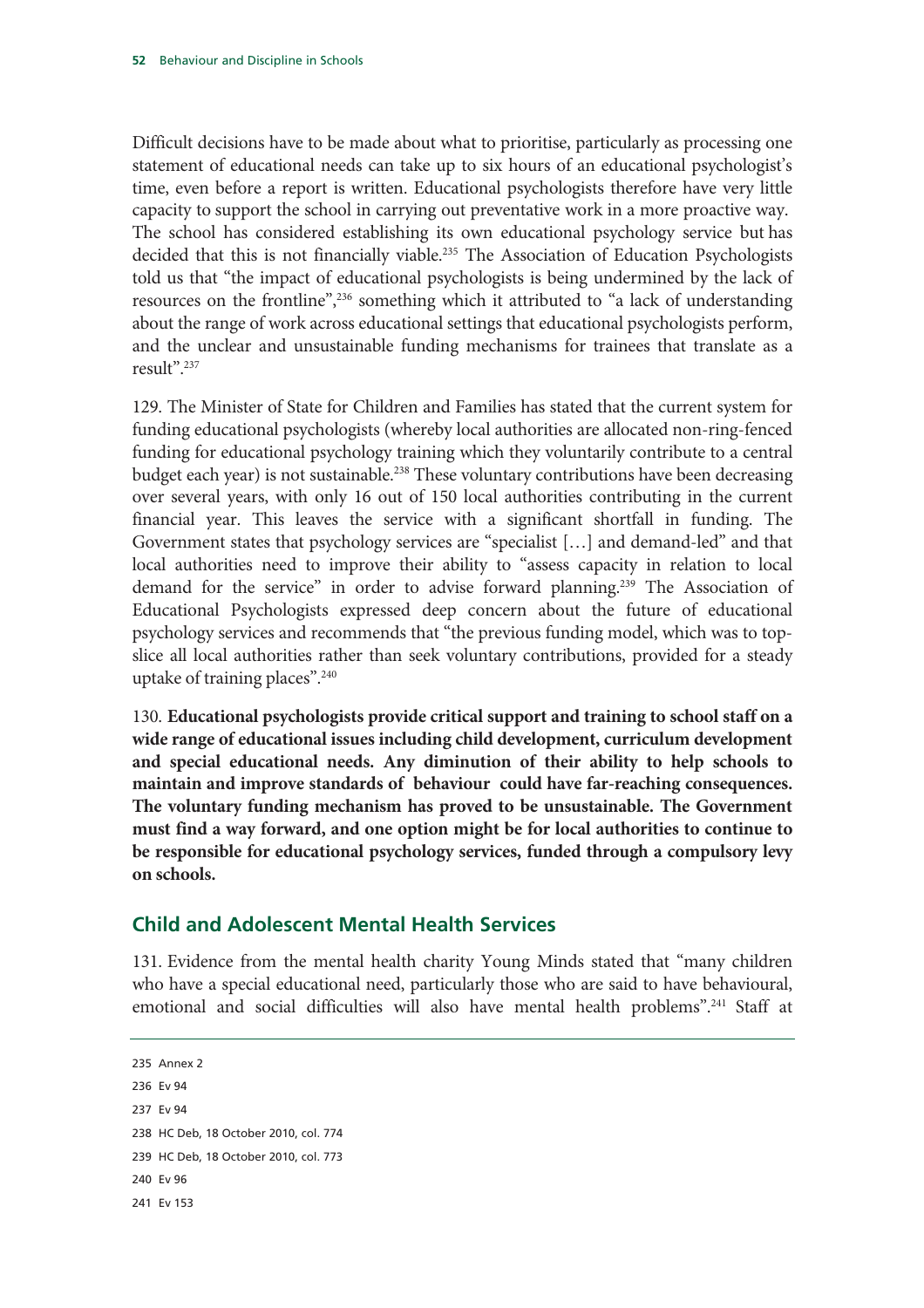Difficult decisions have to be made about what to prioritise, particularly as processing one statement of educational needs can take up to six hours of an educational psychologist's time, even before a report is written. Educational psychologists therefore have very little capacity to support the school in carrying out preventative work in a more proactive way. The school has considered establishing its own educational psychology service but has decided that this is not financially viable.[235] The Association of Education Psychologists told us that "the impact of educational psychologists is being undermined by the lack of resources on the frontline",[236] something which it attributed to "a lack of understanding about the range of work across educational settings that educational psychologists perform, and the unclear and unsustainable funding mechanisms for trainees that translate as a result".[237]

129. The Minister of State for Children and Families has stated that the current system for funding educational psychologists (whereby local authorities are allocated non-ring-fenced funding for educational psychology training which they voluntarily contribute to a central budget each year) is not sustainable.[238] These voluntary contributions have been decreasing over several years, with only 16 out of 150 local authorities contributing in the current financial year. This leaves the service with a significant shortfall in funding. The Government states that psychology services are "specialist […] and demand-led" and that local authorities need to improve their ability to "assess capacity in relation to local demand for the service" in order to advise forward planning.[239] The Association of Educational Psychologists expressed deep concern about the future of educational psychology services and recommends that "the previous funding model, which was to top-slice all local authorities rather than seek voluntary contributions, provided for a steady uptake of training places".[240]

130. **Educational psychologists provide critical support and training to school staff on a wide range of educational issues including child development, curriculum development and special educational needs. Any diminution of their ability to help schools to maintain and improve standards of behaviour could have far-reaching consequences. The voluntary funding mechanism has proved to be unsustainable. The Government must find a way forward, and one option might be for local authorities to continue to be responsible for educational psychology services, funded through a compulsory levy on schools.**

## Child and Adolescent Mental Health Services

131. Evidence from the mental health charity Young Minds stated that "many children who have a special educational need, particularly those who are said to have behavioural, emotional and social difficulties will also have mental health problems".[241] Staff at

235 Annex 2

236 Ev 94

237 Ev 94

238 HC Deb, 18 October 2010, col. 774

239 HC Deb, 18 October 2010, col. 773

240 Ev 96

241 Ev 153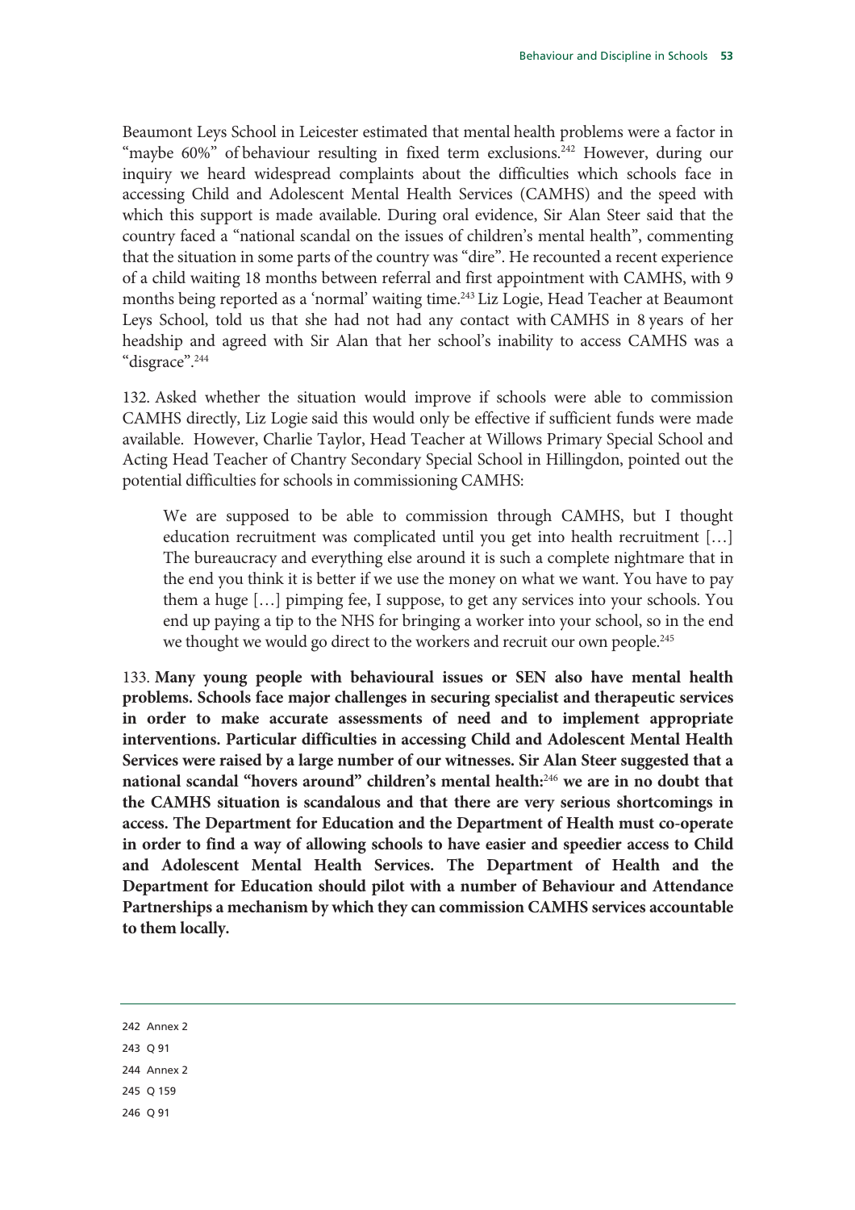Beaumont Leys School in Leicester estimated that mental health problems were a factor in "maybe 60%" of behaviour resulting in fixed term exclusions.[242] However, during our inquiry we heard widespread complaints about the difficulties which schools face in accessing Child and Adolescent Mental Health Services (CAMHS) and the speed with which this support is made available. During oral evidence, Sir Alan Steer said that the country faced a "national scandal on the issues of children's mental health", commenting that the situation in some parts of the country was "dire". He recounted a recent experience of a child waiting 18 months between referral and first appointment with CAMHS, with 9 months being reported as a 'normal' waiting time.[243] Liz Logie, Head Teacher at Beaumont Leys School, told us that she had not had any contact with CAMHS in 8 years of her headship and agreed with Sir Alan that her school's inability to access CAMHS was a "disgrace".[244]

132. Asked whether the situation would improve if schools were able to commission CAMHS directly, Liz Logie said this would only be effective if sufficient funds were made available. However, Charlie Taylor, Head Teacher at Willows Primary Special School and Acting Head Teacher of Chantry Secondary Special School in Hillingdon, pointed out the potential difficulties for schools in commissioning CAMHS:

> We are supposed to be able to commission through CAMHS, but I thought education recruitment was complicated until you get into health recruitment […] The bureaucracy and everything else around it is such a complete nightmare that in the end you think it is better if we use the money on what we want. You have to pay them a huge […] pimping fee, I suppose, to get any services into your schools. You end up paying a tip to the NHS for bringing a worker into your school, so in the end we thought we would go direct to the workers and recruit our own people.[245]

133. **Many young people with behavioural issues or SEN also have mental health problems. Schools face major challenges in securing specialist and therapeutic services in order to make accurate assessments of need and to implement appropriate interventions. Particular difficulties in accessing Child and Adolescent Mental Health Services were raised by a large number of our witnesses. Sir Alan Steer suggested that a national scandal "hovers around" children's mental health:[246] we are in no doubt that the CAMHS situation is scandalous and that there are very serious shortcomings in access. The Department for Education and the Department of Health must co-operate in order to find a way of allowing schools to have easier and speedier access to Child and Adolescent Mental Health Services. The Department of Health and the Department for Education should pilot with a number of Behaviour and Attendance Partnerships a mechanism by which they can commission CAMHS services accountable to them locally.**

---

242 Annex 2

243 Q 91

244 Annex 2

245 Q 159

246 Q 91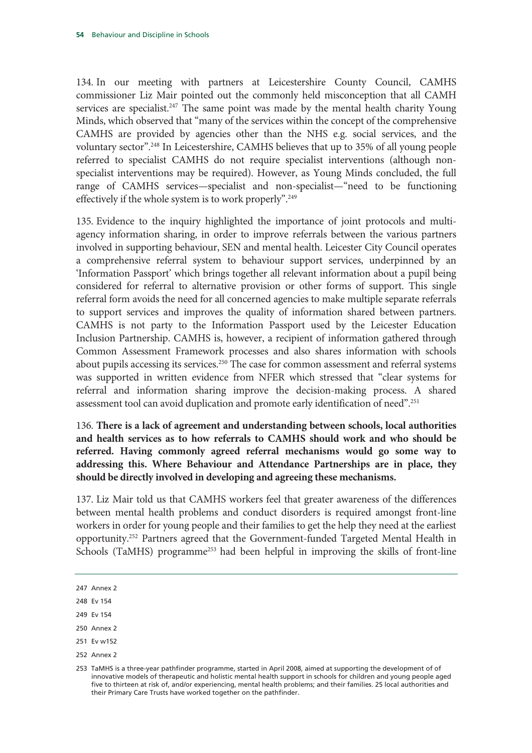134. In our meeting with partners at Leicestershire County Council, CAMHS commissioner Liz Mair pointed out the commonly held misconception that all CAMH services are specialist.[247] The same point was made by the mental health charity Young Minds, which observed that "many of the services within the concept of the comprehensive CAMHS are provided by agencies other than the NHS e.g. social services, and the voluntary sector".[248] In Leicestershire, CAMHS believes that up to 35% of all young people referred to specialist CAMHS do not require specialist interventions (although non-specialist interventions may be required). However, as Young Minds concluded, the full range of CAMHS services—specialist and non-specialist—"need to be functioning effectively if the whole system is to work properly".[249]

135. Evidence to the inquiry highlighted the importance of joint protocols and multi-agency information sharing, in order to improve referrals between the various partners involved in supporting behaviour, SEN and mental health. Leicester City Council operates a comprehensive referral system to behaviour support services, underpinned by an 'Information Passport' which brings together all relevant information about a pupil being considered for referral to alternative provision or other forms of support. This single referral form avoids the need for all concerned agencies to make multiple separate referrals to support services and improves the quality of information shared between partners. CAMHS is not party to the Information Passport used by the Leicester Education Inclusion Partnership. CAMHS is, however, a recipient of information gathered through Common Assessment Framework processes and also shares information with schools about pupils accessing its services.[250] The case for common assessment and referral systems was supported in written evidence from NFER which stressed that "clear systems for referral and information sharing improve the decision-making process. A shared assessment tool can avoid duplication and promote early identification of need".[251]

136. **There is a lack of agreement and understanding between schools, local authorities and health services as to how referrals to CAMHS should work and who should be referred. Having commonly agreed referral mechanisms would go some way to addressing this. Where Behaviour and Attendance Partnerships are in place, they should be directly involved in developing and agreeing these mechanisms.**

137. Liz Mair told us that CAMHS workers feel that greater awareness of the differences between mental health problems and conduct disorders is required amongst front-line workers in order for young people and their families to get the help they need at the earliest opportunity.[252] Partners agreed that the Government-funded Targeted Mental Health in Schools (TaMHS) programme[253] had been helpful in improving the skills of front-line

---

247 Annex 2

248 Ev 154

249 Ev 154

250 Annex 2

251 Ev w152

252 Annex 2

253 TaMHS is a three-year pathfinder programme, started in April 2008, aimed at supporting the development of of innovative models of therapeutic and holistic mental health support in schools for children and young people aged five to thirteen at risk of, and/or experiencing, mental health problems; and their families. 25 local authorities and their Primary Care Trusts have worked together on the pathfinder.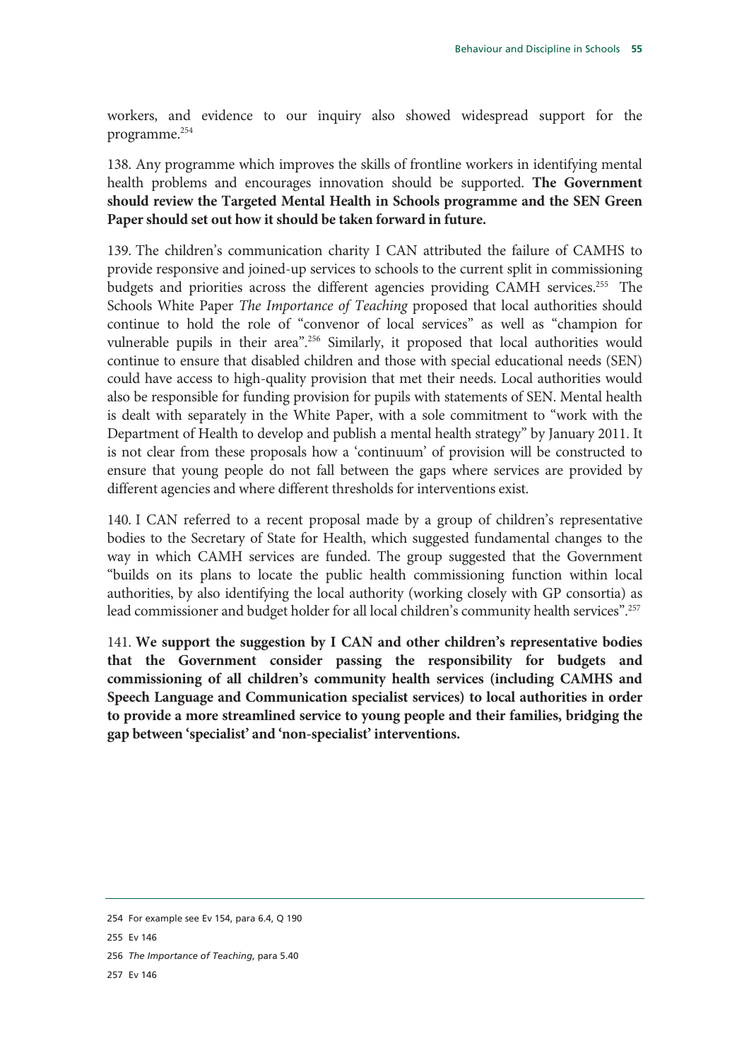workers, and evidence to our inquiry also showed widespread support for the programme.[254]

138. Any programme which improves the skills of frontline workers in identifying mental health problems and encourages innovation should be supported. **The Government should review the Targeted Mental Health in Schools programme and the SEN Green Paper should set out how it should be taken forward in future.**

139. The children's communication charity I CAN attributed the failure of CAMHS to provide responsive and joined-up services to schools to the current split in commissioning budgets and priorities across the different agencies providing CAMH services.[255] The Schools White Paper *The Importance of Teaching* proposed that local authorities should continue to hold the role of "convenor of local services" as well as "champion for vulnerable pupils in their area".[256] Similarly, it proposed that local authorities would continue to ensure that disabled children and those with special educational needs (SEN) could have access to high-quality provision that met their needs. Local authorities would also be responsible for funding provision for pupils with statements of SEN. Mental health is dealt with separately in the White Paper, with a sole commitment to "work with the Department of Health to develop and publish a mental health strategy" by January 2011. It is not clear from these proposals how a 'continuum' of provision will be constructed to ensure that young people do not fall between the gaps where services are provided by different agencies and where different thresholds for interventions exist.

140. I CAN referred to a recent proposal made by a group of children's representative bodies to the Secretary of State for Health, which suggested fundamental changes to the way in which CAMH services are funded. The group suggested that the Government "builds on its plans to locate the public health commissioning function within local authorities, by also identifying the local authority (working closely with GP consortia) as lead commissioner and budget holder for all local children's community health services".[257]

141. **We support the suggestion by I CAN and other children's representative bodies that the Government consider passing the responsibility for budgets and commissioning of all children's community health services (including CAMHS and Speech Language and Communication specialist services) to local authorities in order to provide a more streamlined service to young people and their families, bridging the gap between 'specialist' and 'non-specialist' interventions.**

---

254 For example see Ev 154, para 6.4, Q 190

255 Ev 146

256 *The Importance of Teaching*, para 5.40

257 Ev 146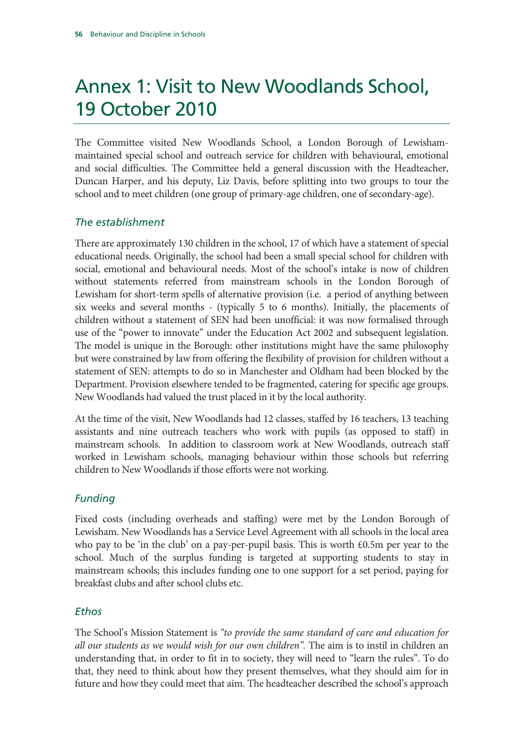# Annex 1: Visit to New Woodlands School, 19 October 2010

The Committee visited New Woodlands School, a London Borough of Lewisham-maintained special school and outreach service for children with behavioural, emotional and social difficulties. The Committee held a general discussion with the Headteacher, Duncan Harper, and his deputy, Liz Davis, before splitting into two groups to tour the school and to meet children (one group of primary-age children, one of secondary-age).

### *The establishment*

There are approximately 130 children in the school, 17 of which have a statement of special educational needs. Originally, the school had been a small special school for children with social, emotional and behavioural needs. Most of the school's intake is now of children without statements referred from mainstream schools in the London Borough of Lewisham for short-term spells of alternative provision (i.e. a period of anything between six weeks and several months - (typically 5 to 6 months). Initially, the placements of children without a statement of SEN had been unofficial: it was now formalised through use of the "power to innovate" under the Education Act 2002 and subsequent legislation. The model is unique in the Borough: other institutions might have the same philosophy but were constrained by law from offering the flexibility of provision for children without a statement of SEN: attempts to do so in Manchester and Oldham had been blocked by the Department. Provision elsewhere tended to be fragmented, catering for specific age groups. New Woodlands had valued the trust placed in it by the local authority.

At the time of the visit, New Woodlands had 12 classes, staffed by 16 teachers, 13 teaching assistants and nine outreach teachers who work with pupils (as opposed to staff) in mainstream schools. In addition to classroom work at New Woodlands, outreach staff worked in Lewisham schools, managing behaviour within those schools but referring children to New Woodlands if those efforts were not working.

### *Funding*

Fixed costs (including overheads and staffing) were met by the London Borough of Lewisham. New Woodlands has a Service Level Agreement with all schools in the local area who pay to be 'in the club' on a pay-per-pupil basis. This is worth £0.5m per year to the school. Much of the surplus funding is targeted at supporting students to stay in mainstream schools; this includes funding one to one support for a set period, paying for breakfast clubs and after school clubs etc.

### *Ethos*

The School's Mission Statement is *"to provide the same standard of care and education for all our students as we would wish for our own children"*. The aim is to instil in children an understanding that, in order to fit in to society, they will need to "learn the rules". To do that, they need to think about how they present themselves, what they should aim for in future and how they could meet that aim. The headteacher described the school's approach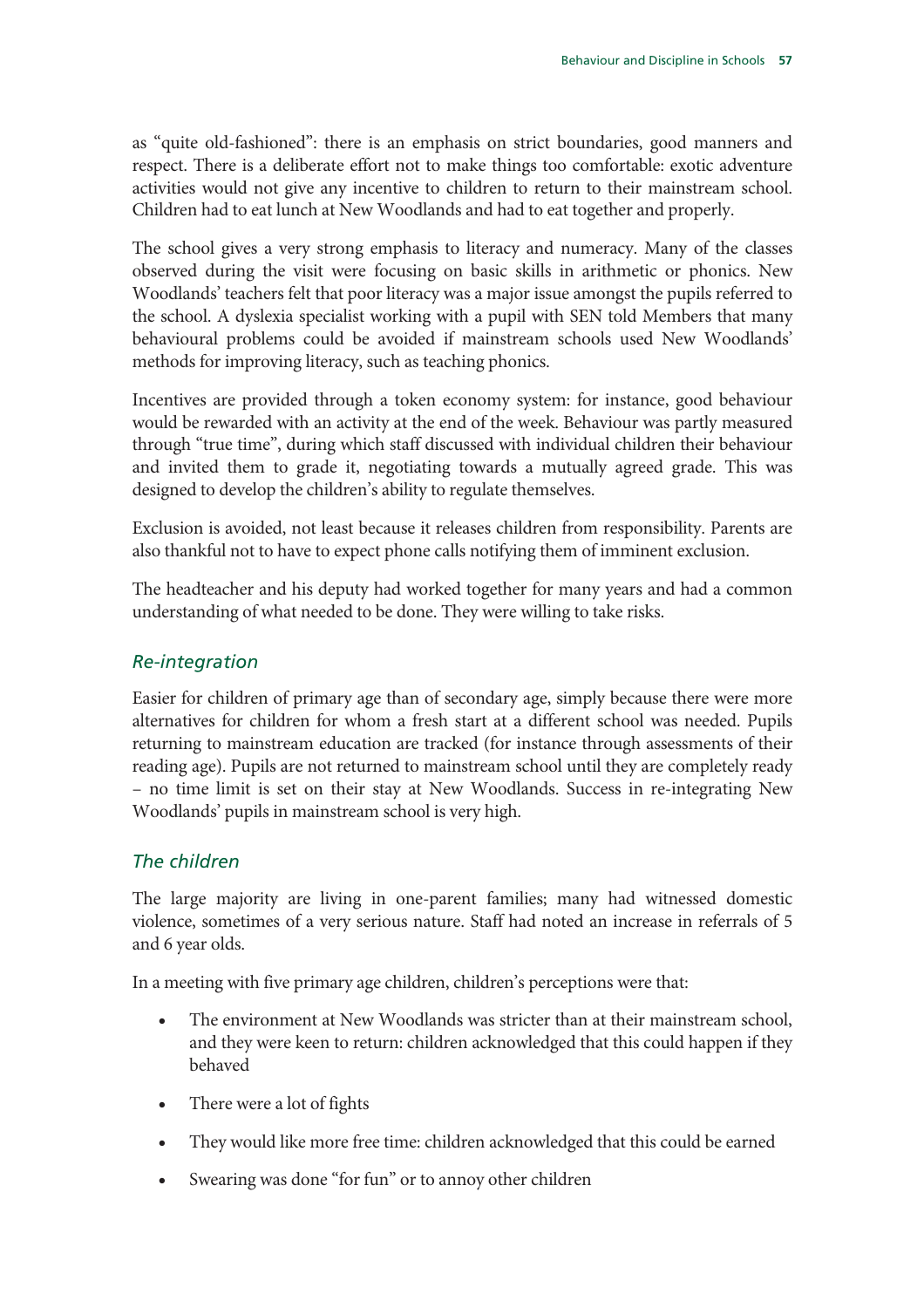as "quite old-fashioned": there is an emphasis on strict boundaries, good manners and respect. There is a deliberate effort not to make things too comfortable: exotic adventure activities would not give any incentive to children to return to their mainstream school. Children had to eat lunch at New Woodlands and had to eat together and properly.

The school gives a very strong emphasis to literacy and numeracy. Many of the classes observed during the visit were focusing on basic skills in arithmetic or phonics. New Woodlands' teachers felt that poor literacy was a major issue amongst the pupils referred to the school. A dyslexia specialist working with a pupil with SEN told Members that many behavioural problems could be avoided if mainstream schools used New Woodlands' methods for improving literacy, such as teaching phonics.

Incentives are provided through a token economy system: for instance, good behaviour would be rewarded with an activity at the end of the week. Behaviour was partly measured through "true time", during which staff discussed with individual children their behaviour and invited them to grade it, negotiating towards a mutually agreed grade. This was designed to develop the children's ability to regulate themselves.

Exclusion is avoided, not least because it releases children from responsibility. Parents are also thankful not to have to expect phone calls notifying them of imminent exclusion.

The headteacher and his deputy had worked together for many years and had a common understanding of what needed to be done. They were willing to take risks.

### *Re-integration*

Easier for children of primary age than of secondary age, simply because there were more alternatives for children for whom a fresh start at a different school was needed. Pupils returning to mainstream education are tracked (for instance through assessments of their reading age). Pupils are not returned to mainstream school until they are completely ready – no time limit is set on their stay at New Woodlands. Success in re-integrating New Woodlands' pupils in mainstream school is very high.

### *The children*

The large majority are living in one-parent families; many had witnessed domestic violence, sometimes of a very serious nature. Staff had noted an increase in referrals of 5 and 6 year olds.

In a meeting with five primary age children, children's perceptions were that:

- The environment at New Woodlands was stricter than at their mainstream school, and they were keen to return: children acknowledged that this could happen if they behaved
- There were a lot of fights
- They would like more free time: children acknowledged that this could be earned
- Swearing was done "for fun" or to annoy other children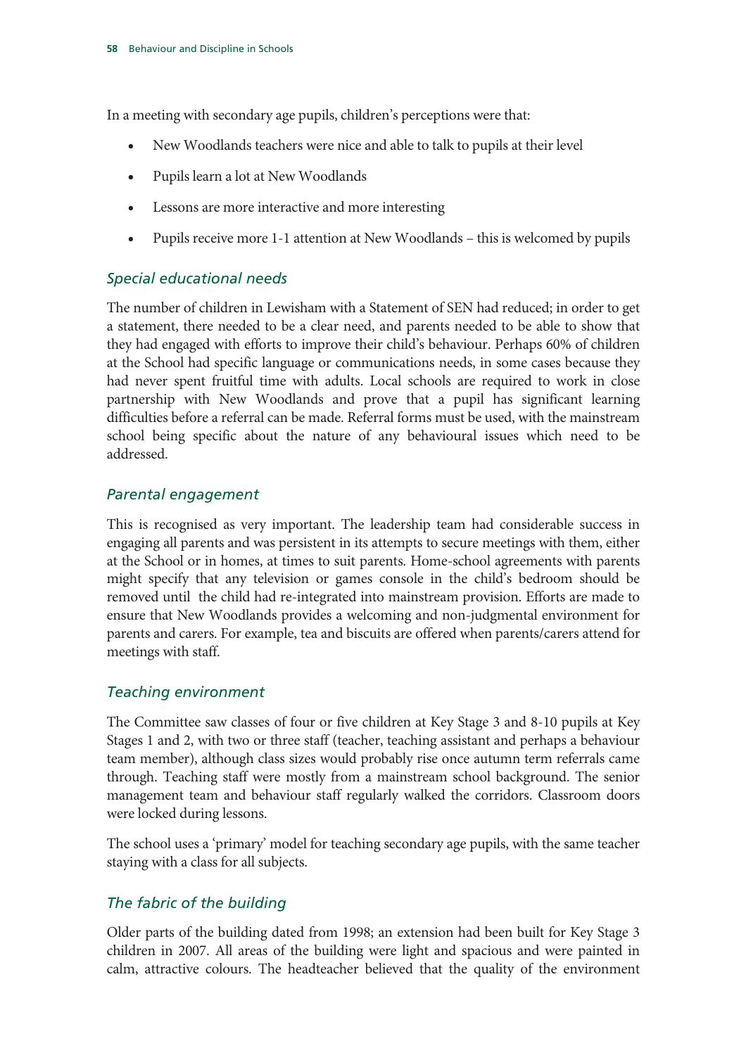In a meeting with secondary age pupils, children's perceptions were that:

- New Woodlands teachers were nice and able to talk to pupils at their level
- Pupils learn a lot at New Woodlands
- Lessons are more interactive and more interesting
- Pupils receive more 1-1 attention at New Woodlands – this is welcomed by pupils

### *Special educational needs*

The number of children in Lewisham with a Statement of SEN had reduced; in order to get a statement, there needed to be a clear need, and parents needed to be able to show that they had engaged with efforts to improve their child's behaviour. Perhaps 60% of children at the School had specific language or communications needs, in some cases because they had never spent fruitful time with adults. Local schools are required to work in close partnership with New Woodlands and prove that a pupil has significant learning difficulties before a referral can be made. Referral forms must be used, with the mainstream school being specific about the nature of any behavioural issues which need to be addressed.

### *Parental engagement*

This is recognised as very important. The leadership team had considerable success in engaging all parents and was persistent in its attempts to secure meetings with them, either at the School or in homes, at times to suit parents. Home-school agreements with parents might specify that any television or games console in the child's bedroom should be removed until the child had re-integrated into mainstream provision. Efforts are made to ensure that New Woodlands provides a welcoming and non-judgmental environment for parents and carers. For example, tea and biscuits are offered when parents/carers attend for meetings with staff.

### *Teaching environment*

The Committee saw classes of four or five children at Key Stage 3 and 8-10 pupils at Key Stages 1 and 2, with two or three staff (teacher, teaching assistant and perhaps a behaviour team member), although class sizes would probably rise once autumn term referrals came through. Teaching staff were mostly from a mainstream school background. The senior management team and behaviour staff regularly walked the corridors. Classroom doors were locked during lessons.

The school uses a 'primary' model for teaching secondary age pupils, with the same teacher staying with a class for all subjects.

### *The fabric of the building*

Older parts of the building dated from 1998; an extension had been built for Key Stage 3 children in 2007. All areas of the building were light and spacious and were painted in calm, attractive colours. The headteacher believed that the quality of the environment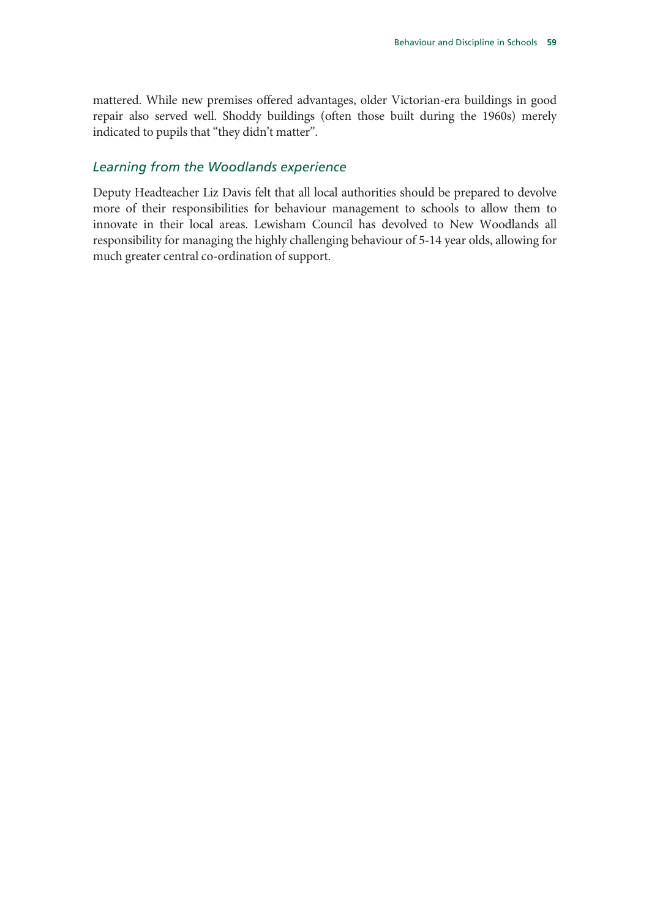mattered. While new premises offered advantages, older Victorian-era buildings in good repair also served well. Shoddy buildings (often those built during the 1960s) merely indicated to pupils that "they didn't matter".

### *Learning from the Woodlands experience*

Deputy Headteacher Liz Davis felt that all local authorities should be prepared to devolve more of their responsibilities for behaviour management to schools to allow them to innovate in their local areas. Lewisham Council has devolved to New Woodlands all responsibility for managing the highly challenging behaviour of 5-14 year olds, allowing for much greater central co-ordination of support.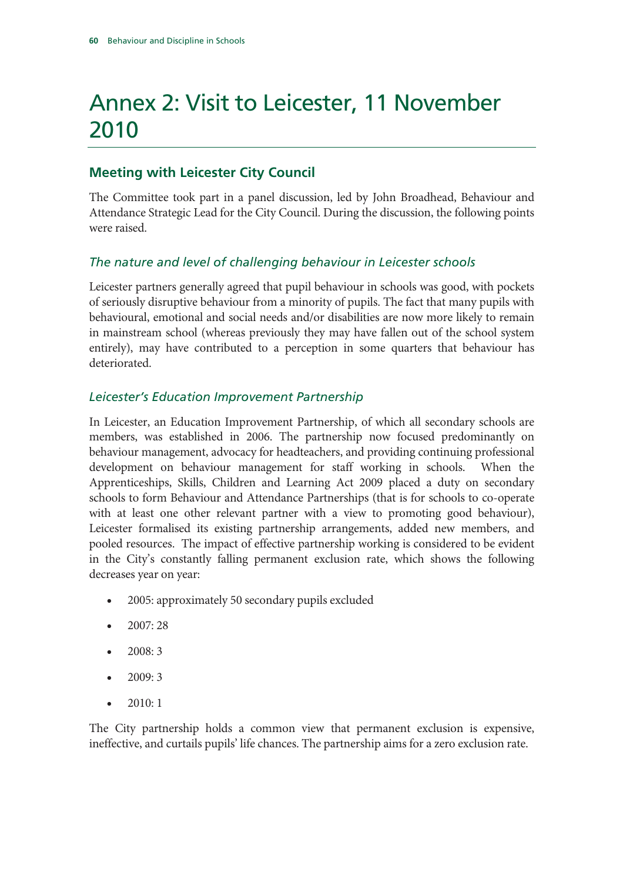# Annex 2: Visit to Leicester, 11 November 2010

## Meeting with Leicester City Council

The Committee took part in a panel discussion, led by John Broadhead, Behaviour and Attendance Strategic Lead for the City Council. During the discussion, the following points were raised.

### *The nature and level of challenging behaviour in Leicester schools*

Leicester partners generally agreed that pupil behaviour in schools was good, with pockets of seriously disruptive behaviour from a minority of pupils. The fact that many pupils with behavioural, emotional and social needs and/or disabilities are now more likely to remain in mainstream school (whereas previously they may have fallen out of the school system entirely), may have contributed to a perception in some quarters that behaviour has deteriorated.

### *Leicester's Education Improvement Partnership*

In Leicester, an Education Improvement Partnership, of which all secondary schools are members, was established in 2006. The partnership now focused predominantly on behaviour management, advocacy for headteachers, and providing continuing professional development on behaviour management for staff working in schools. When the Apprenticeships, Skills, Children and Learning Act 2009 placed a duty on secondary schools to form Behaviour and Attendance Partnerships (that is for schools to co-operate with at least one other relevant partner with a view to promoting good behaviour), Leicester formalised its existing partnership arrangements, added new members, and pooled resources. The impact of effective partnership working is considered to be evident in the City's constantly falling permanent exclusion rate, which shows the following decreases year on year:

- 2005: approximately 50 secondary pupils excluded
- 2007: 28
- 2008: 3
- 2009: 3
- 2010: 1

The City partnership holds a common view that permanent exclusion is expensive, ineffective, and curtails pupils' life chances. The partnership aims for a zero exclusion rate.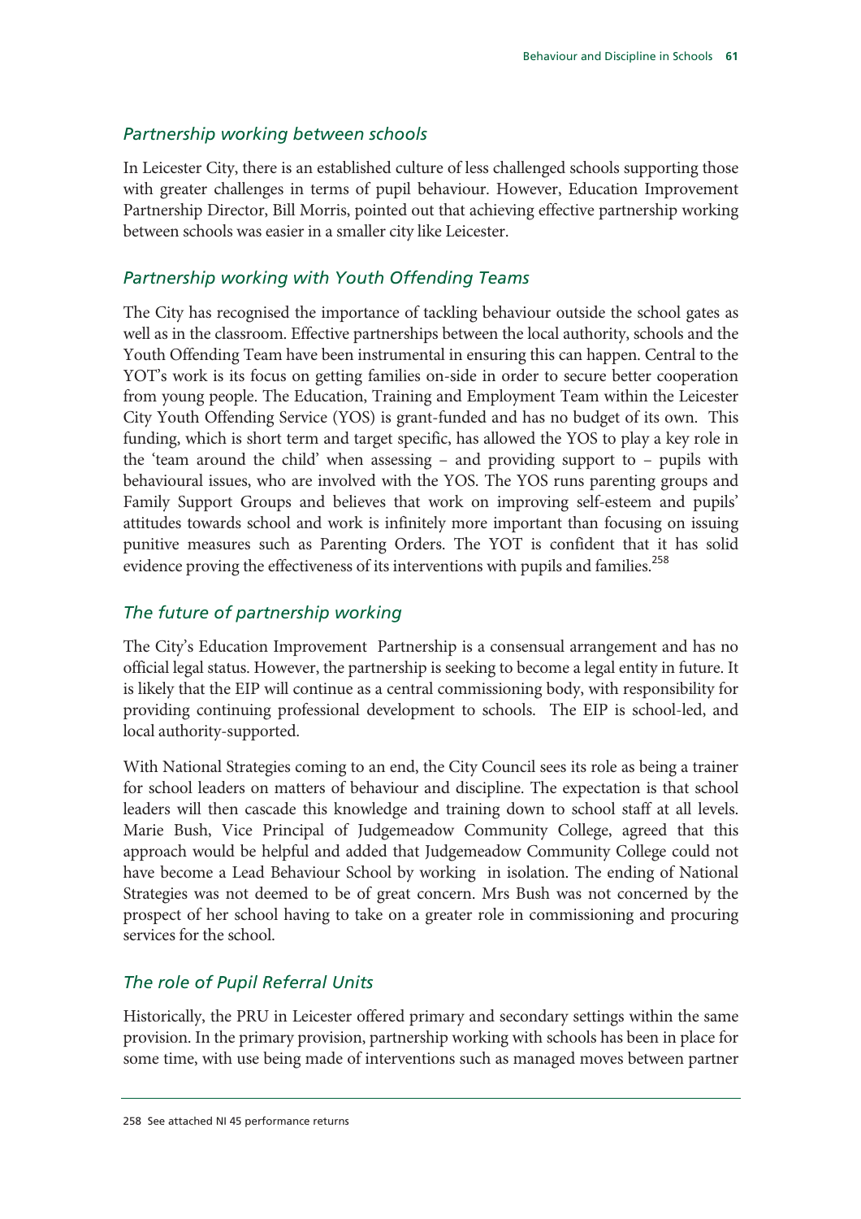### *Partnership working between schools*

In Leicester City, there is an established culture of less challenged schools supporting those with greater challenges in terms of pupil behaviour. However, Education Improvement Partnership Director, Bill Morris, pointed out that achieving effective partnership working between schools was easier in a smaller city like Leicester.

### *Partnership working with Youth Offending Teams*

The City has recognised the importance of tackling behaviour outside the school gates as well as in the classroom. Effective partnerships between the local authority, schools and the Youth Offending Team have been instrumental in ensuring this can happen. Central to the YOT's work is its focus on getting families on-side in order to secure better cooperation from young people. The Education, Training and Employment Team within the Leicester City Youth Offending Service (YOS) is grant-funded and has no budget of its own. This funding, which is short term and target specific, has allowed the YOS to play a key role in the 'team around the child' when assessing – and providing support to – pupils with behavioural issues, who are involved with the YOS. The YOS runs parenting groups and Family Support Groups and believes that work on improving self-esteem and pupils' attitudes towards school and work is infinitely more important than focusing on issuing punitive measures such as Parenting Orders. The YOT is confident that it has solid evidence proving the effectiveness of its interventions with pupils and families.[258]

### *The future of partnership working*

The City's Education Improvement Partnership is a consensual arrangement and has no official legal status. However, the partnership is seeking to become a legal entity in future. It is likely that the EIP will continue as a central commissioning body, with responsibility for providing continuing professional development to schools. The EIP is school-led, and local authority-supported.

With National Strategies coming to an end, the City Council sees its role as being a trainer for school leaders on matters of behaviour and discipline. The expectation is that school leaders will then cascade this knowledge and training down to school staff at all levels. Marie Bush, Vice Principal of Judgemeadow Community College, agreed that this approach would be helpful and added that Judgemeadow Community College could not have become a Lead Behaviour School by working in isolation. The ending of National Strategies was not deemed to be of great concern. Mrs Bush was not concerned by the prospect of her school having to take on a greater role in commissioning and procuring services for the school.

### *The role of Pupil Referral Units*

Historically, the PRU in Leicester offered primary and secondary settings within the same provision. In the primary provision, partnership working with schools has been in place for some time, with use being made of interventions such as managed moves between partner

---

258 See attached NI 45 performance returns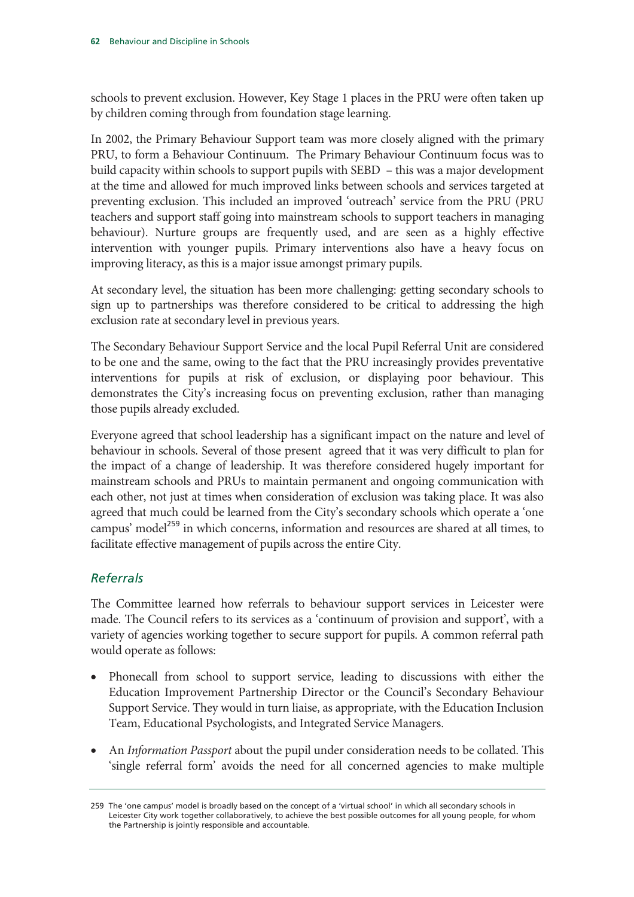schools to prevent exclusion. However, Key Stage 1 places in the PRU were often taken up by children coming through from foundation stage learning.

In 2002, the Primary Behaviour Support team was more closely aligned with the primary PRU, to form a Behaviour Continuum. The Primary Behaviour Continuum focus was to build capacity within schools to support pupils with SEBD – this was a major development at the time and allowed for much improved links between schools and services targeted at preventing exclusion. This included an improved 'outreach' service from the PRU (PRU teachers and support staff going into mainstream schools to support teachers in managing behaviour). Nurture groups are frequently used, and are seen as a highly effective intervention with younger pupils. Primary interventions also have a heavy focus on improving literacy, as this is a major issue amongst primary pupils.

At secondary level, the situation has been more challenging: getting secondary schools to sign up to partnerships was therefore considered to be critical to addressing the high exclusion rate at secondary level in previous years.

The Secondary Behaviour Support Service and the local Pupil Referral Unit are considered to be one and the same, owing to the fact that the PRU increasingly provides preventative interventions for pupils at risk of exclusion, or displaying poor behaviour. This demonstrates the City's increasing focus on preventing exclusion, rather than managing those pupils already excluded.

Everyone agreed that school leadership has a significant impact on the nature and level of behaviour in schools. Several of those present agreed that it was very difficult to plan for the impact of a change of leadership. It was therefore considered hugely important for mainstream schools and PRUs to maintain permanent and ongoing communication with each other, not just at times when consideration of exclusion was taking place. It was also agreed that much could be learned from the City's secondary schools which operate a 'one campus' model[259] in which concerns, information and resources are shared at all times, to facilitate effective management of pupils across the entire City.

### *Referrals*

The Committee learned how referrals to behaviour support services in Leicester were made. The Council refers to its services as a 'continuum of provision and support', with a variety of agencies working together to secure support for pupils. A common referral path would operate as follows:

- Phonecall from school to support service, leading to discussions with either the Education Improvement Partnership Director or the Council's Secondary Behaviour Support Service. They would in turn liaise, as appropriate, with the Education Inclusion Team, Educational Psychologists, and Integrated Service Managers.
- An *Information Passport* about the pupil under consideration needs to be collated. This 'single referral form' avoids the need for all concerned agencies to make multiple

259 The 'one campus' model is broadly based on the concept of a 'virtual school' in which all secondary schools in Leicester City work together collaboratively, to achieve the best possible outcomes for all young people, for whom the Partnership is jointly responsible and accountable.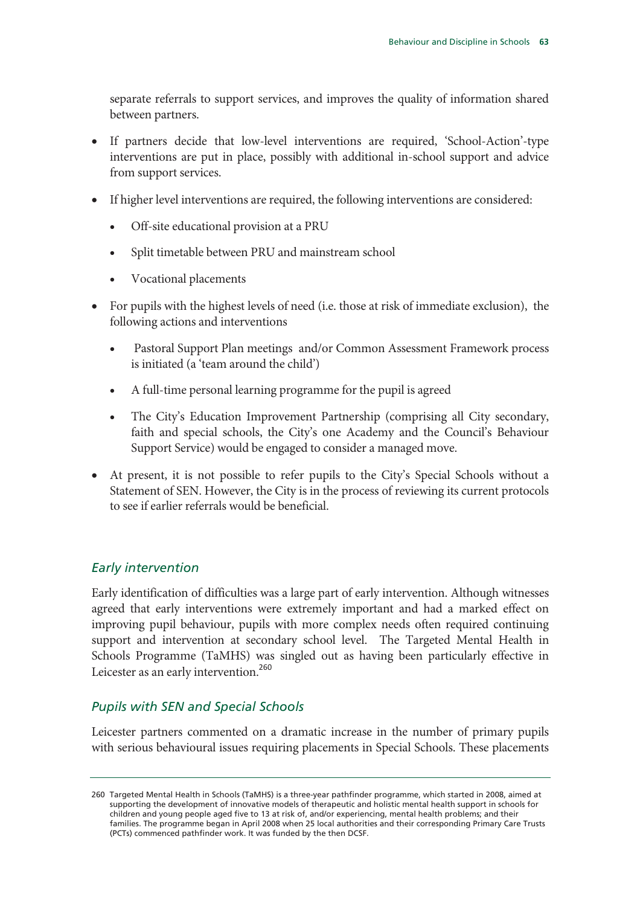separate referrals to support services, and improves the quality of information shared between partners.

- If partners decide that low-level interventions are required, 'School-Action'-type interventions are put in place, possibly with additional in-school support and advice from support services.
- If higher level interventions are required, the following interventions are considered:
  - Off-site educational provision at a PRU
  - Split timetable between PRU and mainstream school
  - Vocational placements
- For pupils with the highest levels of need (i.e. those at risk of immediate exclusion), the following actions and interventions
  - Pastoral Support Plan meetings and/or Common Assessment Framework process is initiated (a 'team around the child')
  - A full-time personal learning programme for the pupil is agreed
  - The City's Education Improvement Partnership (comprising all City secondary, faith and special schools, the City's one Academy and the Council's Behaviour Support Service) would be engaged to consider a managed move.
- At present, it is not possible to refer pupils to the City's Special Schools without a Statement of SEN. However, the City is in the process of reviewing its current protocols to see if earlier referrals would be beneficial.

### *Early intervention*

Early identification of difficulties was a large part of early intervention. Although witnesses agreed that early interventions were extremely important and had a marked effect on improving pupil behaviour, pupils with more complex needs often required continuing support and intervention at secondary school level. The Targeted Mental Health in Schools Programme (TaMHS) was singled out as having been particularly effective in Leicester as an early intervention.[260]

### *Pupils with SEN and Special Schools*

Leicester partners commented on a dramatic increase in the number of primary pupils with serious behavioural issues requiring placements in Special Schools. These placements

---

260 Targeted Mental Health in Schools (TaMHS) is a three-year pathfinder programme, which started in 2008, aimed at supporting the development of innovative models of therapeutic and holistic mental health support in schools for children and young people aged five to 13 at risk of, and/or experiencing, mental health problems; and their families. The programme began in April 2008 when 25 local authorities and their corresponding Primary Care Trusts (PCTs) commenced pathfinder work. It was funded by the then DCSF.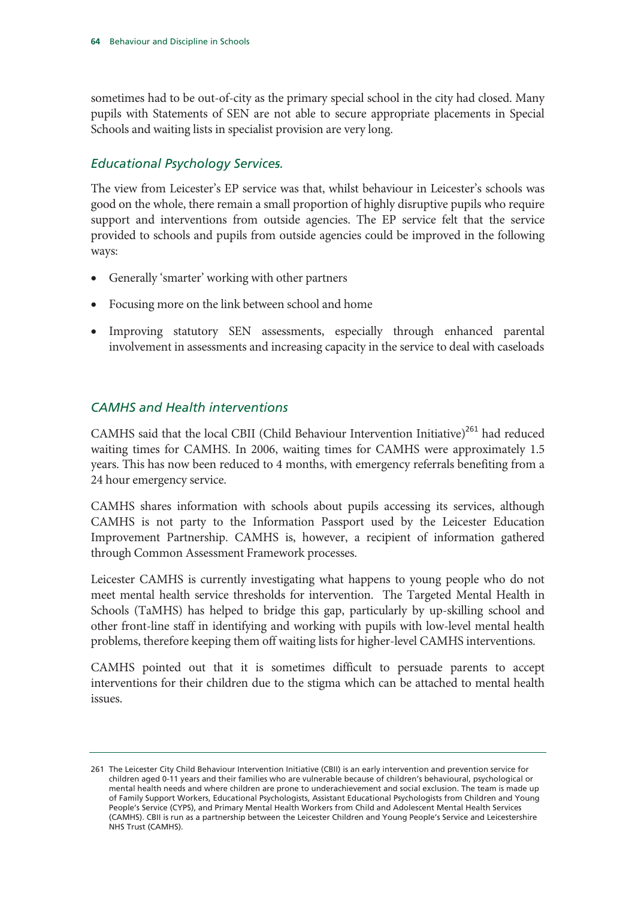sometimes had to be out-of-city as the primary special school in the city had closed. Many pupils with Statements of SEN are not able to secure appropriate placements in Special Schools and waiting lists in specialist provision are very long.

### *Educational Psychology Services.*

The view from Leicester's EP service was that, whilst behaviour in Leicester's schools was good on the whole, there remain a small proportion of highly disruptive pupils who require support and interventions from outside agencies. The EP service felt that the service provided to schools and pupils from outside agencies could be improved in the following ways:

- Generally 'smarter' working with other partners
- Focusing more on the link between school and home
- Improving statutory SEN assessments, especially through enhanced parental involvement in assessments and increasing capacity in the service to deal with caseloads

### *CAMHS and Health interventions*

CAMHS said that the local CBII (Child Behaviour Intervention Initiative)[261] had reduced waiting times for CAMHS. In 2006, waiting times for CAMHS were approximately 1.5 years. This has now been reduced to 4 months, with emergency referrals benefiting from a 24 hour emergency service.

CAMHS shares information with schools about pupils accessing its services, although CAMHS is not party to the Information Passport used by the Leicester Education Improvement Partnership. CAMHS is, however, a recipient of information gathered through Common Assessment Framework processes.

Leicester CAMHS is currently investigating what happens to young people who do not meet mental health service thresholds for intervention. The Targeted Mental Health in Schools (TaMHS) has helped to bridge this gap, particularly by up-skilling school and other front-line staff in identifying and working with pupils with low-level mental health problems, therefore keeping them off waiting lists for higher-level CAMHS interventions.

CAMHS pointed out that it is sometimes difficult to persuade parents to accept interventions for their children due to the stigma which can be attached to mental health issues.

---

261 The Leicester City Child Behaviour Intervention Initiative (CBII) is an early intervention and prevention service for children aged 0-11 years and their families who are vulnerable because of children's behavioural, psychological or mental health needs and where children are prone to underachievement and social exclusion. The team is made up of Family Support Workers, Educational Psychologists, Assistant Educational Psychologists from Children and Young People's Service (CYPS), and Primary Mental Health Workers from Child and Adolescent Mental Health Services (CAMHS). CBII is run as a partnership between the Leicester Children and Young People's Service and Leicestershire NHS Trust (CAMHS).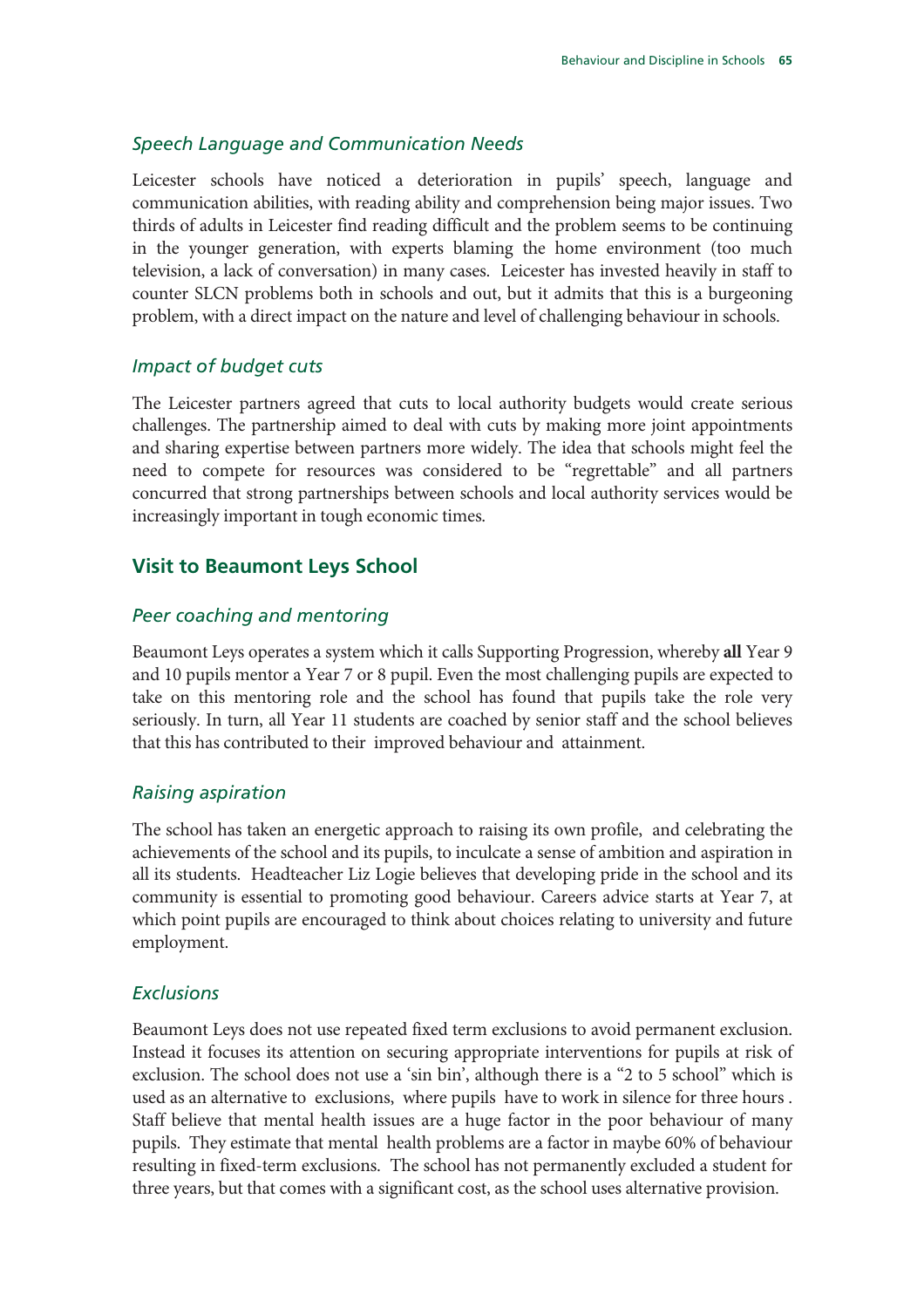### *Speech Language and Communication Needs*

Leicester schools have noticed a deterioration in pupils' speech, language and communication abilities, with reading ability and comprehension being major issues. Two thirds of adults in Leicester find reading difficult and the problem seems to be continuing in the younger generation, with experts blaming the home environment (too much television, a lack of conversation) in many cases. Leicester has invested heavily in staff to counter SLCN problems both in schools and out, but it admits that this is a burgeoning problem, with a direct impact on the nature and level of challenging behaviour in schools.

### *Impact of budget cuts*

The Leicester partners agreed that cuts to local authority budgets would create serious challenges. The partnership aimed to deal with cuts by making more joint appointments and sharing expertise between partners more widely. The idea that schools might feel the need to compete for resources was considered to be "regrettable" and all partners concurred that strong partnerships between schools and local authority services would be increasingly important in tough economic times.

## Visit to Beaumont Leys School

### *Peer coaching and mentoring*

Beaumont Leys operates a system which it calls Supporting Progression, whereby **all** Year 9 and 10 pupils mentor a Year 7 or 8 pupil. Even the most challenging pupils are expected to take on this mentoring role and the school has found that pupils take the role very seriously. In turn, all Year 11 students are coached by senior staff and the school believes that this has contributed to their improved behaviour and attainment.

### *Raising aspiration*

The school has taken an energetic approach to raising its own profile, and celebrating the achievements of the school and its pupils, to inculcate a sense of ambition and aspiration in all its students. Headteacher Liz Logie believes that developing pride in the school and its community is essential to promoting good behaviour. Careers advice starts at Year 7, at which point pupils are encouraged to think about choices relating to university and future employment.

### *Exclusions*

Beaumont Leys does not use repeated fixed term exclusions to avoid permanent exclusion. Instead it focuses its attention on securing appropriate interventions for pupils at risk of exclusion. The school does not use a 'sin bin', although there is a "2 to 5 school" which is used as an alternative to exclusions, where pupils have to work in silence for three hours . Staff believe that mental health issues are a huge factor in the poor behaviour of many pupils. They estimate that mental health problems are a factor in maybe 60% of behaviour resulting in fixed-term exclusions. The school has not permanently excluded a student for three years, but that comes with a significant cost, as the school uses alternative provision.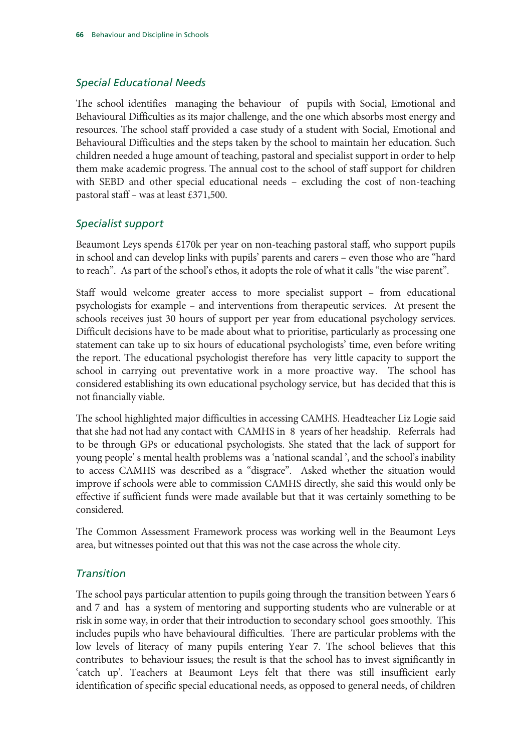### *Special Educational Needs*

The school identifies managing the behaviour of pupils with Social, Emotional and Behavioural Difficulties as its major challenge, and the one which absorbs most energy and resources. The school staff provided a case study of a student with Social, Emotional and Behavioural Difficulties and the steps taken by the school to maintain her education. Such children needed a huge amount of teaching, pastoral and specialist support in order to help them make academic progress. The annual cost to the school of staff support for children with SEBD and other special educational needs – excluding the cost of non-teaching pastoral staff – was at least £371,500.

### *Specialist support*

Beaumont Leys spends £170k per year on non-teaching pastoral staff, who support pupils in school and can develop links with pupils' parents and carers – even those who are "hard to reach". As part of the school's ethos, it adopts the role of what it calls "the wise parent".

Staff would welcome greater access to more specialist support – from educational psychologists for example – and interventions from therapeutic services. At present the schools receives just 30 hours of support per year from educational psychology services. Difficult decisions have to be made about what to prioritise, particularly as processing one statement can take up to six hours of educational psychologists' time, even before writing the report. The educational psychologist therefore has very little capacity to support the school in carrying out preventative work in a more proactive way. The school has considered establishing its own educational psychology service, but has decided that this is not financially viable.

The school highlighted major difficulties in accessing CAMHS. Headteacher Liz Logie said that she had not had any contact with CAMHS in 8 years of her headship. Referrals had to be through GPs or educational psychologists. She stated that the lack of support for young people' s mental health problems was a 'national scandal ', and the school's inability to access CAMHS was described as a "disgrace". Asked whether the situation would improve if schools were able to commission CAMHS directly, she said this would only be effective if sufficient funds were made available but that it was certainly something to be considered.

The Common Assessment Framework process was working well in the Beaumont Leys area, but witnesses pointed out that this was not the case across the whole city.

### *Transition*

The school pays particular attention to pupils going through the transition between Years 6 and 7 and has a system of mentoring and supporting students who are vulnerable or at risk in some way, in order that their introduction to secondary school goes smoothly. This includes pupils who have behavioural difficulties. There are particular problems with the low levels of literacy of many pupils entering Year 7. The school believes that this contributes to behaviour issues; the result is that the school has to invest significantly in 'catch up'. Teachers at Beaumont Leys felt that there was still insufficient early identification of specific special educational needs, as opposed to general needs, of children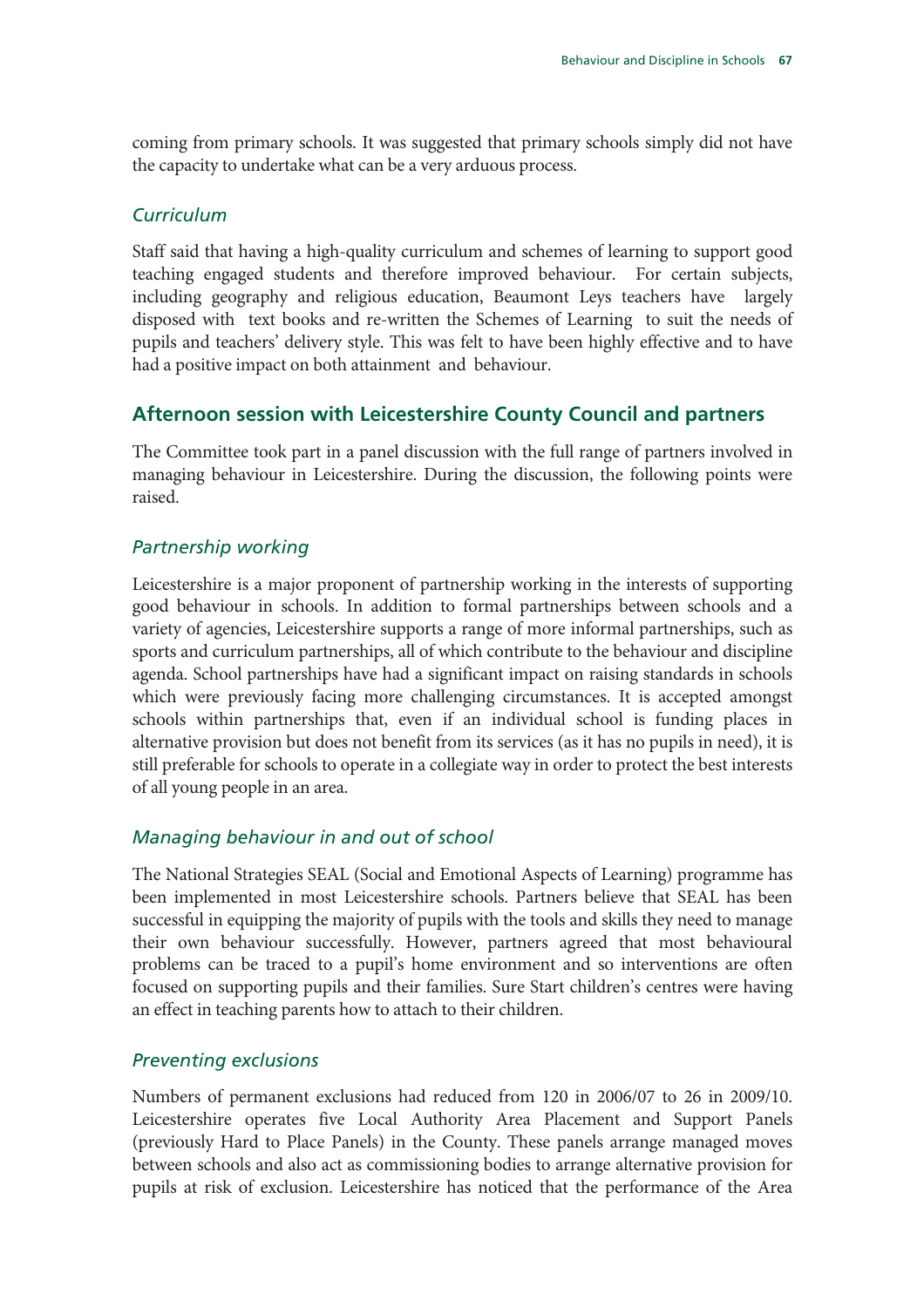coming from primary schools. It was suggested that primary schools simply did not have the capacity to undertake what can be a very arduous process.

### *Curriculum*

Staff said that having a high-quality curriculum and schemes of learning to support good teaching engaged students and therefore improved behaviour. For certain subjects, including geography and religious education, Beaumont Leys teachers have largely disposed with text books and re-written the Schemes of Learning to suit the needs of pupils and teachers' delivery style. This was felt to have been highly effective and to have had a positive impact on both attainment and behaviour.

## Afternoon session with Leicestershire County Council and partners

The Committee took part in a panel discussion with the full range of partners involved in managing behaviour in Leicestershire. During the discussion, the following points were raised.

### *Partnership working*

Leicestershire is a major proponent of partnership working in the interests of supporting good behaviour in schools. In addition to formal partnerships between schools and a variety of agencies, Leicestershire supports a range of more informal partnerships, such as sports and curriculum partnerships, all of which contribute to the behaviour and discipline agenda. School partnerships have had a significant impact on raising standards in schools which were previously facing more challenging circumstances. It is accepted amongst schools within partnerships that, even if an individual school is funding places in alternative provision but does not benefit from its services (as it has no pupils in need), it is still preferable for schools to operate in a collegiate way in order to protect the best interests of all young people in an area.

### *Managing behaviour in and out of school*

The National Strategies SEAL (Social and Emotional Aspects of Learning) programme has been implemented in most Leicestershire schools. Partners believe that SEAL has been successful in equipping the majority of pupils with the tools and skills they need to manage their own behaviour successfully. However, partners agreed that most behavioural problems can be traced to a pupil's home environment and so interventions are often focused on supporting pupils and their families. Sure Start children's centres were having an effect in teaching parents how to attach to their children.

### *Preventing exclusions*

Numbers of permanent exclusions had reduced from 120 in 2006/07 to 26 in 2009/10. Leicestershire operates five Local Authority Area Placement and Support Panels (previously Hard to Place Panels) in the County. These panels arrange managed moves between schools and also act as commissioning bodies to arrange alternative provision for pupils at risk of exclusion. Leicestershire has noticed that the performance of the Area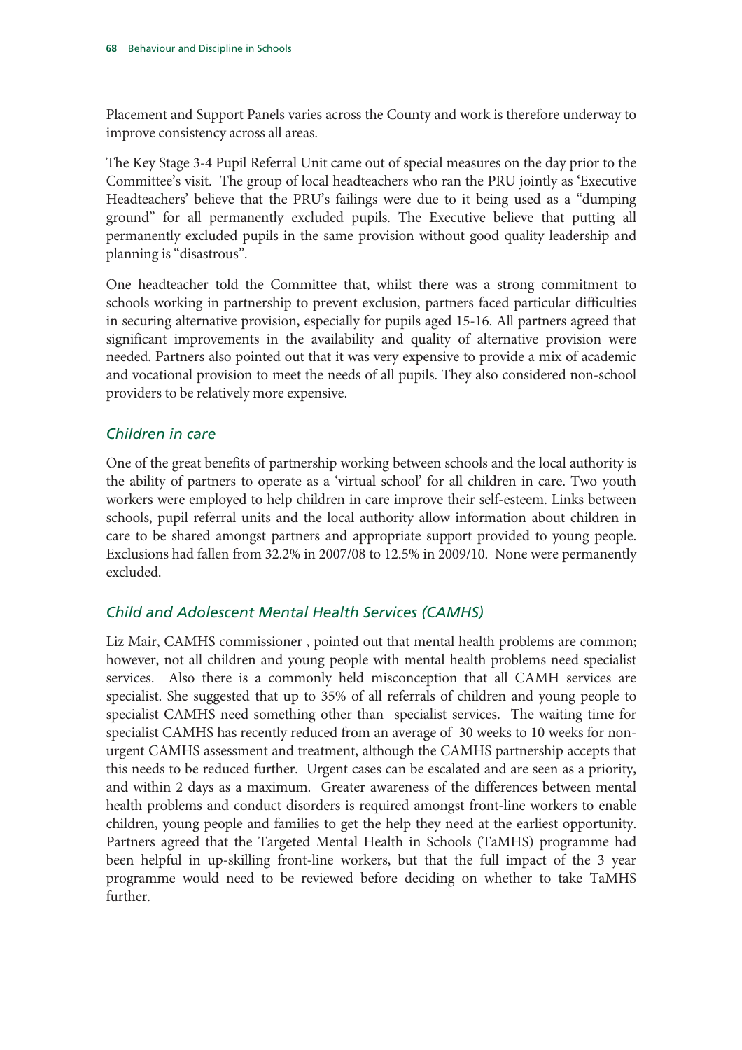Placement and Support Panels varies across the County and work is therefore underway to improve consistency across all areas.

The Key Stage 3-4 Pupil Referral Unit came out of special measures on the day prior to the Committee's visit. The group of local headteachers who ran the PRU jointly as 'Executive Headteachers' believe that the PRU's failings were due to it being used as a "dumping ground" for all permanently excluded pupils. The Executive believe that putting all permanently excluded pupils in the same provision without good quality leadership and planning is "disastrous".

One headteacher told the Committee that, whilst there was a strong commitment to schools working in partnership to prevent exclusion, partners faced particular difficulties in securing alternative provision, especially for pupils aged 15-16. All partners agreed that significant improvements in the availability and quality of alternative provision were needed. Partners also pointed out that it was very expensive to provide a mix of academic and vocational provision to meet the needs of all pupils. They also considered non-school providers to be relatively more expensive.

### *Children in care*

One of the great benefits of partnership working between schools and the local authority is the ability of partners to operate as a 'virtual school' for all children in care. Two youth workers were employed to help children in care improve their self-esteem. Links between schools, pupil referral units and the local authority allow information about children in care to be shared amongst partners and appropriate support provided to young people. Exclusions had fallen from 32.2% in 2007/08 to 12.5% in 2009/10. None were permanently excluded.

### *Child and Adolescent Mental Health Services (CAMHS)*

Liz Mair, CAMHS commissioner , pointed out that mental health problems are common; however, not all children and young people with mental health problems need specialist services. Also there is a commonly held misconception that all CAMH services are specialist. She suggested that up to 35% of all referrals of children and young people to specialist CAMHS need something other than specialist services. The waiting time for specialist CAMHS has recently reduced from an average of 30 weeks to 10 weeks for non-urgent CAMHS assessment and treatment, although the CAMHS partnership accepts that this needs to be reduced further. Urgent cases can be escalated and are seen as a priority, and within 2 days as a maximum. Greater awareness of the differences between mental health problems and conduct disorders is required amongst front-line workers to enable children, young people and families to get the help they need at the earliest opportunity. Partners agreed that the Targeted Mental Health in Schools (TaMHS) programme had been helpful in up-skilling front-line workers, but that the full impact of the 3 year programme would need to be reviewed before deciding on whether to take TaMHS further.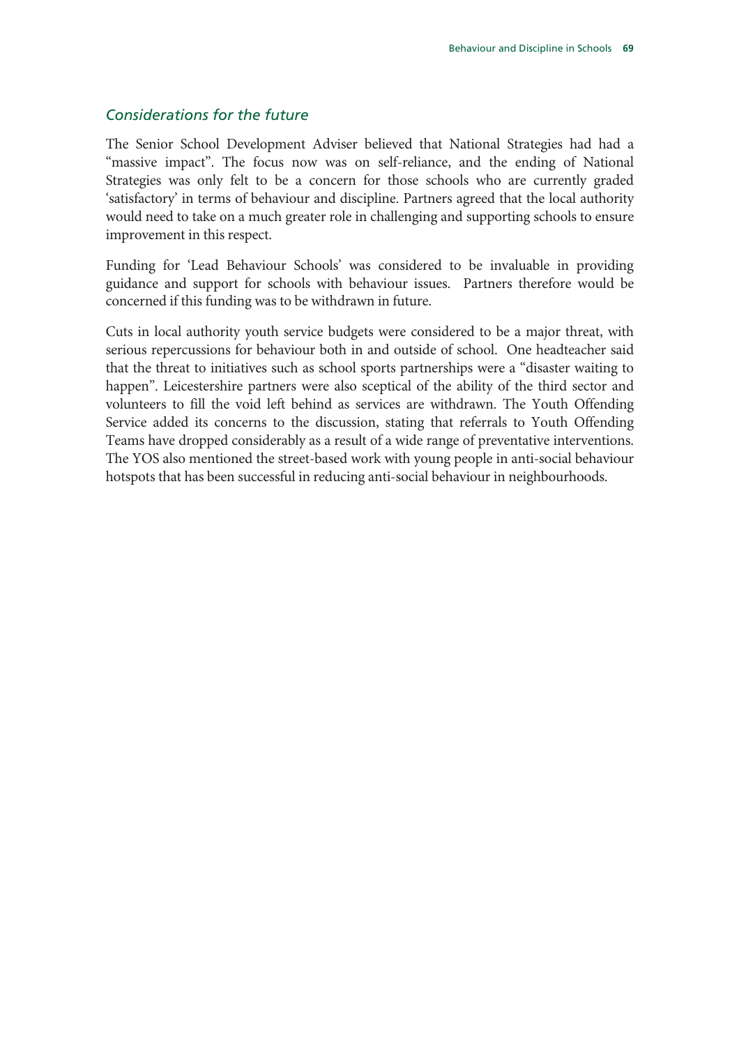### *Considerations for the future*

The Senior School Development Adviser believed that National Strategies had had a "massive impact". The focus now was on self-reliance, and the ending of National Strategies was only felt to be a concern for those schools who are currently graded 'satisfactory' in terms of behaviour and discipline. Partners agreed that the local authority would need to take on a much greater role in challenging and supporting schools to ensure improvement in this respect.

Funding for 'Lead Behaviour Schools' was considered to be invaluable in providing guidance and support for schools with behaviour issues. Partners therefore would be concerned if this funding was to be withdrawn in future.

Cuts in local authority youth service budgets were considered to be a major threat, with serious repercussions for behaviour both in and outside of school. One headteacher said that the threat to initiatives such as school sports partnerships were a "disaster waiting to happen". Leicestershire partners were also sceptical of the ability of the third sector and volunteers to fill the void left behind as services are withdrawn. The Youth Offending Service added its concerns to the discussion, stating that referrals to Youth Offending Teams have dropped considerably as a result of a wide range of preventative interventions. The YOS also mentioned the street-based work with young people in anti-social behaviour hotspots that has been successful in reducing anti-social behaviour in neighbourhoods.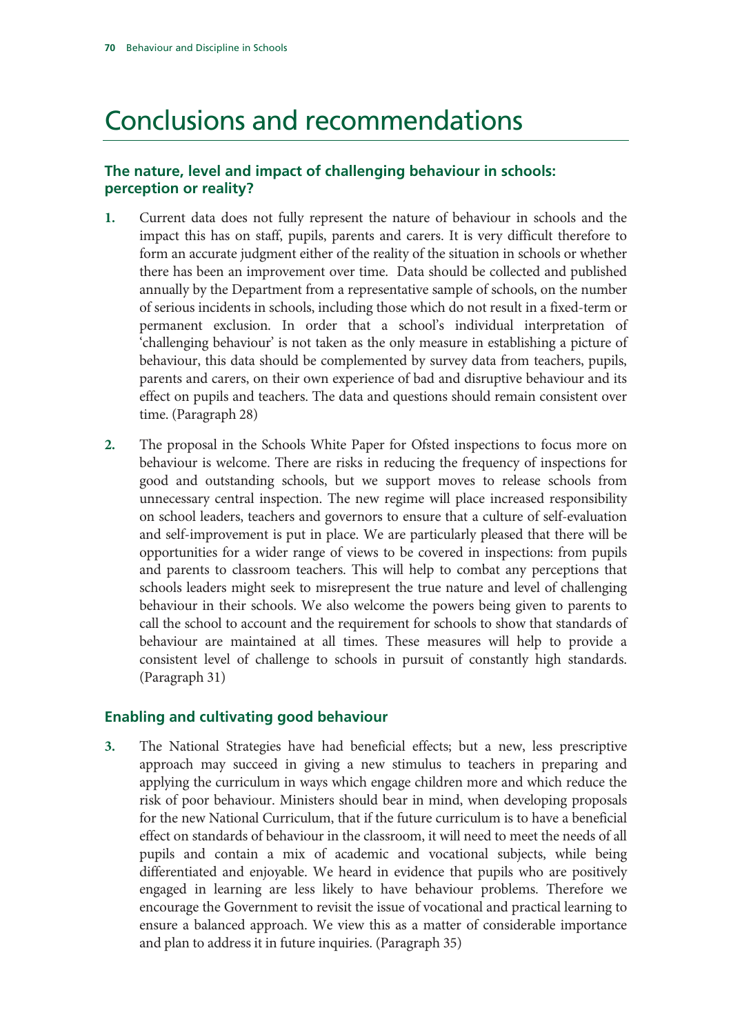# Conclusions and recommendations

## The nature, level and impact of challenging behaviour in schools: perception or reality?

1. Current data does not fully represent the nature of behaviour in schools and the impact this has on staff, pupils, parents and carers. It is very difficult therefore to form an accurate judgment either of the reality of the situation in schools or whether there has been an improvement over time. Data should be collected and published annually by the Department from a representative sample of schools, on the number of serious incidents in schools, including those which do not result in a fixed-term or permanent exclusion. In order that a school's individual interpretation of 'challenging behaviour' is not taken as the only measure in establishing a picture of behaviour, this data should be complemented by survey data from teachers, pupils, parents and carers, on their own experience of bad and disruptive behaviour and its effect on pupils and teachers. The data and questions should remain consistent over time. (Paragraph 28)

2. The proposal in the Schools White Paper for Ofsted inspections to focus more on behaviour is welcome. There are risks in reducing the frequency of inspections for good and outstanding schools, but we support moves to release schools from unnecessary central inspection. The new regime will place increased responsibility on school leaders, teachers and governors to ensure that a culture of self-evaluation and self-improvement is put in place. We are particularly pleased that there will be opportunities for a wider range of views to be covered in inspections: from pupils and parents to classroom teachers. This will help to combat any perceptions that schools leaders might seek to misrepresent the true nature and level of challenging behaviour in their schools. We also welcome the powers being given to parents to call the school to account and the requirement for schools to show that standards of behaviour are maintained at all times. These measures will help to provide a consistent level of challenge to schools in pursuit of constantly high standards. (Paragraph 31)

## Enabling and cultivating good behaviour

3. The National Strategies have had beneficial effects; but a new, less prescriptive approach may succeed in giving a new stimulus to teachers in preparing and applying the curriculum in ways which engage children more and which reduce the risk of poor behaviour. Ministers should bear in mind, when developing proposals for the new National Curriculum, that if the future curriculum is to have a beneficial effect on standards of behaviour in the classroom, it will need to meet the needs of all pupils and contain a mix of academic and vocational subjects, while being differentiated and enjoyable. We heard in evidence that pupils who are positively engaged in learning are less likely to have behaviour problems. Therefore we encourage the Government to revisit the issue of vocational and practical learning to ensure a balanced approach. We view this as a matter of considerable importance and plan to address it in future inquiries. (Paragraph 35)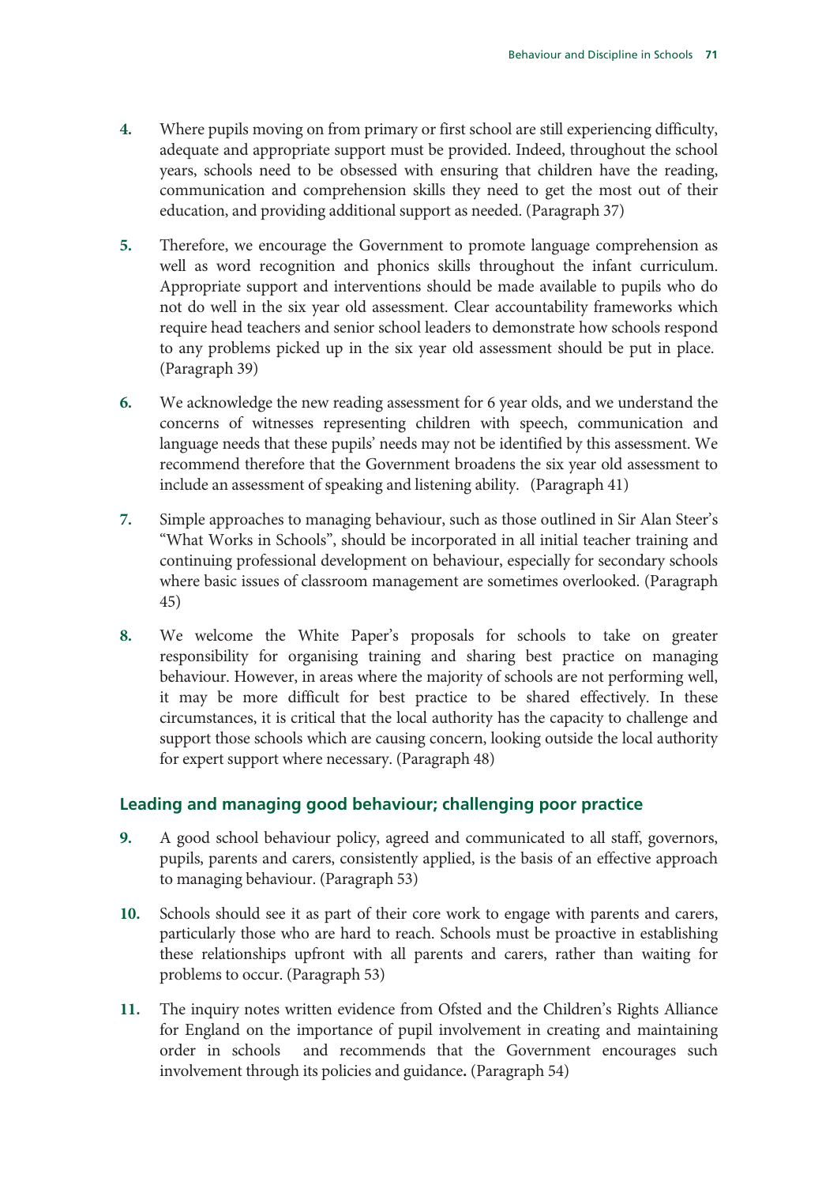4. Where pupils moving on from primary or first school are still experiencing difficulty, adequate and appropriate support must be provided. Indeed, throughout the school years, schools need to be obsessed with ensuring that children have the reading, communication and comprehension skills they need to get the most out of their education, and providing additional support as needed. (Paragraph 37)

5. Therefore, we encourage the Government to promote language comprehension as well as word recognition and phonics skills throughout the infant curriculum. Appropriate support and interventions should be made available to pupils who do not do well in the six year old assessment. Clear accountability frameworks which require head teachers and senior school leaders to demonstrate how schools respond to any problems picked up in the six year old assessment should be put in place. (Paragraph 39)

6. We acknowledge the new reading assessment for 6 year olds, and we understand the concerns of witnesses representing children with speech, communication and language needs that these pupils' needs may not be identified by this assessment. We recommend therefore that the Government broadens the six year old assessment to include an assessment of speaking and listening ability. (Paragraph 41)

7. Simple approaches to managing behaviour, such as those outlined in Sir Alan Steer's "What Works in Schools", should be incorporated in all initial teacher training and continuing professional development on behaviour, especially for secondary schools where basic issues of classroom management are sometimes overlooked. (Paragraph 45)

8. We welcome the White Paper's proposals for schools to take on greater responsibility for organising training and sharing best practice on managing behaviour. However, in areas where the majority of schools are not performing well, it may be more difficult for best practice to be shared effectively. In these circumstances, it is critical that the local authority has the capacity to challenge and support those schools which are causing concern, looking outside the local authority for expert support where necessary. (Paragraph 48)

## Leading and managing good behaviour; challenging poor practice

9. A good school behaviour policy, agreed and communicated to all staff, governors, pupils, parents and carers, consistently applied, is the basis of an effective approach to managing behaviour. (Paragraph 53)

10. Schools should see it as part of their core work to engage with parents and carers, particularly those who are hard to reach. Schools must be proactive in establishing these relationships upfront with all parents and carers, rather than waiting for problems to occur. (Paragraph 53)

11. The inquiry notes written evidence from Ofsted and the Children's Rights Alliance for England on the importance of pupil involvement in creating and maintaining order in schools and recommends that the Government encourages such involvement through its policies and guidance**.** (Paragraph 54)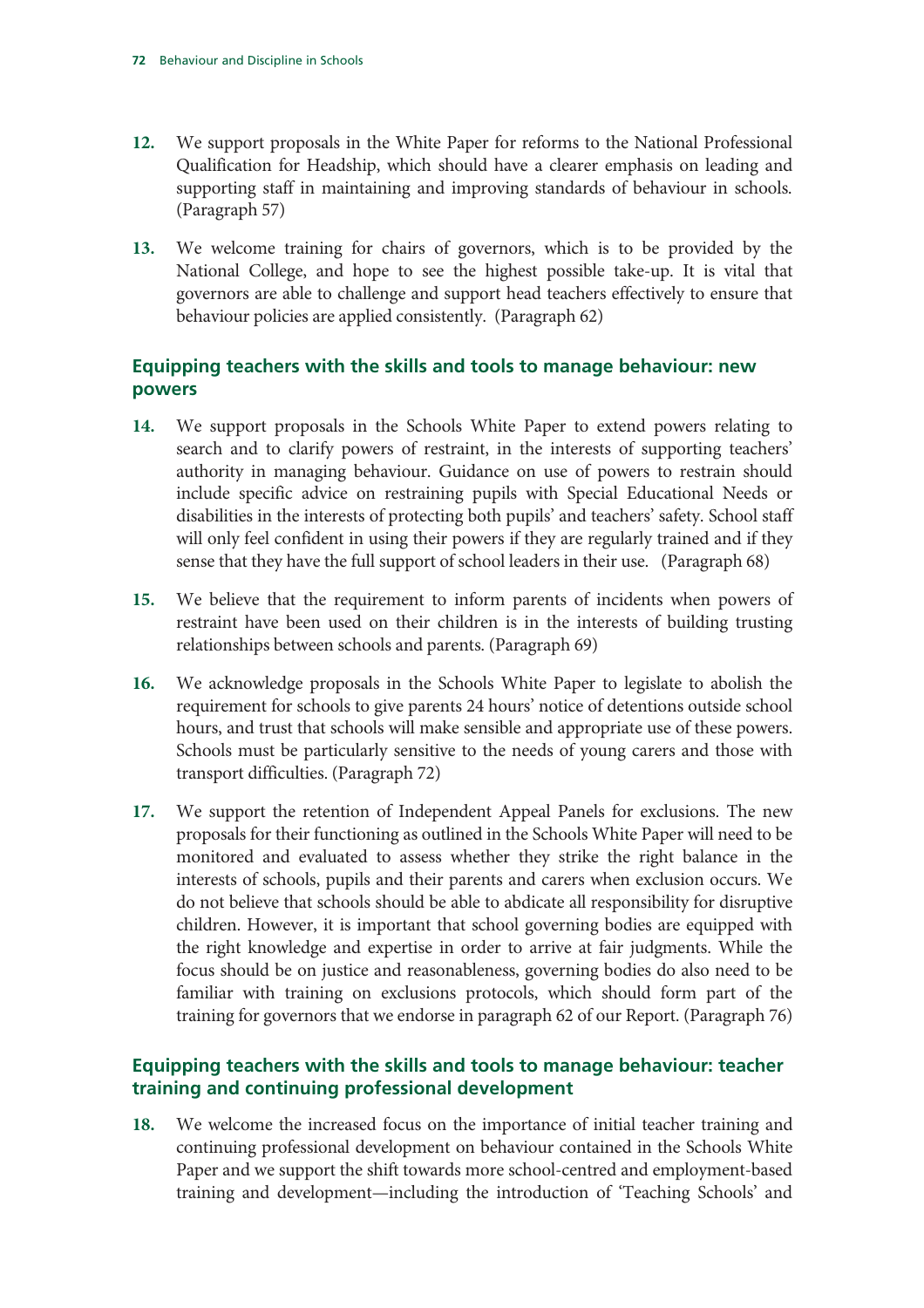12. We support proposals in the White Paper for reforms to the National Professional Qualification for Headship, which should have a clearer emphasis on leading and supporting staff in maintaining and improving standards of behaviour in schools. (Paragraph 57)

13. We welcome training for chairs of governors, which is to be provided by the National College, and hope to see the highest possible take-up. It is vital that governors are able to challenge and support head teachers effectively to ensure that behaviour policies are applied consistently. (Paragraph 62)

## Equipping teachers with the skills and tools to manage behaviour: new powers

14. We support proposals in the Schools White Paper to extend powers relating to search and to clarify powers of restraint, in the interests of supporting teachers' authority in managing behaviour. Guidance on use of powers to restrain should include specific advice on restraining pupils with Special Educational Needs or disabilities in the interests of protecting both pupils' and teachers' safety. School staff will only feel confident in using their powers if they are regularly trained and if they sense that they have the full support of school leaders in their use. (Paragraph 68)

15. We believe that the requirement to inform parents of incidents when powers of restraint have been used on their children is in the interests of building trusting relationships between schools and parents. (Paragraph 69)

16. We acknowledge proposals in the Schools White Paper to legislate to abolish the requirement for schools to give parents 24 hours' notice of detentions outside school hours, and trust that schools will make sensible and appropriate use of these powers. Schools must be particularly sensitive to the needs of young carers and those with transport difficulties. (Paragraph 72)

17. We support the retention of Independent Appeal Panels for exclusions. The new proposals for their functioning as outlined in the Schools White Paper will need to be monitored and evaluated to assess whether they strike the right balance in the interests of schools, pupils and their parents and carers when exclusion occurs. We do not believe that schools should be able to abdicate all responsibility for disruptive children. However, it is important that school governing bodies are equipped with the right knowledge and expertise in order to arrive at fair judgments. While the focus should be on justice and reasonableness, governing bodies do also need to be familiar with training on exclusions protocols, which should form part of the training for governors that we endorse in paragraph 62 of our Report. (Paragraph 76)

## Equipping teachers with the skills and tools to manage behaviour: teacher training and continuing professional development

18. We welcome the increased focus on the importance of initial teacher training and continuing professional development on behaviour contained in the Schools White Paper and we support the shift towards more school-centred and employment-based training and development—including the introduction of 'Teaching Schools' and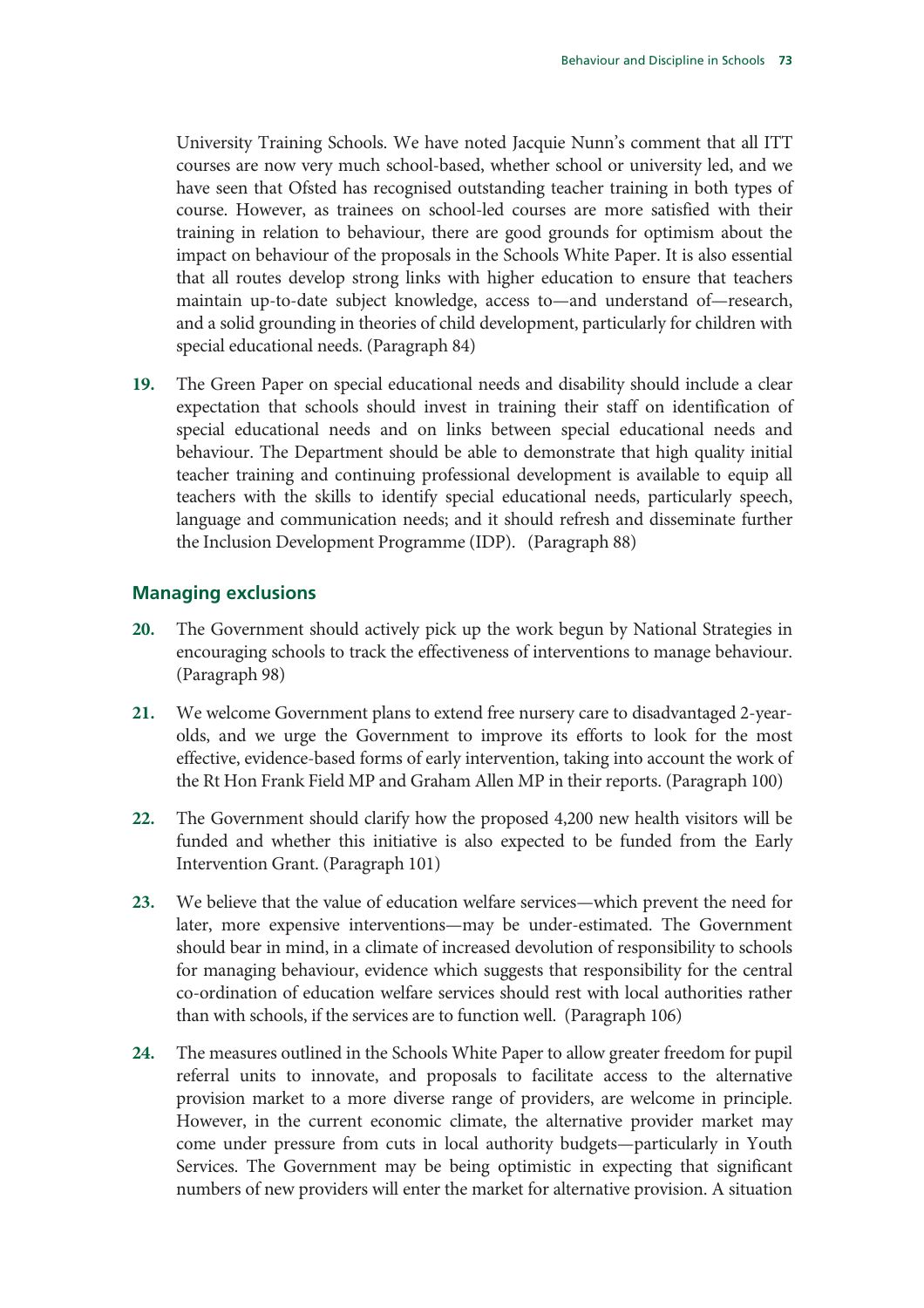University Training Schools. We have noted Jacquie Nunn's comment that all ITT courses are now very much school-based, whether school or university led, and we have seen that Ofsted has recognised outstanding teacher training in both types of course. However, as trainees on school-led courses are more satisfied with their training in relation to behaviour, there are good grounds for optimism about the impact on behaviour of the proposals in the Schools White Paper. It is also essential that all routes develop strong links with higher education to ensure that teachers maintain up-to-date subject knowledge, access to—and understand of—research, and a solid grounding in theories of child development, particularly for children with special educational needs. (Paragraph 84)

**19.** The Green Paper on special educational needs and disability should include a clear expectation that schools should invest in training their staff on identification of special educational needs and on links between special educational needs and behaviour. The Department should be able to demonstrate that high quality initial teacher training and continuing professional development is available to equip all teachers with the skills to identify special educational needs, particularly speech, language and communication needs; and it should refresh and disseminate further the Inclusion Development Programme (IDP). (Paragraph 88)

### Managing exclusions

**20.** The Government should actively pick up the work begun by National Strategies in encouraging schools to track the effectiveness of interventions to manage behaviour. (Paragraph 98)

**21.** We welcome Government plans to extend free nursery care to disadvantaged 2-year-olds, and we urge the Government to improve its efforts to look for the most effective, evidence-based forms of early intervention, taking into account the work of the Rt Hon Frank Field MP and Graham Allen MP in their reports. (Paragraph 100)

**22.** The Government should clarify how the proposed 4,200 new health visitors will be funded and whether this initiative is also expected to be funded from the Early Intervention Grant. (Paragraph 101)

**23.** We believe that the value of education welfare services—which prevent the need for later, more expensive interventions—may be under-estimated. The Government should bear in mind, in a climate of increased devolution of responsibility to schools for managing behaviour, evidence which suggests that responsibility for the central co-ordination of education welfare services should rest with local authorities rather than with schools, if the services are to function well. (Paragraph 106)

**24.** The measures outlined in the Schools White Paper to allow greater freedom for pupil referral units to innovate, and proposals to facilitate access to the alternative provision market to a more diverse range of providers, are welcome in principle. However, in the current economic climate, the alternative provider market may come under pressure from cuts in local authority budgets—particularly in Youth Services. The Government may be being optimistic in expecting that significant numbers of new providers will enter the market for alternative provision. A situation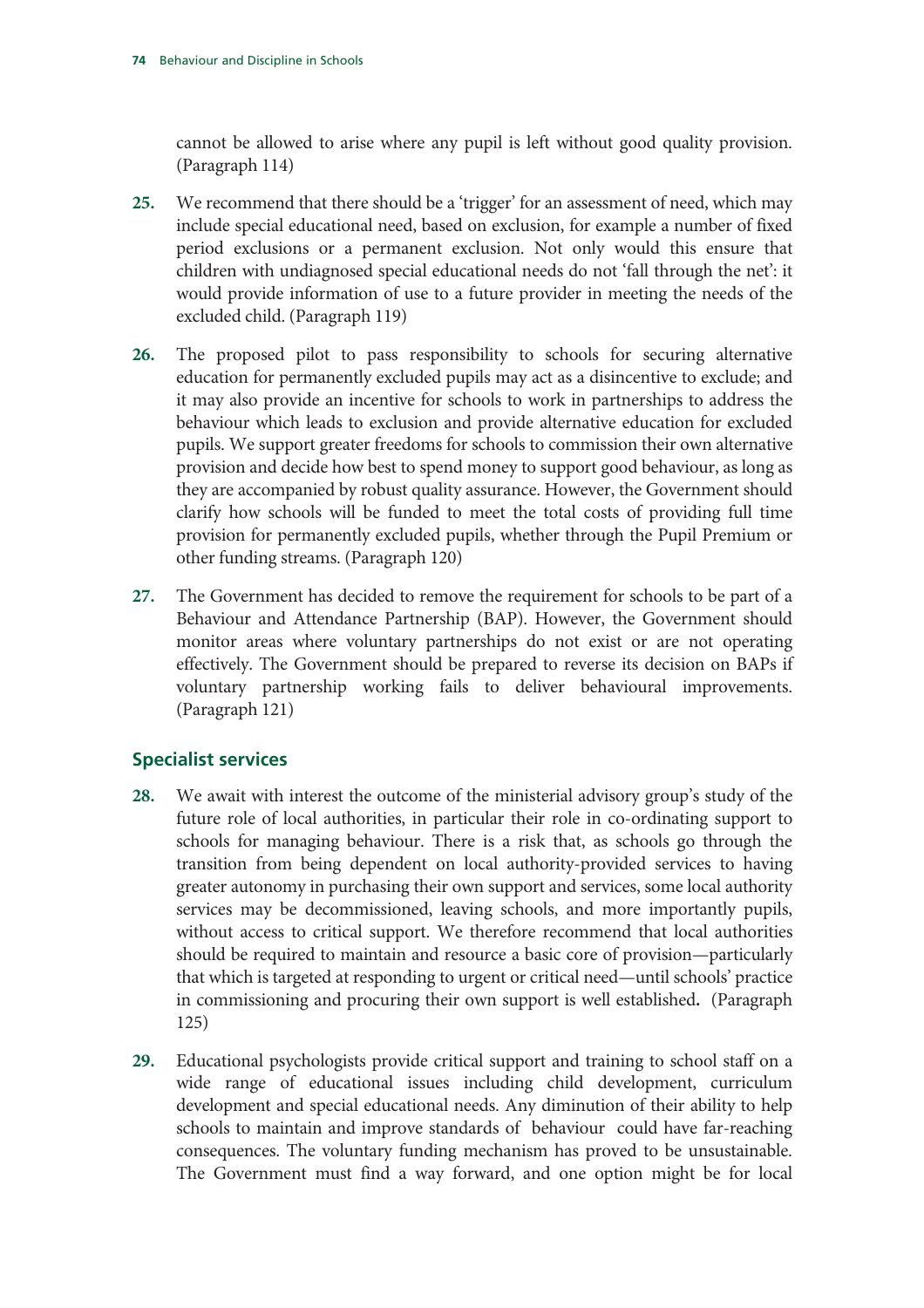cannot be allowed to arise where any pupil is left without good quality provision. (Paragraph 114)

**25.** We recommend that there should be a 'trigger' for an assessment of need, which may include special educational need, based on exclusion, for example a number of fixed period exclusions or a permanent exclusion. Not only would this ensure that children with undiagnosed special educational needs do not 'fall through the net': it would provide information of use to a future provider in meeting the needs of the excluded child. (Paragraph 119)

**26.** The proposed pilot to pass responsibility to schools for securing alternative education for permanently excluded pupils may act as a disincentive to exclude; and it may also provide an incentive for schools to work in partnerships to address the behaviour which leads to exclusion and provide alternative education for excluded pupils. We support greater freedoms for schools to commission their own alternative provision and decide how best to spend money to support good behaviour, as long as they are accompanied by robust quality assurance. However, the Government should clarify how schools will be funded to meet the total costs of providing full time provision for permanently excluded pupils, whether through the Pupil Premium or other funding streams. (Paragraph 120)

**27.** The Government has decided to remove the requirement for schools to be part of a Behaviour and Attendance Partnership (BAP). However, the Government should monitor areas where voluntary partnerships do not exist or are not operating effectively. The Government should be prepared to reverse its decision on BAPs if voluntary partnership working fails to deliver behavioural improvements. (Paragraph 121)

## Specialist services

**28.** We await with interest the outcome of the ministerial advisory group's study of the future role of local authorities, in particular their role in co-ordinating support to schools for managing behaviour. There is a risk that, as schools go through the transition from being dependent on local authority-provided services to having greater autonomy in purchasing their own support and services, some local authority services may be decommissioned, leaving schools, and more importantly pupils, without access to critical support. We therefore recommend that local authorities should be required to maintain and resource a basic core of provision—particularly that which is targeted at responding to urgent or critical need—until schools' practice in commissioning and procuring their own support is well established**.** (Paragraph 125)

**29.** Educational psychologists provide critical support and training to school staff on a wide range of educational issues including child development, curriculum development and special educational needs. Any diminution of their ability to help schools to maintain and improve standards of behaviour could have far-reaching consequences. The voluntary funding mechanism has proved to be unsustainable. The Government must find a way forward, and one option might be for local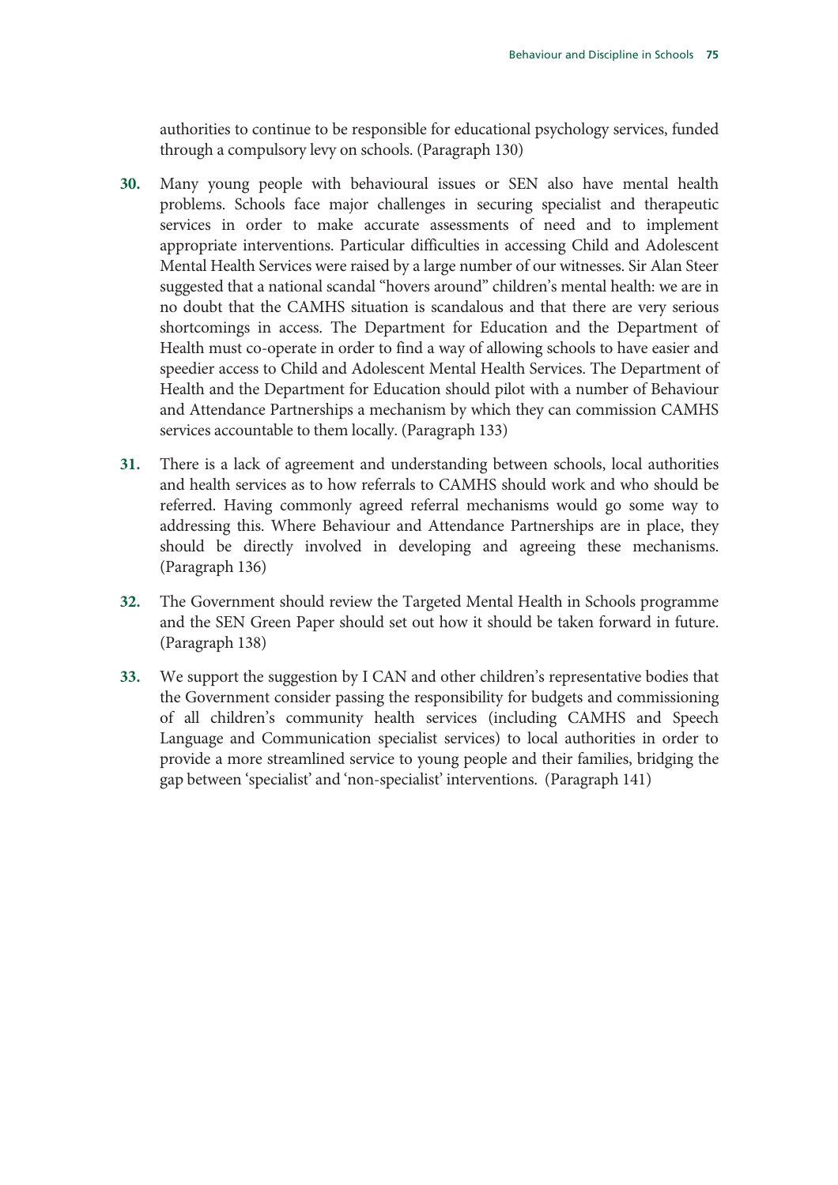authorities to continue to be responsible for educational psychology services, funded through a compulsory levy on schools. (Paragraph 130)

**30.** Many young people with behavioural issues or SEN also have mental health problems. Schools face major challenges in securing specialist and therapeutic services in order to make accurate assessments of need and to implement appropriate interventions. Particular difficulties in accessing Child and Adolescent Mental Health Services were raised by a large number of our witnesses. Sir Alan Steer suggested that a national scandal "hovers around" children's mental health: we are in no doubt that the CAMHS situation is scandalous and that there are very serious shortcomings in access. The Department for Education and the Department of Health must co-operate in order to find a way of allowing schools to have easier and speedier access to Child and Adolescent Mental Health Services. The Department of Health and the Department for Education should pilot with a number of Behaviour and Attendance Partnerships a mechanism by which they can commission CAMHS services accountable to them locally. (Paragraph 133)

**31.** There is a lack of agreement and understanding between schools, local authorities and health services as to how referrals to CAMHS should work and who should be referred. Having commonly agreed referral mechanisms would go some way to addressing this. Where Behaviour and Attendance Partnerships are in place, they should be directly involved in developing and agreeing these mechanisms. (Paragraph 136)

**32.** The Government should review the Targeted Mental Health in Schools programme and the SEN Green Paper should set out how it should be taken forward in future. (Paragraph 138)

**33.** We support the suggestion by I CAN and other children's representative bodies that the Government consider passing the responsibility for budgets and commissioning of all children's community health services (including CAMHS and Speech Language and Communication specialist services) to local authorities in order to provide a more streamlined service to young people and their families, bridging the gap between 'specialist' and 'non-specialist' interventions. (Paragraph 141)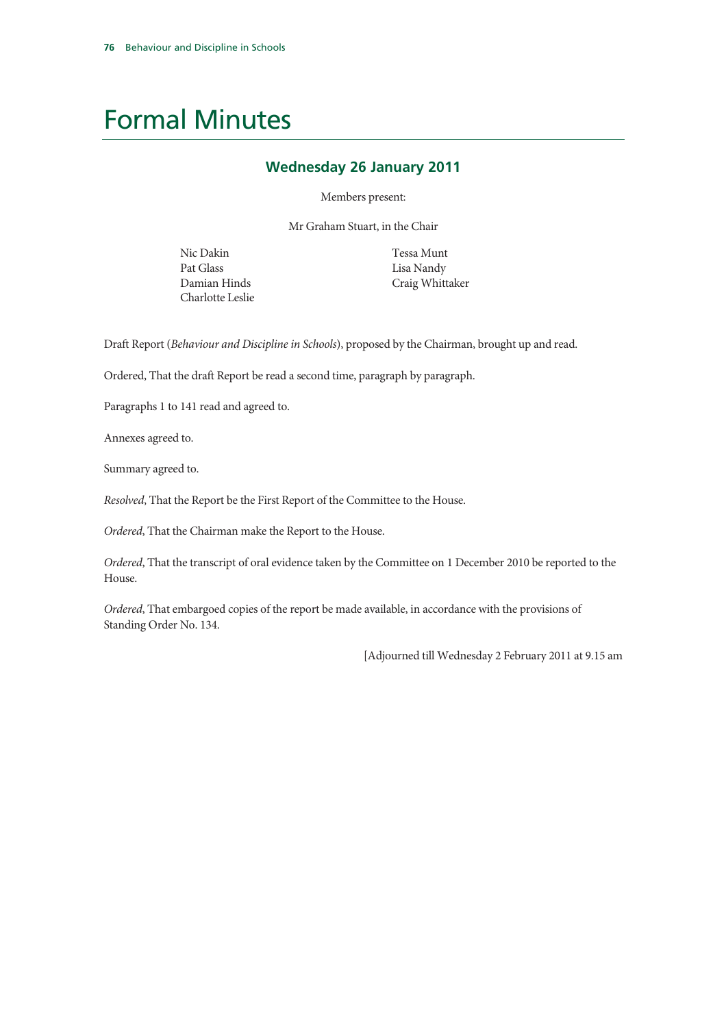# Formal Minutes

## Wednesday 26 January 2011

Members present:

Mr Graham Stuart, in the Chair

Nic Dakin
Pat Glass
Damian Hinds
Charlotte Leslie
Tessa Munt
Lisa Nandy
Craig Whittaker

Draft Report (*Behaviour and Discipline in Schools*), proposed by the Chairman, brought up and read.

Ordered, That the draft Report be read a second time, paragraph by paragraph.

Paragraphs 1 to 141 read and agreed to.

Annexes agreed to.

Summary agreed to.

*Resolved*, That the Report be the First Report of the Committee to the House.

*Ordered*, That the Chairman make the Report to the House.

*Ordered*, That the transcript of oral evidence taken by the Committee on 1 December 2010 be reported to the House.

*Ordered*, That embargoed copies of the report be made available, in accordance with the provisions of Standing Order No. 134.

[Adjourned till Wednesday 2 February 2011 at 9.15 am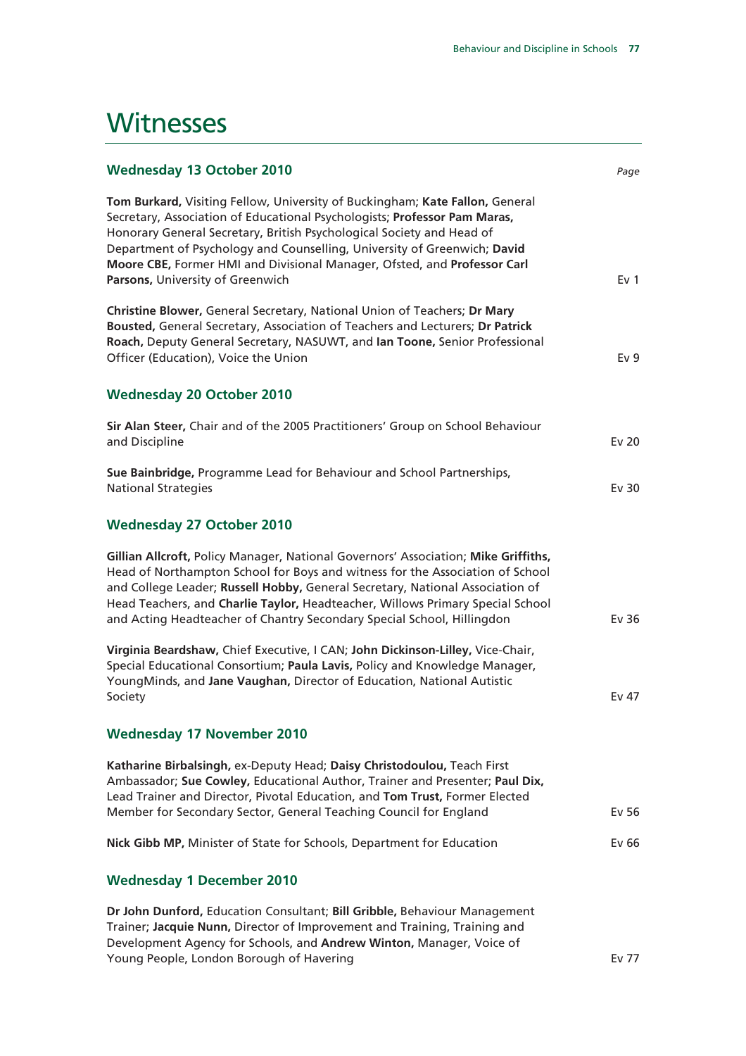# Witnesses

| Wednesday 13 October 2010 | *Page* |
|---|---|
| **Tom Burkard,** Visiting Fellow, University of Buckingham; **Kate Fallon,** General Secretary, Association of Educational Psychologists; **Professor Pam Maras,** Honorary General Secretary, British Psychological Society and Head of Department of Psychology and Counselling, University of Greenwich; **David Moore CBE,** Former HMI and Divisional Manager, Ofsted, and **Professor Carl Parsons,** University of Greenwich | Ev 1 |
| **Christine Blower,** General Secretary, National Union of Teachers; **Dr Mary Bousted,** General Secretary, Association of Teachers and Lecturers; **Dr Patrick Roach,** Deputy General Secretary, NASUWT, and **Ian Toone,** Senior Professional Officer (Education), Voice the Union | Ev 9 |

## Wednesday 20 October 2010

| | |
|---|---|
| **Sir Alan Steer,** Chair and of the 2005 Practitioners' Group on School Behaviour and Discipline | Ev 20 |
| **Sue Bainbridge,** Programme Lead for Behaviour and School Partnerships, National Strategies | Ev 30 |

## Wednesday 27 October 2010

| | |
|---|---|
| **Gillian Allcroft,** Policy Manager, National Governors' Association; **Mike Griffiths,** Head of Northampton School for Boys and witness for the Association of School and College Leader; **Russell Hobby,** General Secretary, National Association of Head Teachers, and **Charlie Taylor,** Headteacher, Willows Primary Special School and Acting Headteacher of Chantry Secondary Special School, Hillingdon | Ev 36 |
| **Virginia Beardshaw,** Chief Executive, I CAN; **John Dickinson-Lilley,** Vice-Chair, Special Educational Consortium; **Paula Lavis,** Policy and Knowledge Manager, YoungMinds, and **Jane Vaughan,** Director of Education, National Autistic Society | Ev 47 |

## Wednesday 17 November 2010

| | |
|---|---|
| **Katharine Birbalsingh,** ex-Deputy Head; **Daisy Christodoulou,** Teach First Ambassador; **Sue Cowley,** Educational Author, Trainer and Presenter; **Paul Dix,** Lead Trainer and Director, Pivotal Education, and **Tom Trust,** Former Elected Member for Secondary Sector, General Teaching Council for England | Ev 56 |
| **Nick Gibb MP,** Minister of State for Schools, Department for Education | Ev 66 |

## Wednesday 1 December 2010

| | |
|---|---|
| **Dr John Dunford,** Education Consultant; **Bill Gribble,** Behaviour Management Trainer; **Jacquie Nunn,** Director of Improvement and Training, Training and Development Agency for Schools, and **Andrew Winton,** Manager, Voice of Young People, London Borough of Havering | Ev 77 |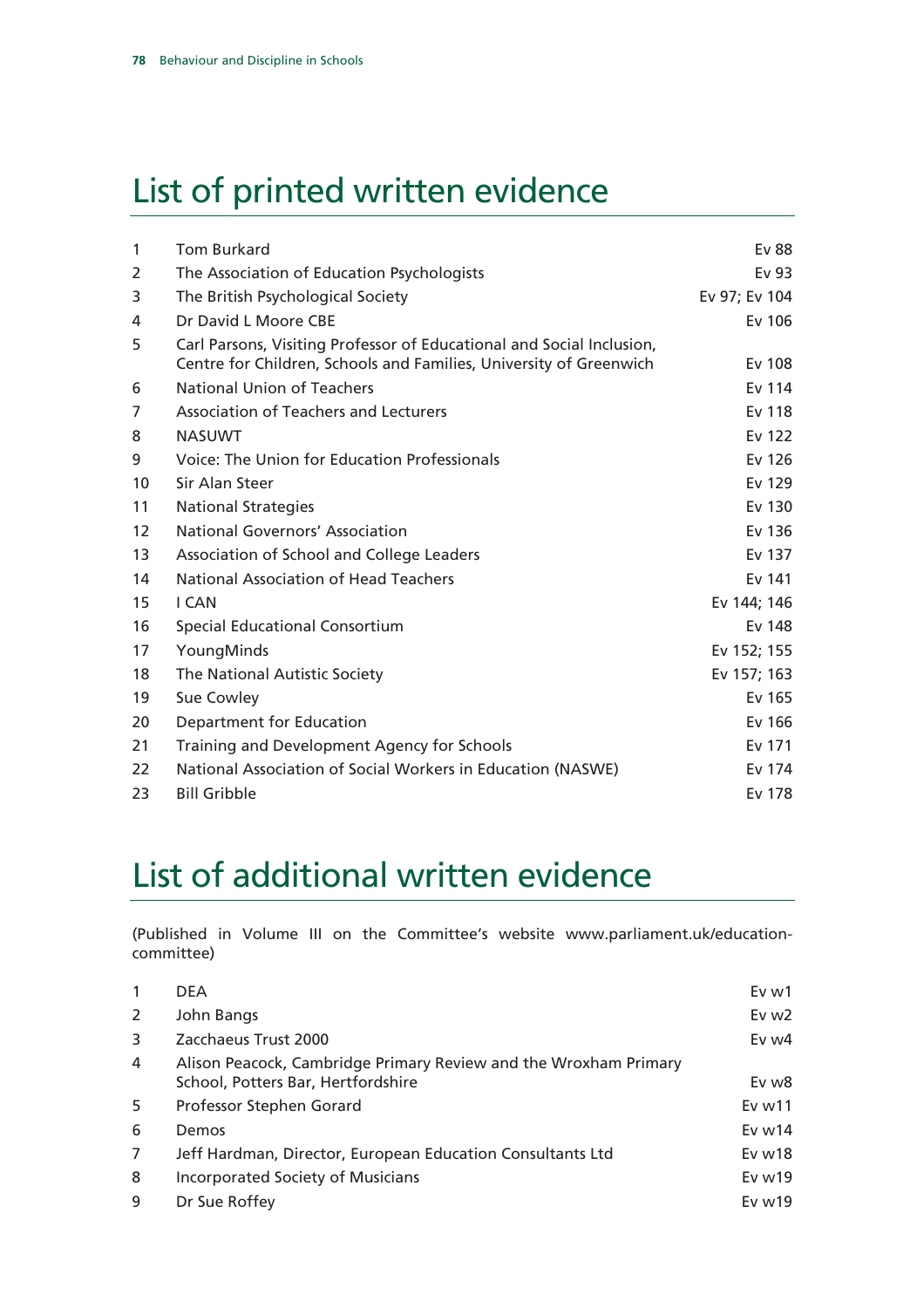# List of printed written evidence

| | | |
|---|---|---|
| 1 | Tom Burkard | Ev 88 |
| 2 | The Association of Education Psychologists | Ev 93 |
| 3 | The British Psychological Society | Ev 97; Ev 104 |
| 4 | Dr David L Moore CBE | Ev 106 |
| 5 | Carl Parsons, Visiting Professor of Educational and Social Inclusion, Centre for Children, Schools and Families, University of Greenwich | Ev 108 |
| 6 | National Union of Teachers | Ev 114 |
| 7 | Association of Teachers and Lecturers | Ev 118 |
| 8 | NASUWT | Ev 122 |
| 9 | Voice: The Union for Education Professionals | Ev 126 |
| 10 | Sir Alan Steer | Ev 129 |
| 11 | National Strategies | Ev 130 |
| 12 | National Governors' Association | Ev 136 |
| 13 | Association of School and College Leaders | Ev 137 |
| 14 | National Association of Head Teachers | Ev 141 |
| 15 | I CAN | Ev 144; 146 |
| 16 | Special Educational Consortium | Ev 148 |
| 17 | YoungMinds | Ev 152; 155 |
| 18 | The National Autistic Society | Ev 157; 163 |
| 19 | Sue Cowley | Ev 165 |
| 20 | Department for Education | Ev 166 |
| 21 | Training and Development Agency for Schools | Ev 171 |
| 22 | National Association of Social Workers in Education (NASWE) | Ev 174 |
| 23 | Bill Gribble | Ev 178 |

# List of additional written evidence

(Published in Volume III on the Committee's website www.parliament.uk/education-committee)

| | | |
|---|---|---|
| 1 | DEA | Ev w1 |
| 2 | John Bangs | Ev w2 |
| 3 | Zacchaeus Trust 2000 | Ev w4 |
| 4 | Alison Peacock, Cambridge Primary Review and the Wroxham Primary School, Potters Bar, Hertfordshire | Ev w8 |
| 5 | Professor Stephen Gorard | Ev w11 |
| 6 | Demos | Ev w14 |
| 7 | Jeff Hardman, Director, European Education Consultants Ltd | Ev w18 |
| 8 | Incorporated Society of Musicians | Ev w19 |
| 9 | Dr Sue Roffey | Ev w19 |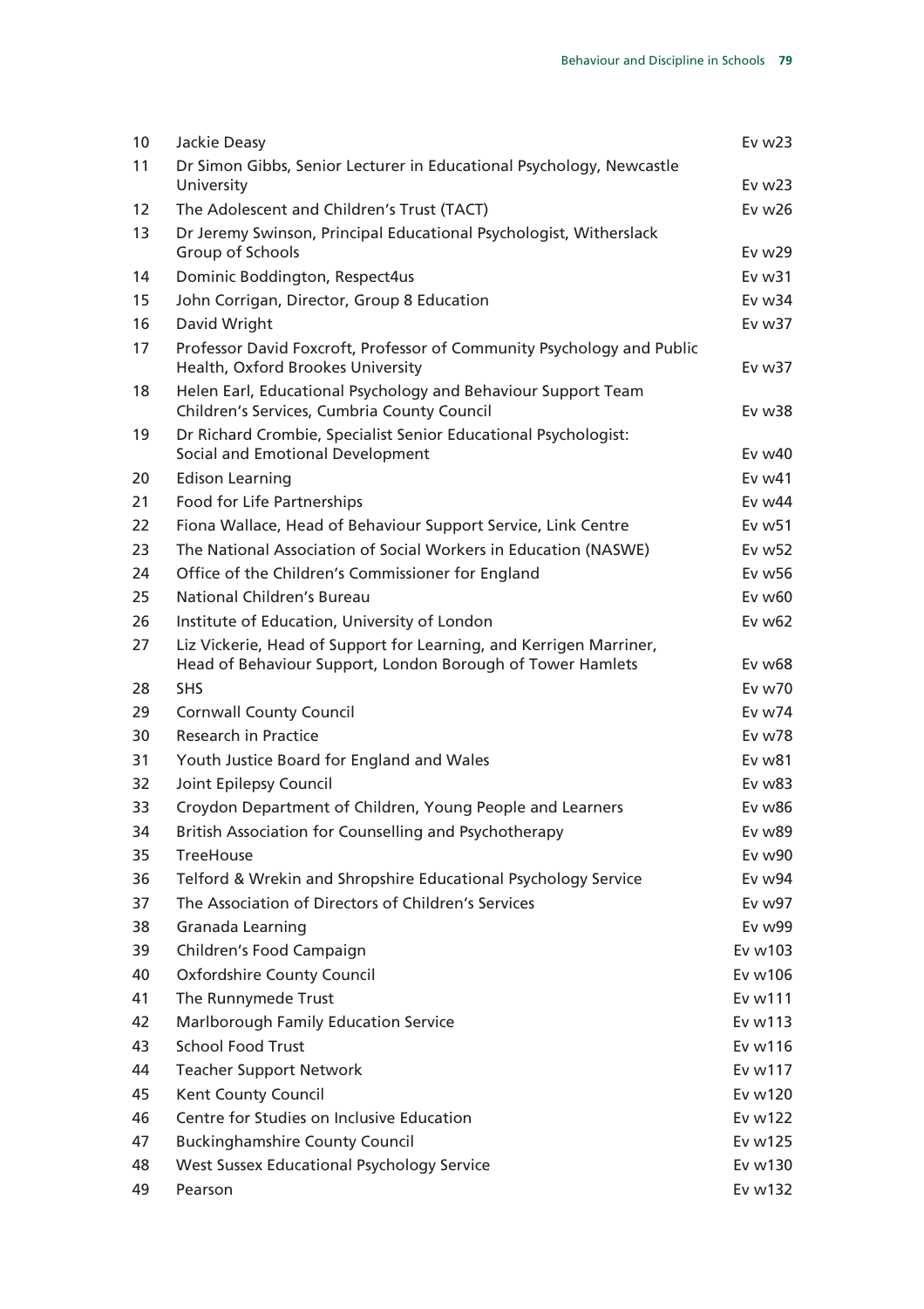| | | |
|---|---|---|
| 10 | Jackie Deasy | Ev w23 |
| 11 | Dr Simon Gibbs, Senior Lecturer in Educational Psychology, Newcastle University | Ev w23 |
| 12 | The Adolescent and Children's Trust (TACT) | Ev w26 |
| 13 | Dr Jeremy Swinson, Principal Educational Psychologist, Witherslack Group of Schools | Ev w29 |
| 14 | Dominic Boddington, Respect4us | Ev w31 |
| 15 | John Corrigan, Director, Group 8 Education | Ev w34 |
| 16 | David Wright | Ev w37 |
| 17 | Professor David Foxcroft, Professor of Community Psychology and Public Health, Oxford Brookes University | Ev w37 |
| 18 | Helen Earl, Educational Psychology and Behaviour Support Team Children's Services, Cumbria County Council | Ev w38 |
| 19 | Dr Richard Crombie, Specialist Senior Educational Psychologist: Social and Emotional Development | Ev w40 |
| 20 | Edison Learning | Ev w41 |
| 21 | Food for Life Partnerships | Ev w44 |
| 22 | Fiona Wallace, Head of Behaviour Support Service, Link Centre | Ev w51 |
| 23 | The National Association of Social Workers in Education (NASWE) | Ev w52 |
| 24 | Office of the Children's Commissioner for England | Ev w56 |
| 25 | National Children's Bureau | Ev w60 |
| 26 | Institute of Education, University of London | Ev w62 |
| 27 | Liz Vickerie, Head of Support for Learning, and Kerrigen Marriner, Head of Behaviour Support, London Borough of Tower Hamlets | Ev w68 |
| 28 | SHS | Ev w70 |
| 29 | Cornwall County Council | Ev w74 |
| 30 | Research in Practice | Ev w78 |
| 31 | Youth Justice Board for England and Wales | Ev w81 |
| 32 | Joint Epilepsy Council | Ev w83 |
| 33 | Croydon Department of Children, Young People and Learners | Ev w86 |
| 34 | British Association for Counselling and Psychotherapy | Ev w89 |
| 35 | TreeHouse | Ev w90 |
| 36 | Telford & Wrekin and Shropshire Educational Psychology Service | Ev w94 |
| 37 | The Association of Directors of Children's Services | Ev w97 |
| 38 | Granada Learning | Ev w99 |
| 39 | Children's Food Campaign | Ev w103 |
| 40 | Oxfordshire County Council | Ev w106 |
| 41 | The Runnymede Trust | Ev w111 |
| 42 | Marlborough Family Education Service | Ev w113 |
| 43 | School Food Trust | Ev w116 |
| 44 | Teacher Support Network | Ev w117 |
| 45 | Kent County Council | Ev w120 |
| 46 | Centre for Studies on Inclusive Education | Ev w122 |
| 47 | Buckinghamshire County Council | Ev w125 |
| 48 | West Sussex Educational Psychology Service | Ev w130 |
| 49 | Pearson | Ev w132 |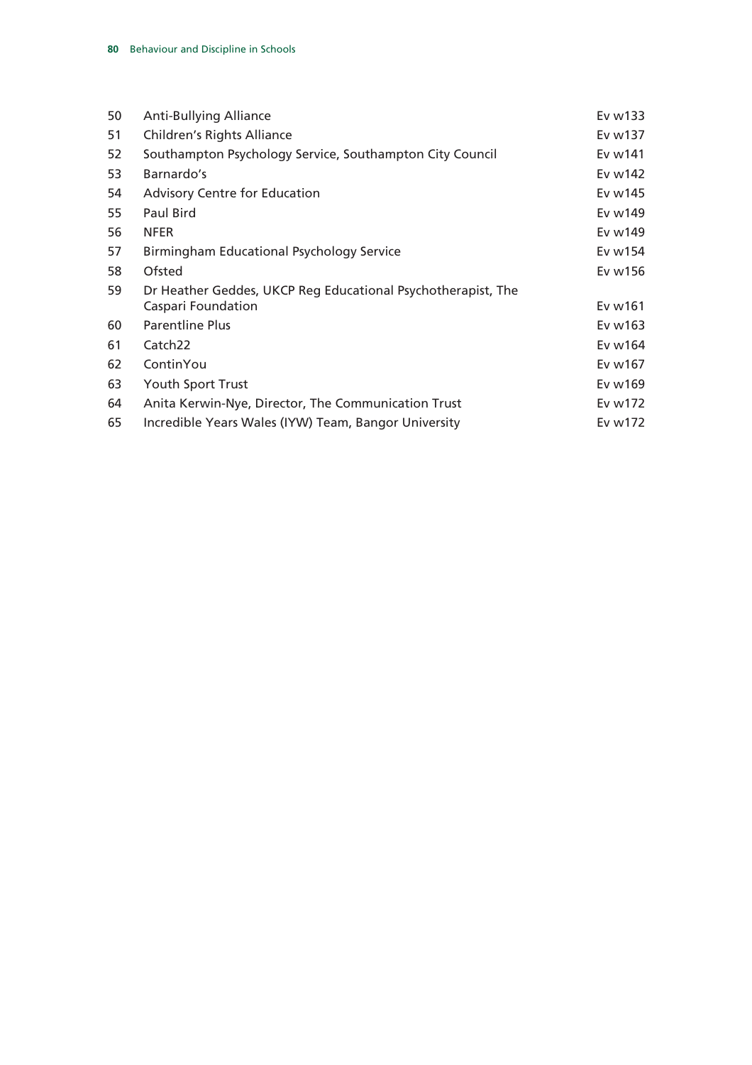| | | |
|---|---|---|
| 50 | Anti-Bullying Alliance | Ev w133 |
| 51 | Children's Rights Alliance | Ev w137 |
| 52 | Southampton Psychology Service, Southampton City Council | Ev w141 |
| 53 | Barnardo's | Ev w142 |
| 54 | Advisory Centre for Education | Ev w145 |
| 55 | Paul Bird | Ev w149 |
| 56 | NFER | Ev w149 |
| 57 | Birmingham Educational Psychology Service | Ev w154 |
| 58 | Ofsted | Ev w156 |
| 59 | Dr Heather Geddes, UKCP Reg Educational Psychotherapist, The Caspari Foundation | Ev w161 |
| 60 | Parentline Plus | Ev w163 |
| 61 | Catch22 | Ev w164 |
| 62 | ContinYou | Ev w167 |
| 63 | Youth Sport Trust | Ev w169 |
| 64 | Anita Kerwin-Nye, Director, The Communication Trust | Ev w172 |
| 65 | Incredible Years Wales (IYW) Team, Bangor University | Ev w172 |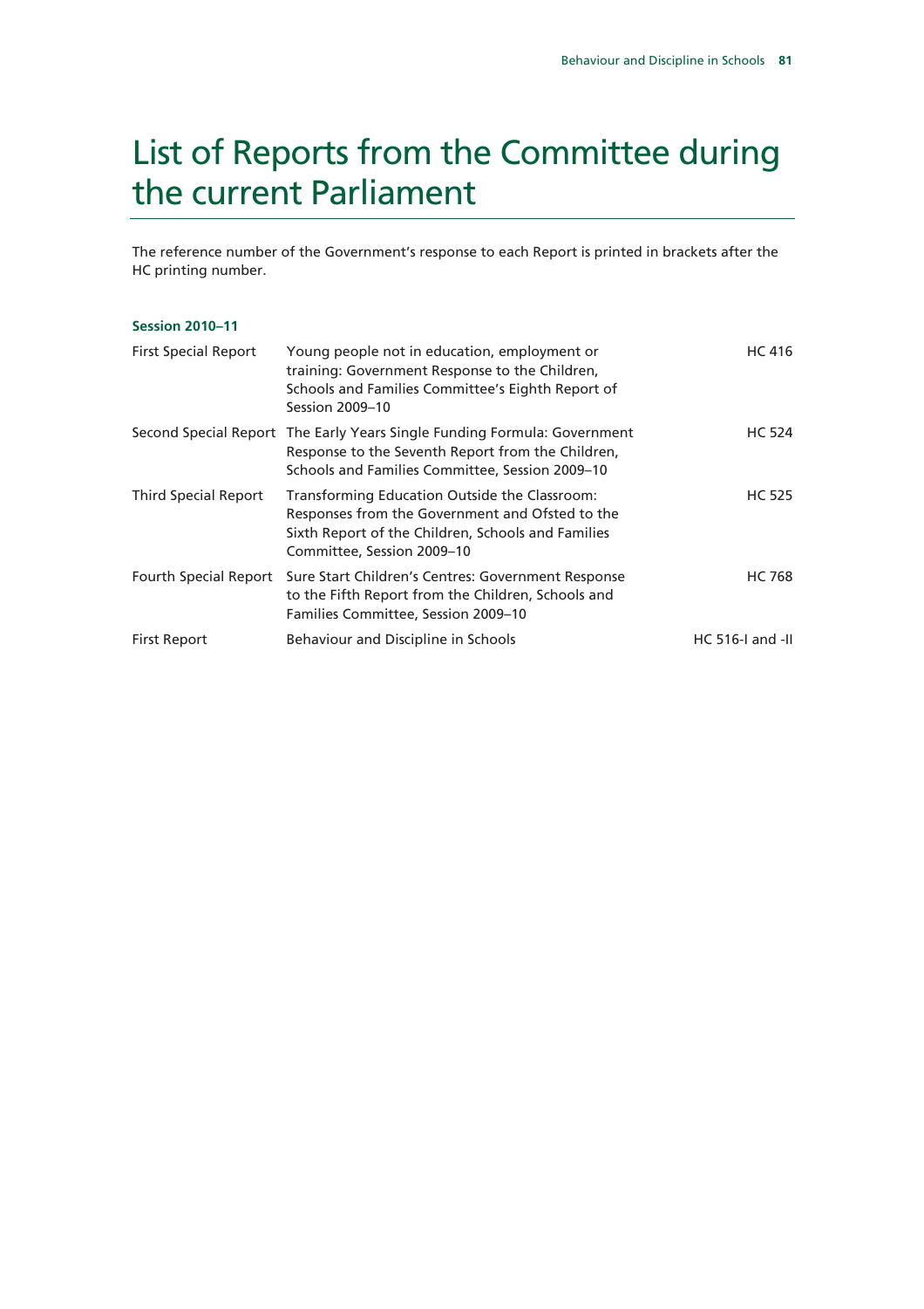# List of Reports from the Committee during the current Parliament

The reference number of the Government's response to each Report is printed in brackets after the HC printing number.

**Session 2010–11**

| | | |
|---|---|---|
| First Special Report | Young people not in education, employment or training: Government Response to the Children, Schools and Families Committee's Eighth Report of Session 2009–10 | HC 416 |
| Second Special Report | The Early Years Single Funding Formula: Government Response to the Seventh Report from the Children, Schools and Families Committee, Session 2009–10 | HC 524 |
| Third Special Report | Transforming Education Outside the Classroom: Responses from the Government and Ofsted to the Sixth Report of the Children, Schools and Families Committee, Session 2009–10 | HC 525 |
| Fourth Special Report | Sure Start Children's Centres: Government Response to the Fifth Report from the Children, Schools and Families Committee, Session 2009–10 | HC 768 |
| First Report | Behaviour and Discipline in Schools | HC 516-I and -II |